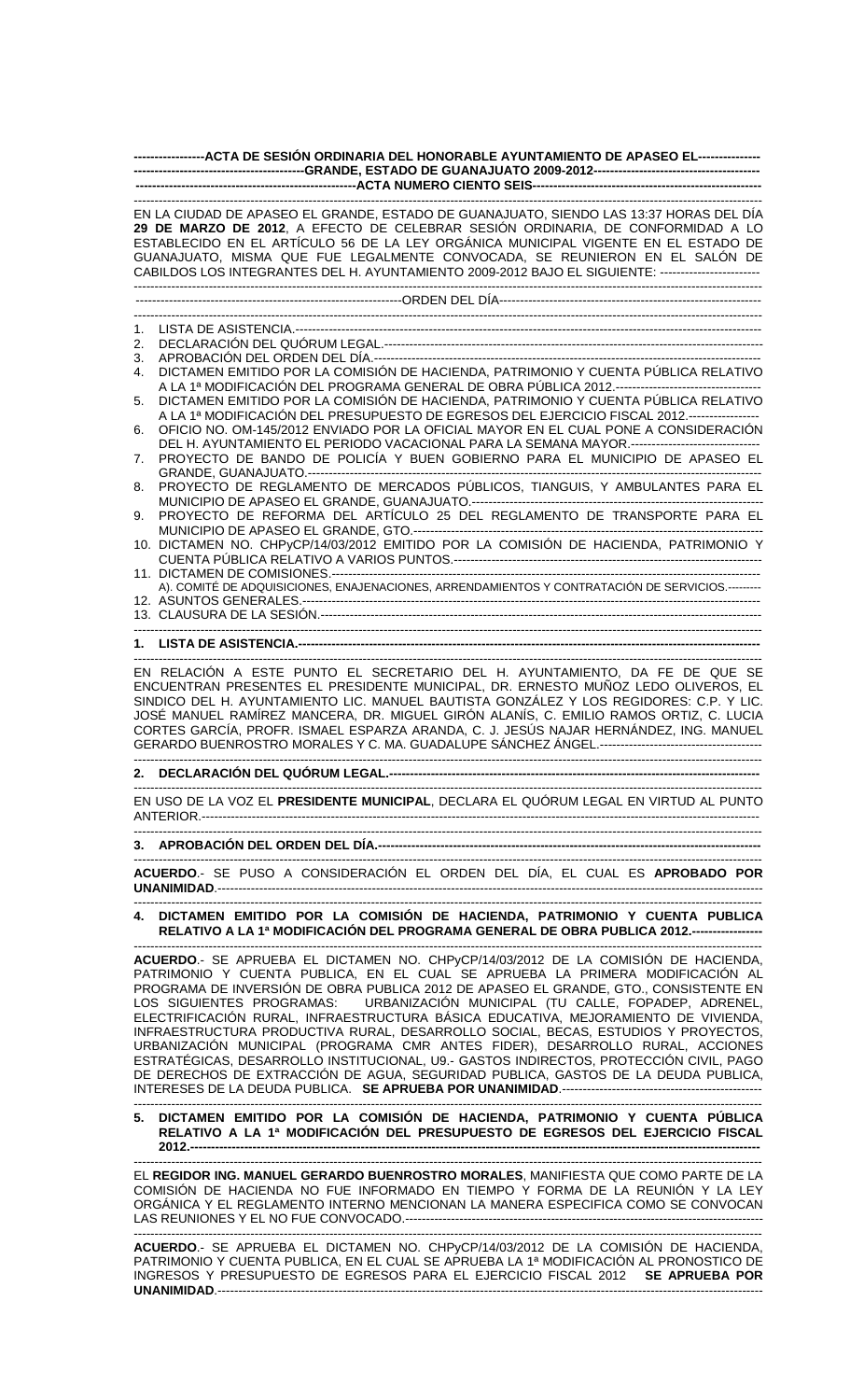**ACTA DE SESIÓN ORDINARIA DEL HONORABLE AYUNTAMIENTO DE APASEO EL GRANDE, ESTADO DE GUANAJUATO 2009-2012**

**ACTA NUMERO CIENTO SEIS**

EN LA CIUDAD DE APASEO EL GRANDE, ESTADO DE GUANAJUATO, SIENDO LAS 13:37 HORAS DEL DÍA **29 DE MARZO DE 2012**, A EFECTO DE CELEBRAR SESIÓN ORDINARIA, DE CONFORMIDAD A LO ESTABLECIDO EN EL ARTÍCULO 56 DE LA LEY ORGÁNICA MUNICIPAL VIGENTE EN EL ESTADO DE GUANAJUATO, MISMA QUE FUE LEGALMENTE CONVOCADA, SE REUNIERON EN EL SALÓN DE CABILDOS LOS INTEGRANTES DEL H. AYUNTAMIENTO 2009-2012 BAJO EL SIGUIENTE: ----------------------------

ORDEN DEL DÍA

1. LISTA DE ASISTENCIA.
2. DECLARACIÓN DEL QUÓRUM LEGAL.
3. APROBACIÓN DEL ORDEN DEL DÍA.
4. DICTAMEN EMITIDO POR LA COMISIÓN DE HACIENDA, PATRIMONIO Y CUENTA PÚBLICA RELATIVO A LA 1ª MODIFICACIÓN DEL PROGRAMA GENERAL DE OBRA PÚBLICA 2012.
5. DICTAMEN EMITIDO POR LA COMISIÓN DE HACIENDA, PATRIMONIO Y CUENTA PÚBLICA RELATIVO A LA 1ª MODIFICACIÓN DEL PRESUPUESTO DE EGRESOS DEL EJERCICIO FISCAL 2012.
6. OFICIO NO. OM-145/2012 ENVIADO POR LA OFICIAL MAYOR EN EL CUAL PONE A CONSIDERACIÓN DEL H. AYUNTAMIENTO EL PERIODO VACACIONAL PARA LA SEMANA MAYOR.
7. PROYECTO DE BANDO DE POLICÍA Y BUEN GOBIERNO PARA EL MUNICIPIO DE APASEO EL GRANDE, GUANAJUATO.
8. PROYECTO DE REGLAMENTO DE MERCADOS PÚBLICOS, TIANGUIS, Y AMBULANTES PARA EL MUNICIPIO DE APASEO EL GRANDE, GUANAJUATO.
9. PROYECTO DE REFORMA DEL ARTÍCULO 25 DEL REGLAMENTO DE TRANSPORTE PARA EL MUNICIPIO DE APASEO EL GRANDE, GTO.
10. DICTAMEN NO. CHPyCP/14/03/2012 EMITIDO POR LA COMISIÓN DE HACIENDA, PATRIMONIO Y CUENTA PÚBLICA RELATIVO A VARIOS PUNTOS.
11. DICTAMEN DE COMISIONES.
    A). COMITÉ DE ADQUISICIONES, ENAJENACIONES, ARRENDAMIENTOS Y CONTRATACIÓN DE SERVICIOS.
12. ASUNTOS GENERALES.
13. CLAUSURA DE LA SESIÓN.

**1. LISTA DE ASISTENCIA.**

EN RELACIÓN A ESTE PUNTO EL SECRETARIO DEL H. AYUNTAMIENTO, DA FE DE QUE SE ENCUENTRAN PRESENTES EL PRESIDENTE MUNICIPAL, DR. ERNESTO MUÑOZ LEDO OLIVEROS, EL SINDICO DEL H. AYUNTAMIENTO LIC. MANUEL BAUTISTA GONZÁLEZ Y LOS REGIDORES: C.P. Y LIC. JOSÉ MANUEL RAMÍREZ MANCERA, DR. MIGUEL GIRÓN ALANÍS, C. EMILIO RAMOS ORTIZ, C. LUCIA CORTES GARCÍA, PROFR. ISMAEL ESPARZA ARANDA, C. J. JESÚS NAJAR HERNÁNDEZ, ING. MANUEL GERARDO BUENROSTRO MORALES Y C. MA. GUADALUPE SÁNCHEZ ÁNGEL.

**2. DECLARACIÓN DEL QUÓRUM LEGAL.**

EN USO DE LA VOZ EL **PRESIDENTE MUNICIPAL**, DECLARA EL QUÓRUM LEGAL EN VIRTUD AL PUNTO ANTERIOR.

**3. APROBACIÓN DEL ORDEN DEL DÍA.**

**ACUERDO**.- SE PUSO A CONSIDERACIÓN EL ORDEN DEL DÍA, EL CUAL ES **APROBADO POR UNANIMIDAD**.

**4. DICTAMEN EMITIDO POR LA COMISIÓN DE HACIENDA, PATRIMONIO Y CUENTA PUBLICA RELATIVO A LA 1ª MODIFICACIÓN DEL PROGRAMA GENERAL DE OBRA PUBLICA 2012.**

**ACUERDO**.- SE APRUEBA EL DICTAMEN NO. CHPyCP/14/03/2012 DE LA COMISIÓN DE HACIENDA, PATRIMONIO Y CUENTA PUBLICA, EN EL CUAL SE APRUEBA LA PRIMERA MODIFICACIÓN AL PROGRAMA DE INVERSIÓN DE OBRA PUBLICA 2012 DE APASEO EL GRANDE, GTO., CONSISTENTE EN LOS SIGUIENTES PROGRAMAS: URBANIZACIÓN MUNICIPAL (TU CALLE, FOPADEP, ADRENEL, ELECTRIFICACIÓN RURAL, INFRAESTRUCTURA BÁSICA EDUCATIVA, MEJORAMIENTO DE VIVIENDA, INFRAESTRUCTURA PRODUCTIVA RURAL, DESARROLLO SOCIAL, BECAS, ESTUDIOS Y PROYECTOS, URBANIZACIÓN MUNICIPAL (PROGRAMA CMR ANTES FIDER), DESARROLLO RURAL, ACCIONES ESTRATÉGICAS, DESARROLLO INSTITUCIONAL, U9.- GASTOS INDIRECTOS, PROTECCIÓN CIVIL, PAGO DE DERECHOS DE EXTRACCIÓN DE AGUA, SEGURIDAD PUBLICA, GASTOS DE LA DEUDA PUBLICA, INTERESES DE LA DEUDA PUBLICA. **SE APRUEBA POR UNANIMIDAD**.

**5. DICTAMEN EMITIDO POR LA COMISIÓN DE HACIENDA, PATRIMONIO Y CUENTA PÚBLICA RELATIVO A LA 1ª MODIFICACIÓN DEL PRESUPUESTO DE EGRESOS DEL EJERCICIO FISCAL 2012.**

EL **REGIDOR ING. MANUEL GERARDO BUENROSTRO MORALES**, MANIFIESTA QUE COMO PARTE DE LA COMISIÓN DE HACIENDA NO FUE INFORMADO EN TIEMPO Y FORMA DE LA REUNIÓN Y LA LEY ORGÁNICA Y EL REGLAMENTO INTERNO MENCIONAN LA MANERA ESPECIFICA COMO SE CONVOCAN LAS REUNIONES Y EL NO FUE CONVOCADO.

**ACUERDO**.- SE APRUEBA EL DICTAMEN NO. CHPyCP/14/03/2012 DE LA COMISIÓN DE HACIENDA, PATRIMONIO Y CUENTA PUBLICA, EN EL CUAL SE APRUEBA LA 1ª MODIFICACIÓN AL PRONOSTICO DE INGRESOS Y PRESUPUESTO DE EGRESOS PARA EL EJERCICIO FISCAL 2012 **SE APRUEBA POR UNANIMIDAD**.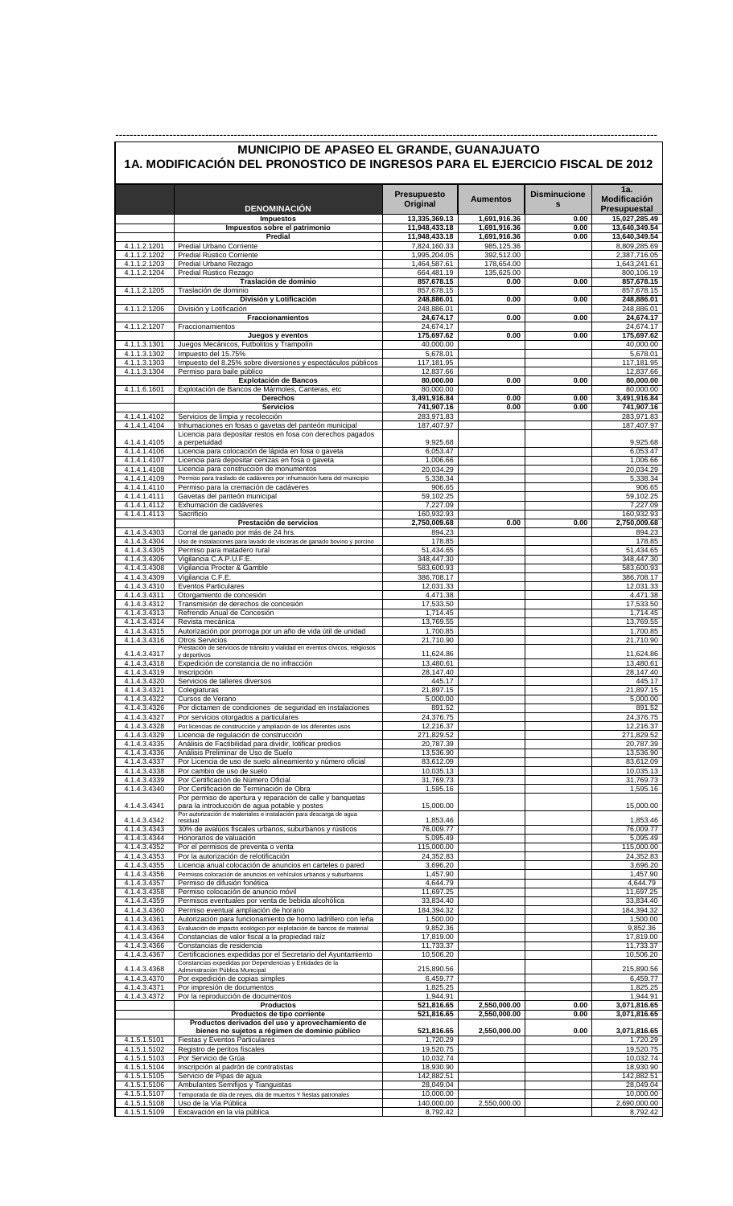# MUNICIPIO DE APASEO EL GRANDE, GUANAJUATO

## 1A. MODIFICACIÓN DEL PRONOSTICO DE INGRESOS PARA EL EJERCICIO FISCAL DE 2012

| | DENOMINACIÓN | Presupuesto Original | Aumentos | Disminuciones | 1a. Modificación Presupuestal |
|---|---|---|---|---|---|
| | **Impuestos** | **13,335,369.13** | **1,691,916.36** | **0.00** | **15,027,285.49** |
| | **Impuestos sobre el patrimonio** | **11,948,433.18** | **1,691,916.36** | **0.00** | **13,640,349.54** |
| | **Predial** | **11,948,433.18** | **1,691,916.36** | **0.00** | **13,640,349.54** |
| 4.1.1.2.1201 | Predial Urbano Corriente | 7,824,160.33 | 985,125.36 | | 8,809,285.69 |
| 4.1.1.2.1202 | Predial Rústico Corriente | 1,995,204.05 | 392,512.00 | | 2,387,716.05 |
| 4.1.1.2.1203 | Predial Urbano Rezago | 1,464,587.61 | 178,654.00 | | 1,643,241.61 |
| 4.1.1.2.1204 | Predial Rústico Rezago | 664,481.19 | 135,625.00 | | 800,106.19 |
| | **Traslación de dominio** | **857,678.15** | **0.00** | **0.00** | **857,678.15** |
| 4.1.1.2.1205 | Traslación de dominio | 857,678.15 | | | 857,678.15 |
| | **División y Lotificación** | **248,886.01** | **0.00** | **0.00** | **248,886.01** |
| 4.1.1.2.1206 | División y Lotificación | 248,886.01 | | | 248,886.01 |
| | **Fraccionamientos** | **24,674.17** | **0.00** | **0.00** | **24,674.17** |
| 4.1.1.2.1207 | Fraccionamientos | 24,674.17 | | | 24,674.17 |
| | **Juegos y eventos** | **175,697.62** | **0.00** | **0.00** | **175,697.62** |
| 4.1.1.3.1301 | Juegos Mecánicos, Futbolitos y Trampolín | 40,000.00 | | | 40,000.00 |
| 4.1.1.3.1302 | Impuesto del 15.75% | 5,678.01 | | | 5,678.01 |
| 4.1.1.3.1303 | Impuesto del 8.25% sobre diversiones y espectáculos públicos | 117,181.95 | | | 117,181.95 |
| 4.1.1.3.1304 | Permiso para baile público | 12,837.66 | | | 12,837.66 |
| | **Explotación de Bancos** | **80,000.00** | **0.00** | **0.00** | **80,000.00** |
| 4.1.1.6.1601 | Explotación de Bancos de Mármoles, Canteras, etc | 80,000.00 | | | 80,000.00 |
| | **Derechos** | **3,491,916.84** | **0.00** | **0.00** | **3,491,916.84** |
| | **Servicios** | **741,907.16** | **0.00** | **0.00** | **741,907.16** |
| 4.1.4.1.4102 | Servicios de limpia y recolección | 283,971.83 | | | 283,971.83 |
| 4.1.4.1.4104 | Inhumaciones en fosas o gavetas del panteón municipal | 187,407.97 | | | 187,407.97 |
| 4.1.4.1.4105 | Licencia para depositar restos en fosa con derechos pagados a perpetuidad | 9,925.68 | | | 9,925.68 |
| 4.1.4.1.4106 | Licencia para colocación de lápida en fosa o gaveta | 6,053.47 | | | 6,053.47 |
| 4.1.4.1.4107 | Licencia para depositar cenizas en fosa o gaveta | 1,006.66 | | | 1,006.66 |
| 4.1.4.1.4108 | Licencia para construcción de monumentos | 20,034.29 | | | 20,034.29 |
| 4.1.4.1.4109 | Permiso para traslado de cadáveres por inhumación fuera del municipio | 5,338.34 | | | 5,338.34 |
| 4.1.4.1.4110 | Permiso para la cremación de cadáveres | 906.65 | | | 906.65 |
| 4.1.4.1.4111 | Gavetas del panteón municipal | 59,102.25 | | | 59,102.25 |
| 4.1.4.1.4112 | Exhumación de cadáveres | 7,227.09 | | | 7,227.09 |
| 4.1.4.1.4113 | Sacrificio | 160,932.93 | | | 160,932.93 |
| | **Prestación de servicios** | **2,750,009.68** | **0.00** | **0.00** | **2,750,009.68** |
| 4.1.4.3.4303 | Corral de ganado por más de 24 hrs. | 894.23 | | | 894.23 |
| 4.1.4.3.4304 | Uso de instalaciones para lavado de vísceras de ganado bovino y porcino | 178.85 | | | 178.85 |
| 4.1.4.3.4305 | Permiso para matadero rural | 51,434.65 | | | 51,434.65 |
| 4.1.4.3.4306 | Vigilancia C.A.P.U.F.E. | 348,447.30 | | | 348,447.30 |
| 4.1.4.3.4308 | Vigilancia Procter & Gamble | 583,600.93 | | | 583,600.93 |
| 4.1.4.3.4309 | Vigilancia C.F.E. | 386,708.17 | | | 386,708.17 |
| 4.1.4.3.4310 | Eventos Particulares | 12,031.33 | | | 12,031.33 |
| 4.1.4.3.4311 | Otorgamiento de concesión | 4,471.38 | | | 4,471.38 |
| 4.1.4.3.4312 | Transmisión de derechos de concesión | 17,533.50 | | | 17,533.50 |
| 4.1.4.3.4313 | Refrendo Anual de Concesión | 1,714.45 | | | 1,714.45 |
| 4.1.4.3.4314 | Revista mecánica | 13,769.55 | | | 13,769.55 |
| 4.1.4.3.4315 | Autorización por prorroga por un año de vida útil de unidad | 1,700.85 | | | 1,700.85 |
| 4.1.4.3.4316 | Otros Servicios | 21,710.90 | | | 21,710.90 |
| 4.1.4.3.4317 | Prestación de servicios de tránsito y vialidad en eventos cívicos, religiosos y deportivos | 11,624.86 | | | 11,624.86 |
| 4.1.4.3.4318 | Expedición de constancia de no infracción | 13,480.61 | | | 13,480.61 |
| 4.1.4.3.4319 | Inscripción | 28,147.40 | | | 28,147.40 |
| 4.1.4.3.4320 | Servicios de talleres diversos | 445.17 | | | 445.17 |
| 4.1.4.3.4321 | Colegiaturas | 21,897.15 | | | 21,897.15 |
| 4.1.4.3.4322 | Cursos de Verano | 5,000.00 | | | 5,000.00 |
| 4.1.4.3.4326 | Por dictamen de condiciones de seguridad en instalaciones | 891.52 | | | 891.52 |
| 4.1.4.3.4327 | Por servicios otorgados a particulares | 24,376.75 | | | 24,376.75 |
| 4.1.4.3.4328 | Por licencias de construcción y ampliación de los diferentes usos | 12,216.37 | | | 12,216.37 |
| 4.1.4.3.4329 | Licencia de regulación de construcción | 271,829.52 | | | 271,829.52 |
| 4.1.4.3.4335 | Análisis de Factibilidad para dividir, lotificar predios | 20,787.39 | | | 20,787.39 |
| 4.1.4.3.4336 | Análisis Preliminar de Uso de Suelo | 13,536.90 | | | 13,536.90 |
| 4.1.4.3.4337 | Por Licencia de uso de suelo alineamiento y número oficial | 83,612.09 | | | 83,612.09 |
| 4.1.4.3.4338 | Por cambio de uso de suelo | 10,035.13 | | | 10,035.13 |
| 4.1.4.3.4339 | Por Certificación de Número Oficial | 31,769.73 | | | 31,769.73 |
| 4.1.4.3.4340 | Por Certificación de Terminación de Obra | 1,595.16 | | | 1,595.16 |
| 4.1.4.3.4341 | Por permiso de apertura y reparación de calle y banquetas para la introducción de agua potable y postes | 15,000.00 | | | 15,000.00 |
| 4.1.4.3.4342 | Por autorización de materiales e instalación para descarga de agua residual | 1,853.46 | | | 1,853.46 |
| 4.1.4.3.4343 | 30% de avalúos fiscales urbanos, suburbanos y rústicos | 76,009.77 | | | 76,009.77 |
| 4.1.4.3.4344 | Honorarios de valuación | 5,095.49 | | | 5,095.49 |
| 4.1.4.3.4352 | Por el permisos de preventa o venta | 115,000.00 | | | 115,000.00 |
| 4.1.4.3.4353 | Por la autorización de relotificación | 24,352.83 | | | 24,352.83 |
| 4.1.4.3.4355 | Licencia anual colocación de anuncios en carteles o pared | 3,696.20 | | | 3,696.20 |
| 4.1.4.3.4356 | Permisos colocación de anuncios en vehículos urbanos y suburbanos | 1,457.90 | | | 1,457.90 |
| 4.1.4.3.4357 | Permiso de difusión fonética | 4,644.79 | | | 4,644.79 |
| 4.1.4.3.4358 | Permiso colocación de anuncio móvil | 11,697.25 | | | 11,697.25 |
| 4.1.4.3.4359 | Permisos eventuales por venta de bebida alcohólica | 33,834.40 | | | 33,834.40 |
| 4.1.4.3.4360 | Permiso eventual ampliación de horario | 184,394.32 | | | 184,394.32 |
| 4.1.4.3.4361 | Autorización para funcionamiento de horno ladrillero con leña | 1,500.00 | | | 1,500.00 |
| 4.1.4.3.4363 | Evaluación de impacto ecológico por explotación de bancos de material | 9,852.36 | | | 9,852.36 |
| 4.1.4.3.4364 | Constancias de valor fiscal a la propiedad raíz | 17,819.00 | | | 17,819.00 |
| 4.1.4.3.4366 | Constancias de residencia | 11,733.37 | | | 11,733.37 |
| 4.1.4.3.4367 | Certificaciones expedidas por el Secretario del Ayuntamiento | 10,506.20 | | | 10,506.20 |
| 4.1.4.3.4368 | Constancias expedidas por Dependencias y Entidades de la Administración Pública Municipal | 215,890.56 | | | 215,890.56 |
| 4.1.4.3.4370 | Por expedición de copias simples | 6,459.77 | | | 6,459.77 |
| 4.1.4.3.4371 | Por impresión de documentos | 1,825.25 | | | 1,825.25 |
| 4.1.4.3.4372 | Por la reproducción de documentos | 1,944.91 | | | 1,944.91 |
| | **Productos** | **521,816.65** | **2,550,000.00** | **0.00** | **3,071,816.65** |
| | **Productos de tipo corriente** | **521,816.65** | **2,550,000.00** | **0.00** | **3,071,816.65** |
| | **Productos derivados del uso y aprovechamiento de bienes no sujetos a régimen de dominio público** | **521,816.65** | **2,550,000.00** | **0.00** | **3,071,816.65** |
| 4.1.5.1.5101 | Fiestas y Eventos Particulares | 1,720.29 | | | 1,720.29 |
| 4.1.5.1.5102 | Registro de peritos fiscales | 19,520.75 | | | 19,520.75 |
| 4.1.5.1.5103 | Por Servicio de Grúa | 10,032.74 | | | 10,032.74 |
| 4.1.5.1.5104 | Inscripción al padrón de contratistas | 18,930.90 | | | 18,930.90 |
| 4.1.5.1.5105 | Servicio de Pipas de agua | 142,882.51 | | | 142,882.51 |
| 4.1.5.1.5106 | Ambulantes Semifijos y Tianguistas | 28,049.04 | | | 28,049.04 |
| 4.1.5.1.5107 | Temporada de día de reyes, día de muertos Y fiestas patronales | 10,000.00 | | | 10,000.00 |
| 4.1.5.1.5108 | Uso de la Vía Pública | 140,000.00 | 2,550,000.00 | | 2,690,000.00 |
| 4.1.5.1.5109 | Excavación en la vía pública | 8,792.42 | | | 8,792.42 |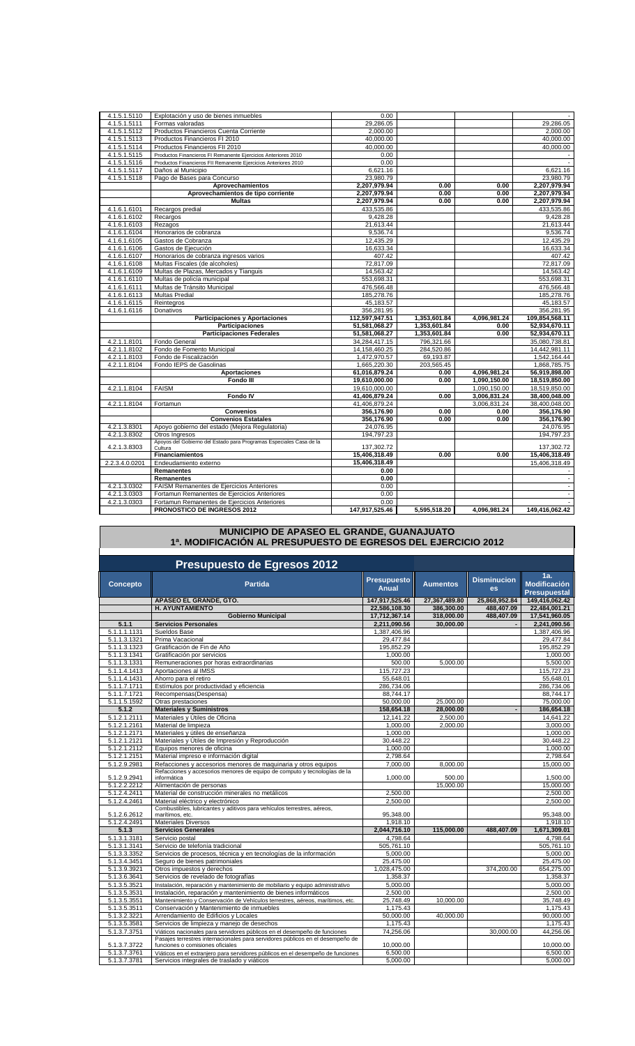| | | | | | |
|---|---|---|---|---|---|
| 4.1.5.1.5110 | Explotación y uso de bienes inmuebles | 0.00 | | | - |
| 4.1.5.1.5111 | Formas valoradas | 29,286.05 | | | 29,286.05 |
| 4.1.5.1.5112 | Productos Financieros Cuenta Corriente | 2,000.00 | | | 2,000.00 |
| 4.1.5.1.5113 | Productos Financieros FI 2010 | 40,000.00 | | | 40,000.00 |
| 4.1.5.1.5114 | Productos Financieros FII 2010 | 40,000.00 | | | 40,000.00 |
| 4.1.5.1.5115 | Productos Financieros FI Remanente Ejercicios Anteriores 2010 | 0.00 | | | - |
| 4.1.5.1.5116 | Productos Financieros FII Remanente Ejercicios Anteriores 2010 | 0.00 | | | - |
| 4.1.5.1.5117 | Daños al Municipio | 6,621.16 | | | 6,621.16 |
| 4.1.5.1.5118 | Pago de Bases para Concurso | 23,980.79 | | | 23,980.79 |
| | **Aprovechamientos** | **2,207,979.94** | **0.00** | **0.00** | **2,207,979.94** |
| | **Aprovechamientos de tipo corriente** | **2,207,979.94** | **0.00** | **0.00** | **2,207,979.94** |
| | **Multas** | **2,207,979.94** | **0.00** | **0.00** | **2,207,979.94** |
| 4.1.6.1.6101 | Recargos predial | 433,535.86 | | | 433,535.86 |
| 4.1.6.1.6102 | Recargos | 9,428.28 | | | 9,428.28 |
| 4.1.6.1.6103 | Rezagos | 21,613.44 | | | 21,613.44 |
| 4.1.6.1.6104 | Honorarios de cobranza | 9,536.74 | | | 9,536.74 |
| 4.1.6.1.6105 | Gastos de Cobranza | 12,435.29 | | | 12,435.29 |
| 4.1.6.1.6106 | Gastos de Ejecución | 16,633.34 | | | 16,633.34 |
| 4.1.6.1.6107 | Honorarios de cobranza ingresos varios | 407.42 | | | 407.42 |
| 4.1.6.1.6108 | Multas Fiscales (de alcoholes) | 72,817.09 | | | 72,817.09 |
| 4.1.6.1.6109 | Multas de Plazas, Mercados y Tianguis | 14,563.42 | | | 14,563.42 |
| 4.1.6.1.6110 | Multas de policía municipal | 553,698.31 | | | 553,698.31 |
| 4.1.6.1.6111 | Multas de Tránsito Municipal | 476,566.48 | | | 476,566.48 |
| 4.1.6.1.6113 | Multas Predial | 185,278.76 | | | 185,278.76 |
| 4.1.6.1.6115 | Reintegros | 45,183.57 | | | 45,183.57 |
| 4.1.6.1.6116 | Donativos | 356,281.95 | | | 356,281.95 |
| | **Participaciones y Aportaciones** | **112,597,947.51** | **1,353,601.84** | **4,096,981.24** | **109,854,568.11** |
| | **Participaciones** | **51,581,068.27** | **1,353,601.84** | **0.00** | **52,934,670.11** |
| | **Participaciones Federales** | **51,581,068.27** | **1,353,601.84** | **0.00** | **52,934,670.11** |
| 4.2.1.1.8101 | Fondo General | 34,284,417.15 | 796,321.66 | | 35,080,738.81 |
| 4.2.1.1.8102 | Fondo de Fomento Municipal | 14,158,460.25 | 284,520.86 | | 14,442,981.11 |
| 4.2.1.1.8103 | Fondo de Fiscalización | 1,472,970.57 | 69,193.87 | | 1,542,164.44 |
| 4.2.1.1.8104 | Fondo IEPS de Gasolinas | 1,665,220.30 | 203,565.45 | | 1,868,785.75 |
| | **Aportaciones** | **61,016,879.24** | **0.00** | **4,096,981.24** | **56,919,898.00** |
| | **Fondo III** | **19,610,000.00** | **0.00** | **1,090,150.00** | **18,519,850.00** |
| 4.2.1.1.8104 | FAISM | 19,610,000.00 | | 1,090,150.00 | 18,519,850.00 |
| | **Fondo IV** | **41,406,879.24** | **0.00** | **3,006,831.24** | **38,400,048.00** |
| 4.2.1.1.8104 | Fortamun | 41,406,879.24 | | 3,006,831.24 | 38,400,048.00 |
| | **Convenios** | **356,176.90** | **0.00** | **0.00** | **356,176.90** |
| | **Convenios Estatales** | **356,176.90** | **0.00** | **0.00** | **356,176.90** |
| 4.2.1.3.8301 | Apoyo gobierno del estado (Mejora Regulatoria) | 24,076.95 | | | 24,076.95 |
| 4.2.1.3.8302 | Otros Ingresos | 194,797.23 | | | 194,797.23 |
| 4.2.1.3.8303 | Apoyos del Gobierno del Estado para Programas Especiales Casa de la Cultura | 137,302.72 | | | 137,302.72 |
| | **Financiamientos** | **15,406,318.49** | **0.00** | **0.00** | **15,406,318.49** |
| 2.2.3.4.0.0201 | Endeudamiento externo | 15,406,318.49 | | | 15,406,318.49 |
| | **Remanentes** | **0.00** | | | - |
| | **Remanentes** | **0.00** | | | - |
| 4.2.1.3.0302 | FAISM Remanentes de Ejercicios Anteriores | 0.00 | | | - |
| 4.2.1.3.0303 | Fortamun Remanentes de Ejercicios Anteriores | 0.00 | | | - |
| 4.2.1.3.0303 | Fortamun Remanentes de Ejercicios Anteriores | 0.00 | | | - |
| | **PRONOSTICO DE INGRESOS 2012** | **147,917,525.46** | **5,595,518.20** | **4,096,981.24** | **149,416,062.42** |

## MUNICIPIO DE APASEO EL GRANDE, GUANAJUATO
## 1ª. MODIFICACIÓN AL PRESUPUESTO DE EGRESOS DEL EJERCICIO 2012

### Presupuesto de Egresos 2012

| Concepto | Partida | Presupuesto Anual | Aumentos | Disminuciones | 1a. Modificación Presupuestal |
|---|---|---|---|---|---|
| | **APASEO EL GRANDE, GTO.** | **147,917,525.46** | **27,367,489.80** | **25,868,952.84** | **149,416,062.42** |
| | **H. AYUNTAMIENTO** | **22,586,108.30** | **386,300.00** | **488,407.09** | **22,484,001.21** |
| | **Gobierno Municipal** | **17,712,367.14** | **318,000.00** | **488,407.09** | **17,541,960.05** |
| **5.1.1** | **Servicios Personales** | **2,211,090.56** | **30,000.00** | **-** | **2,241,090.56** |
| 5.1.1.1.1131 | Sueldos Base | 1,387,406.96 | | | 1,387,406.96 |
| 5.1.1.3.1321 | Prima Vacacional | 29,477.84 | | | 29,477.84 |
| 5.1.1.3.1323 | Gratificación de Fin de Año | 195,852.29 | | | 195,852.29 |
| 5.1.1.3.1341 | Gratificación por servicios | 1,000.00 | | | 1,000.00 |
| 5.1.1.3.1331 | Remuneraciones por horas extraordinarias | 500.00 | 5,000.00 | | 5,500.00 |
| 5.1.1.4.1413 | Aportaciones al IMSS | 115,727.23 | | | 115,727.23 |
| 5.1.1.4.1431 | Ahorro para el retiro | 55,648.01 | | | 55,648.01 |
| 5.1.1.7.1711 | Estímulos por productividad y eficiencia | 286,734.06 | | | 286,734.06 |
| 5.1.1.7.1721 | Recompensas(Despensa) | 88,744.17 | | | 88,744.17 |
| 5.1.1.5.1592 | Otras prestaciones | 50,000.00 | 25,000.00 | | 75,000.00 |
| **5.1.2** | **Materiales y Suministros** | **158,654.18** | **28,000.00** | **-** | **186,654.18** |
| 5.1.2.1.2111 | Materiales y Útiles de Oficina | 12,141.22 | 2,500.00 | | 14,641.22 |
| 5.1.2.1.2161 | Material de limpieza | 1,000.00 | 2,000.00 | | 3,000.00 |
| 5.1.2.1.2171 | Materiales y útiles de enseñanza | 1,000.00 | | | 1,000.00 |
| 5.1.2.1.2121 | Materiales y Útiles de Impresión y Reproducción | 30,448.22 | | | 30,448.22 |
| 5.1.2.1.2112 | Equipos menores de oficina | 1,000.00 | | | 1,000.00 |
| 5.1.2.1.2151 | Material impreso e información digital | 2,798.64 | | | 2,798.64 |
| 5.1.2.9.2981 | Refacciones y accesorios menores de maquinaria y otros equipos | 7,000.00 | 8,000.00 | | 15,000.00 |
| 5.1.2.9.2941 | Refacciones y accesorios menores de equipo de computo y tecnologías de la informática | 1,000.00 | 500.00 | | 1,500.00 |
| 5.1.2.2.2212 | Alimentación de personas | | 15,000.00 | | 15,000.00 |
| 5.1.2.4.2411 | Material de construcción minerales no metálicos | 2,500.00 | | | 2,500.00 |
| 5.1.2.4.2461 | Material eléctrico y electrónico | 2,500.00 | | | 2,500.00 |
| 5.1.2.6.2612 | Combustibles, lubricantes y aditivos para vehículos terrestres, aéreos, marítimos, etc. | 95,348.00 | | | 95,348.00 |
| 5.1.2.4.2491 | Materiales Diversos | 1,918.10 | | | 1,918.10 |
| **5.1.3** | **Servicios Generales** | **2,044,716.10** | **115,000.00** | **488,407.09** | **1,671,309.01** |
| 5.1.3.1.3181 | Servicio postal | 4,798.64 | | | 4,798.64 |
| 5.1.3.1.3141 | Servicio de telefonía tradicional | 505,761.10 | | | 505,761.10 |
| 5.1.3.3.3352 | Servicios de procesos, técnica y en tecnologías de la información | 5,000.00 | | | 5,000.00 |
| 5.1.3.4.3451 | Seguro de bienes patrimoniales | 25,475.00 | | | 25,475.00 |
| 5.1.3.9.3921 | Otros impuestos y derechos | 1,028,475.00 | | 374,200.00 | 654,275.00 |
| 5.1.3.6.3641 | Servicios de revelado de fotografías | 1,358.37 | | | 1,358.37 |
| 5.1.3.5.3521 | Instalación, reparación y mantenimiento de mobiliario y equipo administrativo | 5,000.00 | | | 5,000.00 |
| 5.1.3.5.3531 | Instalación, reparación y mantenimiento de bienes informáticos | 2,500.00 | | | 2,500.00 |
| 5.1.3.5.3551 | Mantenimiento y Conservación de Vehículos terrestres, aéreos, marítimos, etc. | 25,748.49 | 10,000.00 | | 35,748.49 |
| 5.1.3.5.3511 | Conservación y Mantenimiento de inmuebles | 1,175.43 | | | 1,175.43 |
| 5.1.3.2.3221 | Arrendamiento de Edificios y Locales | 50,000.00 | 40,000.00 | | 90,000.00 |
| 5.1.3.5.3581 | Servicios de limpieza y manejo de desechos | 1,175.43 | | | 1,175.43 |
| 5.1.3.7.3751 | Viáticos nacionales para servidores públicos en el desempeño de funciones | 74,256.06 | | 30,000.00 | 44,256.06 |
| 5.1.3.7.3722 | Pasajes terrestres internacionales para servidores públicos en el desempeño de funciones o comisiones oficiales | 10,000.00 | | | 10,000.00 |
| 5.1.3.7.3761 | Viáticos en el extranjero para servidores públicos en el desempeño de funciones | 6,500.00 | | | 6,500.00 |
| 5.1.3.7.3781 | Servicios integrales de traslado y viáticos | 5,000.00 | | | 5,000.00 |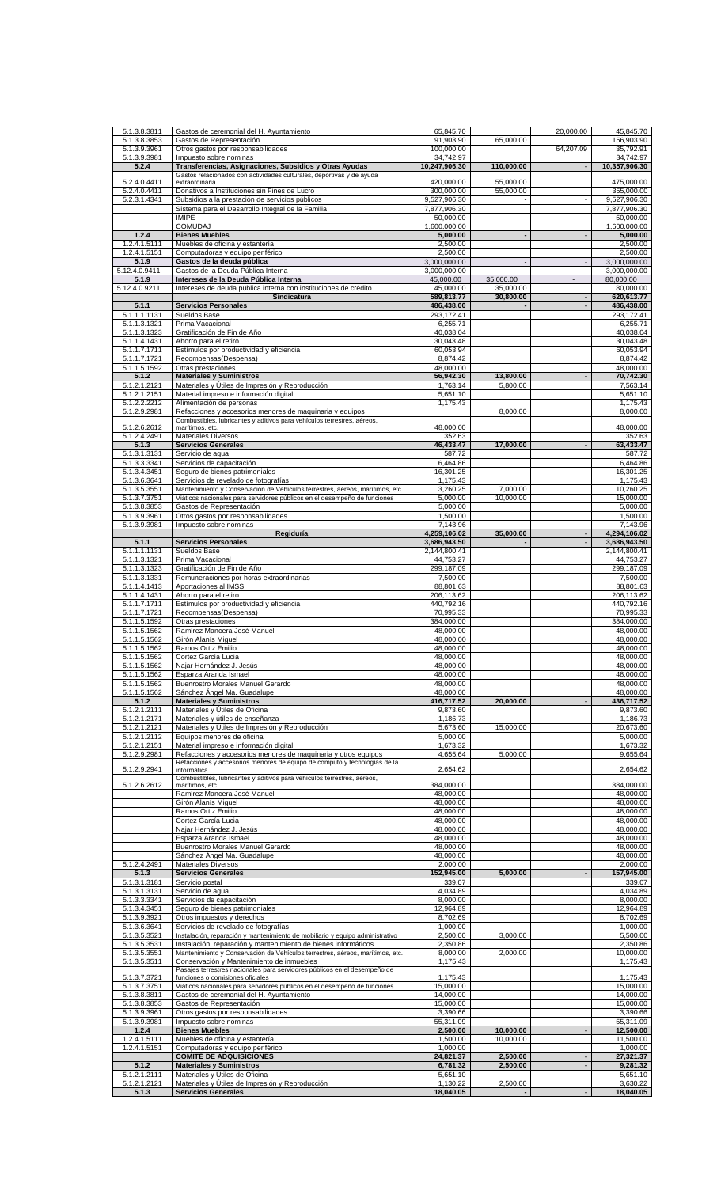| | | | | | |
|---|---|---|---|---|---|
| 5.1.3.8.3811 | Gastos de ceremonial del H. Ayuntamiento | 65,845.70 | | 20,000.00 | 45,845.70 |
| 5.1.3.8.3853 | Gastos de Representación | 91,903.90 | 65,000.00 | | 156,903.90 |
| 5.1.3.9.3961 | Otros gastos por responsabilidades | 100,000.00 | | 64,207.09 | 35,792.91 |
| 5.1.3.9.3981 | Impuesto sobre nominas | 34,742.97 | | | 34,742.97 |
| **5.2.4** | **Transferencias, Asignaciones, Subsidios y Otras Ayudas** | **10,247,906.30** | **110,000.00** | **-** | **10,357,906.30** |
| 5.2.4.0.4411 | Gastos relacionados con actividades culturales, deportivas y de ayuda extraordinaria | 420,000.00 | 55,000.00 | | 475,000.00 |
| 5.2.4.0.4411 | Donativos a Instituciones sin Fines de Lucro | 300,000.00 | 55,000.00 | | 355,000.00 |
| 5.2.3.1.4341 | Subsidios a la prestación de servicios públicos | 9,527,906.30 | - | - | 9,527,906.30 |
| | Sistema para el Desarrollo Integral de la Familia | 7,877,906.30 | | | 7,877,906.30 |
| | IMIPE | 50,000.00 | | | 50,000.00 |
| | COMUDAJ | 1,600,000.00 | | | 1,600,000.00 |
| **1.2.4** | **Bienes Muebles** | **5,000.00** | **-** | **-** | **5,000.00** |
| 1.2.4.1.5111 | Muebles de oficina y estantería | 2,500.00 | | | 2,500.00 |
| 1.2.4.1.5151 | Computadoras y equipo periférico | 2,500.00 | | | 2,500.00 |
| **5.1.9** | **Gastos de la deuda pública** | **3,000,000.00** | **-** | **-** | **3,000,000.00** |
| 5.12.4.0.9411 | Gastos de la Deuda Pública Interna | 3,000,000.00 | | | 3,000,000.00 |
| **5.1.9** | **Intereses de la Deuda Pública Interna** | **45,000.00** | **35,000.00** | **-** | **80,000.00** |
| 5.12.4.0.9211 | Intereses de deuda pública interna con instituciones de crédito | 45,000.00 | 35,000.00 | | 80,000.00 |
| | **Sindicatura** | **589,813.77** | **30,800.00** | **-** | **620,613.77** |
| **5.1.1** | **Servicios Personales** | **486,438.00** | **-** | **-** | **486,438.00** |
| 5.1.1.1.1131 | Sueldos Base | 293,172.41 | | | 293,172.41 |
| 5.1.1.3.1321 | Prima Vacacional | 6,255.71 | | | 6,255.71 |
| 5.1.1.3.1323 | Gratificación de Fin de Año | 40,038.04 | | | 40,038.04 |
| 5.1.1.4.1431 | Ahorro para el retiro | 30,043.48 | | | 30,043.48 |
| 5.1.1.7.1711 | Estímulos por productividad y eficiencia | 60,053.94 | | | 60,053.94 |
| 5.1.1.7.1721 | Recompensas(Despensa) | 8,874.42 | | | 8,874.42 |
| 5.1.1.5.1592 | Otras prestaciones | 48,000.00 | | | 48,000.00 |
| **5.1.2** | **Materiales y Suministros** | **56,942.30** | **13,800.00** | **-** | **70,742.30** |
| 5.1.2.1.2121 | Materiales y Útiles de Impresión y Reproducción | 1,763.14 | 5,800.00 | | 7,563.14 |
| 5.1.2.1.2151 | Material impreso e información digital | 5,651.10 | | | 5,651.10 |
| 5.1.2.2.2212 | Alimentación de personas | 1,175.43 | | | 1,175.43 |
| 5.1.2.9.2981 | Refacciones y accesorios menores de maquinaria y equipos | | 8,000.00 | | 8,000.00 |
| 5.1.2.6.2612 | Combustibles, lubricantes y aditivos para vehículos terrestres, aéreos, marítimos, etc. | 48,000.00 | | | 48,000.00 |
| 5.1.2.4.2491 | Materiales Diversos | 352.63 | | | 352.63 |
| **5.1.3** | **Servicios Generales** | **46,433.47** | **17,000.00** | **-** | **63,433.47** |
| 5.1.3.1.3131 | Servicio de agua | 587.72 | | | 587.72 |
| 5.1.3.3.3341 | Servicios de capacitación | 6,464.86 | | | 6,464.86 |
| 5.1.3.4.3451 | Seguro de bienes patrimoniales | 16,301.25 | | | 16,301.25 |
| 5.1.3.6.3641 | Servicios de revelado de fotografías | 1,175.43 | | | 1,175.43 |
| 5.1.3.5.3551 | Mantenimiento y Conservación de Vehículos terrestres, aéreos, marítimos, etc. | 3,260.25 | 7,000.00 | | 10,260.25 |
| 5.1.3.7.3751 | Viáticos nacionales para servidores públicos en el desempeño de funciones | 5,000.00 | 10,000.00 | | 15,000.00 |
| 5.1.3.8.3853 | Gastos de Representación | 5,000.00 | | | 5,000.00 |
| 5.1.3.9.3961 | Otros gastos por responsabilidades | 1,500.00 | | | 1,500.00 |
| 5.1.3.9.3981 | Impuesto sobre nominas | 7,143.96 | | | 7,143.96 |
| | **Regiduría** | **4,259,106.02** | **35,000.00** | **-** | **4,294,106.02** |
| **5.1.1** | **Servicios Personales** | **3,686,943.50** | **-** | **-** | **3,686,943.50** |
| 5.1.1.1.1131 | Sueldos Base | 2,144,800.41 | | | 2,144,800.41 |
| 5.1.1.3.1321 | Prima Vacacional | 44,753.27 | | | 44,753.27 |
| 5.1.1.3.1323 | Gratificación de Fin de Año | 299,187.09 | | | 299,187.09 |
| 5.1.1.3.1331 | Remuneraciones por horas extraordinarias | 7,500.00 | | | 7,500.00 |
| 5.1.1.4.1413 | Aportaciones al IMSS | 88,801.63 | | | 88,801.63 |
| 5.1.1.4.1431 | Ahorro para el retiro | 206,113.62 | | | 206,113.62 |
| 5.1.1.7.1711 | Estímulos por productividad y eficiencia | 440,792.16 | | | 440,792.16 |
| 5.1.1.7.1721 | Recompensas(Despensa) | 70,995.33 | | | 70,995.33 |
| 5.1.1.5.1592 | Otras prestaciones | 384,000.00 | | | 384,000.00 |
| 5.1.1.5.1562 | Ramírez Mancera José Manuel | 48,000.00 | | | 48,000.00 |
| 5.1.1.5.1562 | Girón Alanís Miguel | 48,000.00 | | | 48,000.00 |
| 5.1.1.5.1562 | Ramos Ortiz Emilio | 48,000.00 | | | 48,000.00 |
| 5.1.1.5.1562 | Cortez García Lucia | 48,000.00 | | | 48,000.00 |
| 5.1.1.5.1562 | Najar Hernández J. Jesús | 48,000.00 | | | 48,000.00 |
| 5.1.1.5.1562 | Esparza Aranda Ismael | 48,000.00 | | | 48,000.00 |
| 5.1.1.5.1562 | Buenrostro Morales Manuel Gerardo | 48,000.00 | | | 48,000.00 |
| 5.1.1.5.1562 | Sánchez Ángel Ma. Guadalupe | 48,000.00 | | | 48,000.00 |
| **5.1.2** | **Materiales y Suministros** | **416,717.52** | **20,000.00** | **-** | **436,717.52** |
| 5.1.2.1.2111 | Materiales y Útiles de Oficina | 9,873.60 | | | 9,873.60 |
| 5.1.2.1.2171 | Materiales y útiles de enseñanza | 1,186.73 | | | 1,186.73 |
| 5.1.2.1.2121 | Materiales y Útiles de Impresión y Reproducción | 5,673.60 | 15,000.00 | | 20,673.60 |
| 5.1.2.1.2112 | Equipos menores de oficina | 5,000.00 | | | 5,000.00 |
| 5.1.2.1.2151 | Material impreso e información digital | 1,673.32 | | | 1,673.32 |
| 5.1.2.9.2981 | Refacciones y accesorios menores de maquinaria y otros equipos | 4,655.64 | 5,000.00 | | 9,655.64 |
| 5.1.2.9.2941 | Refacciones y accesorios menores de equipo de computo y tecnologías de la informática | 2,654.62 | | | 2,654.62 |
| 5.1.2.6.2612 | Combustibles, lubricantes y aditivos para vehículos terrestres, aéreos, marítimos, etc. | 384,000.00 | | | 384,000.00 |
| | Ramírez Mancera José Manuel | 48,000.00 | | | 48,000.00 |
| | Girón Alanís Miguel | 48,000.00 | | | 48,000.00 |
| | Ramos Ortiz Emilio | 48,000.00 | | | 48,000.00 |
| | Cortez García Lucia | 48,000.00 | | | 48,000.00 |
| | Najar Hernández J. Jesús | 48,000.00 | | | 48,000.00 |
| | Esparza Aranda Ismael | 48,000.00 | | | 48,000.00 |
| | Buenrostro Morales Manuel Gerardo | 48,000.00 | | | 48,000.00 |
| | Sánchez Ángel Ma. Guadalupe | 48,000.00 | | | 48,000.00 |
| 5.1.2.4.2491 | Materiales Diversos | 2,000.00 | | | 2,000.00 |
| **5.1.3** | **Servicios Generales** | **152,945.00** | **5,000.00** | **-** | **157,945.00** |
| 5.1.3.1.3181 | Servicio postal | 339.07 | | | 339.07 |
| 5.1.3.1.3131 | Servicio de agua | 4,034.89 | | | 4,034.89 |
| 5.1.3.3.3341 | Servicios de capacitación | 8,000.00 | | | 8,000.00 |
| 5.1.3.4.3451 | Seguro de bienes patrimoniales | 12,964.89 | | | 12,964.89 |
| 5.1.3.9.3921 | Otros impuestos y derechos | 8,702.69 | | | 8,702.69 |
| 5.1.3.6.3641 | Servicios de revelado de fotografías | 1,000.00 | | | 1,000.00 |
| 5.1.3.5.3521 | Instalación, reparación y mantenimiento de mobiliario y equipo administrativo | 2,500.00 | 3,000.00 | | 5,500.00 |
| 5.1.3.5.3531 | Instalación, reparación y mantenimiento de bienes informáticos | 2,350.86 | | | 2,350.86 |
| 5.1.3.5.3551 | Mantenimiento y Conservación de Vehículos terrestres, aéreos, marítimos, etc. | 8,000.00 | 2,000.00 | | 10,000.00 |
| 5.1.3.5.3511 | Conservación y Mantenimiento de inmuebles | 1,175.43 | | | 1,175.43 |
| 5.1.3.7.3721 | Pasajes terrestres nacionales para servidores públicos en el desempeño de funciones o comisiones oficiales | 1,175.43 | | | 1,175.43 |
| 5.1.3.7.3751 | Viáticos nacionales para servidores públicos en el desempeño de funciones | 15,000.00 | | | 15,000.00 |
| 5.1.3.8.3811 | Gastos de ceremonial del H. Ayuntamiento | 14,000.00 | | | 14,000.00 |
| 5.1.3.8.3853 | Gastos de Representación | 15,000.00 | | | 15,000.00 |
| 5.1.3.9.3961 | Otros gastos por responsabilidades | 3,390.66 | | | 3,390.66 |
| 5.1.3.9.3981 | Impuesto sobre nominas | 55,311.09 | | | 55,311.09 |
| **1.2.4** | **Bienes Muebles** | **2,500.00** | **10,000.00** | **-** | **12,500.00** |
| 1.2.4.1.5111 | Muebles de oficina y estantería | 1,500.00 | 10,000.00 | | 11,500.00 |
| 1.2.4.1.5151 | Computadoras y equipo periférico | 1,000.00 | | | 1,000.00 |
| | **COMITÉ DE ADQUISICIONES** | **24,821.37** | **2,500.00** | **-** | **27,321.37** |
| **5.1.2** | **Materiales y Suministros** | **6,781.32** | **2,500.00** | **-** | **9,281.32** |
| 5.1.2.1.2111 | Materiales y Útiles de Oficina | 5,651.10 | | | 5,651.10 |
| 5.1.2.1.2121 | Materiales y Útiles de Impresión y Reproducción | 1,130.22 | 2,500.00 | | 3,630.22 |
| **5.1.3** | **Servicios Generales** | **18,040.05** | **-** | **-** | **18,040.05** |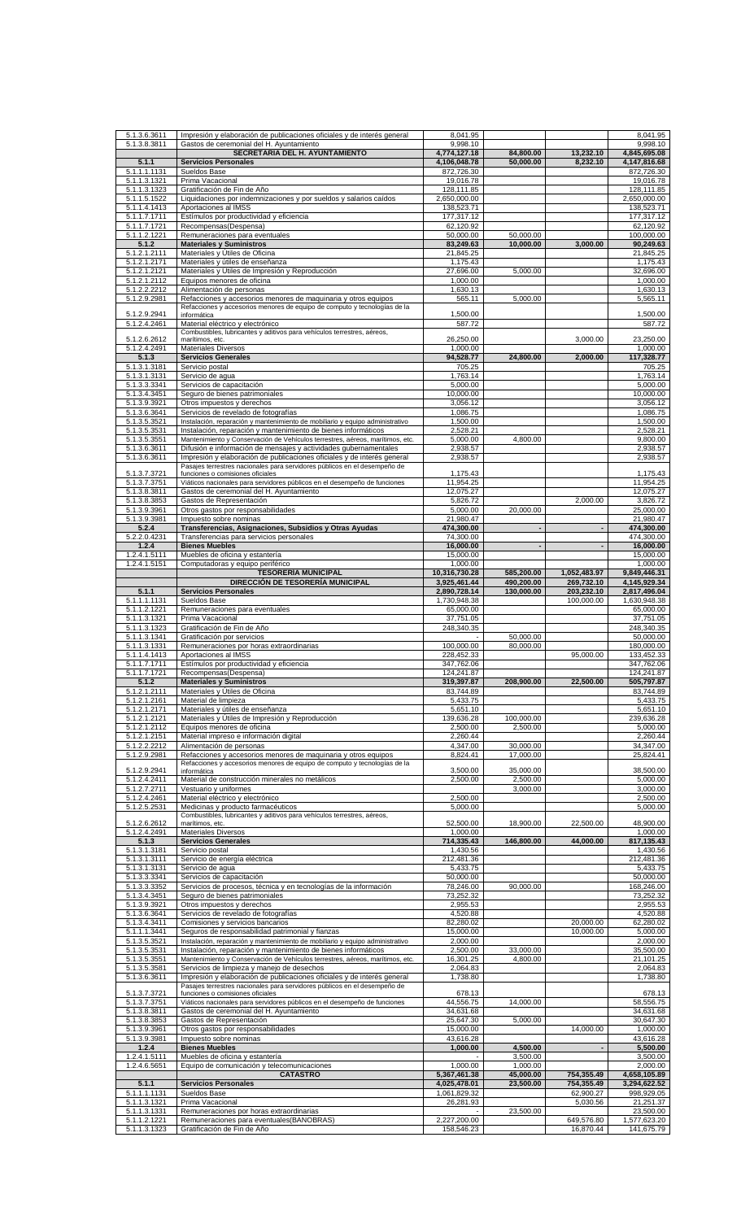| | | | | | |
|---|---|---|---|---|---|
| 5.1.3.6.3611 | Impresión y elaboración de publicaciones oficiales y de interés general | 8,041.95 | | | 8,041.95 |
| 5.1.3.8.3811 | Gastos de ceremonial del H. Ayuntamiento | 9,998.10 | | | 9,998.10 |
| | **SECRETARIA DEL H. AYUNTAMIENTO** | **4,774,127.18** | **84,800.00** | **13,232.10** | **4,845,695.08** |
| **5.1.1** | **Servicios Personales** | **4,106,048.78** | **50,000.00** | **8,232.10** | **4,147,816.68** |
| 5.1.1.1.1131 | Sueldos Base | 872,726.30 | | | 872,726.30 |
| 5.1.1.3.1321 | Prima Vacacional | 19,016.78 | | | 19,016.78 |
| 5.1.1.3.1323 | Gratificación de Fin de Año | 128,111.85 | | | 128,111.85 |
| 5.1.1.5.1522 | Liquidaciones por indemnizaciones y por sueldos y salarios caídos | 2,650,000.00 | | | 2,650,000.00 |
| 5.1.1.4.1413 | Aportaciones al IMSS | 138,523.71 | | | 138,523.71 |
| 5.1.1.7.1711 | Estímulos por productividad y eficiencia | 177,317.12 | | | 177,317.12 |
| 5.1.1.7.1721 | Recompensas(Despensa) | 62,120.92 | | | 62,120.92 |
| 5.1.1.2.1221 | Remuneraciones para eventuales | 50,000.00 | 50,000.00 | | 100,000.00 |
| **5.1.2** | **Materiales y Suministros** | **83,249.63** | **10,000.00** | **3,000.00** | **90,249.63** |
| 5.1.2.1.2111 | Materiales y Útiles de Oficina | 21,845.25 | | | 21,845.25 |
| 5.1.2.1.2171 | Materiales y útiles de enseñanza | 1,175.43 | | | 1,175.43 |
| 5.1.2.1.2121 | Materiales y Útiles de Impresión y Reproducción | 27,696.00 | 5,000.00 | | 32,696.00 |
| 5.1.2.1.2112 | Equipos menores de oficina | 1,000.00 | | | 1,000.00 |
| 5.1.2.2.2212 | Alimentación de personas | 1,630.13 | | | 1,630.13 |
| 5.1.2.9.2981 | Refacciones y accesorios menores de maquinaria y otros equipos | 565.11 | 5,000.00 | | 5,565.11 |
| 5.1.2.9.2941 | Refacciones y accesorios menores de equipo de computo y tecnologías de la informática | 1,500.00 | | | 1,500.00 |
| 5.1.2.4.2461 | Material eléctrico y electrónico | 587.72 | | | 587.72 |
| 5.1.2.6.2612 | Combustibles, lubricantes y aditivos para vehículos terrestres, aéreos, marítimos, etc. | 26,250.00 | | 3,000.00 | 23,250.00 |
| 5.1.2.4.2491 | Materiales Diversos | 1,000.00 | | | 1,000.00 |
| **5.1.3** | **Servicios Generales** | **94,528.77** | **24,800.00** | **2,000.00** | **117,328.77** |
| 5.1.3.1.3181 | Servicio postal | 705.25 | | | 705.25 |
| 5.1.3.1.3131 | Servicio de agua | 1,763.14 | | | 1,763.14 |
| 5.1.3.3.3341 | Servicios de capacitación | 5,000.00 | | | 5,000.00 |
| 5.1.3.4.3451 | Seguro de bienes patrimoniales | 10,000.00 | | | 10,000.00 |
| 5.1.3.9.3921 | Otros impuestos y derechos | 3,056.12 | | | 3,056.12 |
| 5.1.3.6.3641 | Servicios de revelado de fotografías | 1,086.75 | | | 1,086.75 |
| 5.1.3.5.3521 | Instalación, reparación y mantenimiento de mobiliario y equipo administrativo | 1,500.00 | | | 1,500.00 |
| 5.1.3.5.3531 | Instalación, reparación y mantenimiento de bienes informáticos | 2,528.21 | | | 2,528.21 |
| 5.1.3.5.3551 | Mantenimiento y Conservación de Vehículos terrestres, aéreos, marítimos, etc. | 5,000.00 | 4,800.00 | | 9,800.00 |
| 5.1.3.6.3611 | Difusión e información de mensajes y actividades gubernamentales | 2,938.57 | | | 2,938.57 |
| 5.1.3.6.3611 | Impresión y elaboración de publicaciones oficiales y de interés general | 2,938.57 | | | 2,938.57 |
| 5.1.3.7.3721 | Pasajes terrestres nacionales para servidores públicos en el desempeño de funciones o comisiones oficiales | 1,175.43 | | | 1,175.43 |
| 5.1.3.7.3751 | Viáticos nacionales para servidores públicos en el desempeño de funciones | 11,954.25 | | | 11,954.25 |
| 5.1.3.8.3811 | Gastos de ceremonial del H. Ayuntamiento | 12,075.27 | | | 12,075.27 |
| 5.1.3.8.3853 | Gastos de Representación | 5,826.72 | | 2,000.00 | 3,826.72 |
| 5.1.3.9.3961 | Otros gastos por responsabilidades | 5,000.00 | 20,000.00 | | 25,000.00 |
| 5.1.3.9.3981 | Impuesto sobre nominas | 21,980.47 | | | 21,980.47 |
| **5.2.4** | **Transferencias, Asignaciones, Subsidios y Otras Ayudas** | **474,300.00** | **-** | **-** | **474,300.00** |
| 5.2.2.0.4231 | Transferencias para servicios personales | 74,300.00 | | | 474,300.00 |
| **1.2.4** | **Bienes Muebles** | **16,000.00** | **-** | **-** | **16,000.00** |
| 1.2.4.1.5111 | Muebles de oficina y estantería | 15,000.00 | | | 15,000.00 |
| 1.2.4.1.5151 | Computadoras y equipo periférico | 1,000.00 | | | 1,000.00 |
| | **TESORERIA MUNICIPAL** | **10,316,730.28** | **585,200.00** | **1,052,483.97** | **9,849,446.31** |
| | **DIRECCIÓN DE TESORERÍA MUNICIPAL** | **3,925,461.44** | **490,200.00** | **269,732.10** | **4,145,929.34** |
| **5.1.1** | **Servicios Personales** | **2,890,728.14** | **130,000.00** | **203,232.10** | **2,817,496.04** |
| 5.1.1.1.1131 | Sueldos Base | 1,730,948.38 | | 100,000.00 | 1,630,948.38 |
| 5.1.1.2.1221 | Remuneraciones para eventuales | 65,000.00 | | | 65,000.00 |
| 5.1.1.3.1321 | Prima Vacacional | 37,751.05 | | | 37,751.05 |
| 5.1.1.3.1323 | Gratificación de Fin de Año | 248,340.35 | | | 248,340.35 |
| 5.1.1.3.1341 | Gratificación por servicios | - | 50,000.00 | | 50,000.00 |
| 5.1.1.3.1331 | Remuneraciones por horas extraordinarias | 100,000.00 | 80,000.00 | | 180,000.00 |
| 5.1.1.4.1413 | Aportaciones al IMSS | 228,452.33 | | 95,000.00 | 133,452.33 |
| 5.1.1.7.1711 | Estímulos por productividad y eficiencia | 347,762.06 | | | 347,762.06 |
| 5.1.1.7.1721 | Recompensas(Despensa) | 124,241.87 | | | 124,241.87 |
| **5.1.2** | **Materiales y Suministros** | **319,397.87** | **208,900.00** | **22,500.00** | **505,797.87** |
| 5.1.2.1.2111 | Materiales y Útiles de Oficina | 83,744.89 | | | 83,744.89 |
| 5.1.2.1.2161 | Material de limpieza | 5,433.75 | | | 5,433.75 |
| 5.1.2.1.2171 | Materiales y útiles de enseñanza | 5,651.10 | | | 5,651.10 |
| 5.1.2.1.2121 | Materiales y Útiles de Impresión y Reproducción | 139,636.28 | 100,000.00 | | 239,636.28 |
| 5.1.2.1.2112 | Equipos menores de oficina | 2,500.00 | 2,500.00 | | 5,000.00 |
| 5.1.2.1.2151 | Material impreso e información digital | 2,260.44 | | | 2,260.44 |
| 5.1.2.2.2212 | Alimentación de personas | 4,347.00 | 30,000.00 | | 34,347.00 |
| 5.1.2.9.2981 | Refacciones y accesorios menores de maquinaria y otros equipos | 8,824.41 | 17,000.00 | | 25,824.41 |
| 5.1.2.9.2941 | Refacciones y accesorios menores de equipo de computo y tecnologías de la informática | 3,500.00 | 35,000.00 | | 38,500.00 |
| 5.1.2.4.2411 | Material de construcción minerales no metálicos | 2,500.00 | 2,500.00 | | 5,000.00 |
| 5.1.2.7.2711 | Vestuario y uniformes | | 3,000.00 | | 3,000.00 |
| 5.1.2.4.2461 | Material eléctrico y electrónico | 2,500.00 | | | 2,500.00 |
| 5.1.2.5.2531 | Medicinas y producto farmacéuticos | 5,000.00 | | | 5,000.00 |
| 5.1.2.6.2612 | Combustibles, lubricantes y aditivos para vehículos terrestres, aéreos, marítimos, etc. | 52,500.00 | 18,900.00 | 22,500.00 | 48,900.00 |
| 5.1.2.4.2491 | Materiales Diversos | 1,000.00 | | | 1,000.00 |
| **5.1.3** | **Servicios Generales** | **714,335.43** | **146,800.00** | **44,000.00** | **817,135.43** |
| 5.1.3.1.3181 | Servicio postal | 1,430.56 | | | 1,430.56 |
| 5.1.3.1.3111 | Servicio de energía eléctrica | 212,481.36 | | | 212,481.36 |
| 5.1.3.1.3131 | Servicio de agua | 5,433.75 | | | 5,433.75 |
| 5.1.3.3.3341 | Servicios de capacitación | 50,000.00 | | | 50,000.00 |
| 5.1.3.3.3352 | Servicios de procesos, técnica y en tecnologías de la información | 78,246.00 | 90,000.00 | | 168,246.00 |
| 5.1.3.4.3451 | Seguro de bienes patrimoniales | 73,252.32 | | | 73,252.32 |
| 5.1.3.9.3921 | Otros impuestos y derechos | 2,955.53 | | | 2,955.53 |
| 5.1.3.6.3641 | Servicios de revelado de fotografías | 4,520.88 | | | 4,520.88 |
| 5.1.3.4.3411 | Comisiones y servicios bancarios | 82,280.02 | | 20,000.00 | 62,280.02 |
| 5.1.1.1.3441 | Seguros de responsabilidad patrimonial y fianzas | 15,000.00 | | 10,000.00 | 5,000.00 |
| 5.1.3.5.3521 | Instalación, reparación y mantenimiento de mobiliario y equipo administrativo | 2,000.00 | | | 2,000.00 |
| 5.1.3.5.3531 | Instalación, reparación y mantenimiento de bienes informáticos | 2,500.00 | 33,000.00 | | 35,500.00 |
| 5.1.3.5.3551 | Mantenimiento y Conservación de Vehículos terrestres, aéreos, marítimos, etc. | 16,301.25 | 4,800.00 | | 21,101.25 |
| 5.1.3.5.3581 | Servicios de limpieza y manejo de desechos | 2,064.83 | | | 2,064.83 |
| 5.1.3.6.3611 | Impresión y elaboración de publicaciones oficiales y de interés general | 1,738.80 | | | 1,738.80 |
| 5.1.3.7.3721 | Pasajes terrestres nacionales para servidores públicos en el desempeño de funciones o comisiones oficiales | 678.13 | | | 678.13 |
| 5.1.3.7.3751 | Viáticos nacionales para servidores públicos en el desempeño de funciones | 44,556.75 | 14,000.00 | | 58,556.75 |
| 5.1.3.8.3811 | Gastos de ceremonial del H. Ayuntamiento | 34,631.68 | | | 34,631.68 |
| 5.1.3.8.3853 | Gastos de Representación | 25,647.30 | 5,000.00 | | 30,647.30 |
| 5.1.3.9.3961 | Otros gastos por responsabilidades | 15,000.00 | | 14,000.00 | 1,000.00 |
| 5.1.3.9.3981 | Impuesto sobre nominas | 43,616.28 | | | 43,616.28 |
| **1.2.4** | **Bienes Muebles** | **1,000.00** | **4,500.00** | **-** | **5,500.00** |
| 1.2.4.1.5111 | Muebles de oficina y estantería | - | 3,500.00 | | 3,500.00 |
| 1.2.4.6.5651 | Equipo de comunicación y telecomunicaciones | 1,000.00 | 1,000.00 | | 2,000.00 |
| | **CATASTRO** | **5,367,461.38** | **45,000.00** | **754,355.49** | **4,658,105.89** |
| **5.1.1** | **Servicios Personales** | **4,025,478.01** | **23,500.00** | **754,355.49** | **3,294,622.52** |
| 5.1.1.1.1131 | Sueldos Base | 1,061,829.32 | | 62,900.27 | 998,929.05 |
| 5.1.1.3.1321 | Prima Vacacional | 26,281.93 | | 5,030.56 | 21,251.37 |
| 5.1.1.3.1331 | Remuneraciones por horas extraordinarias | - | 23,500.00 | | 23,500.00 |
| 5.1.1.2.1221 | Remuneraciones para eventuales(BANOBRAS) | 2,227,200.00 | | 649,576.80 | 1,577,623.20 |
| 5.1.1.3.1323 | Gratificación de Fin de Año | 158,546.23 | | 16,870.44 | 141,675.79 |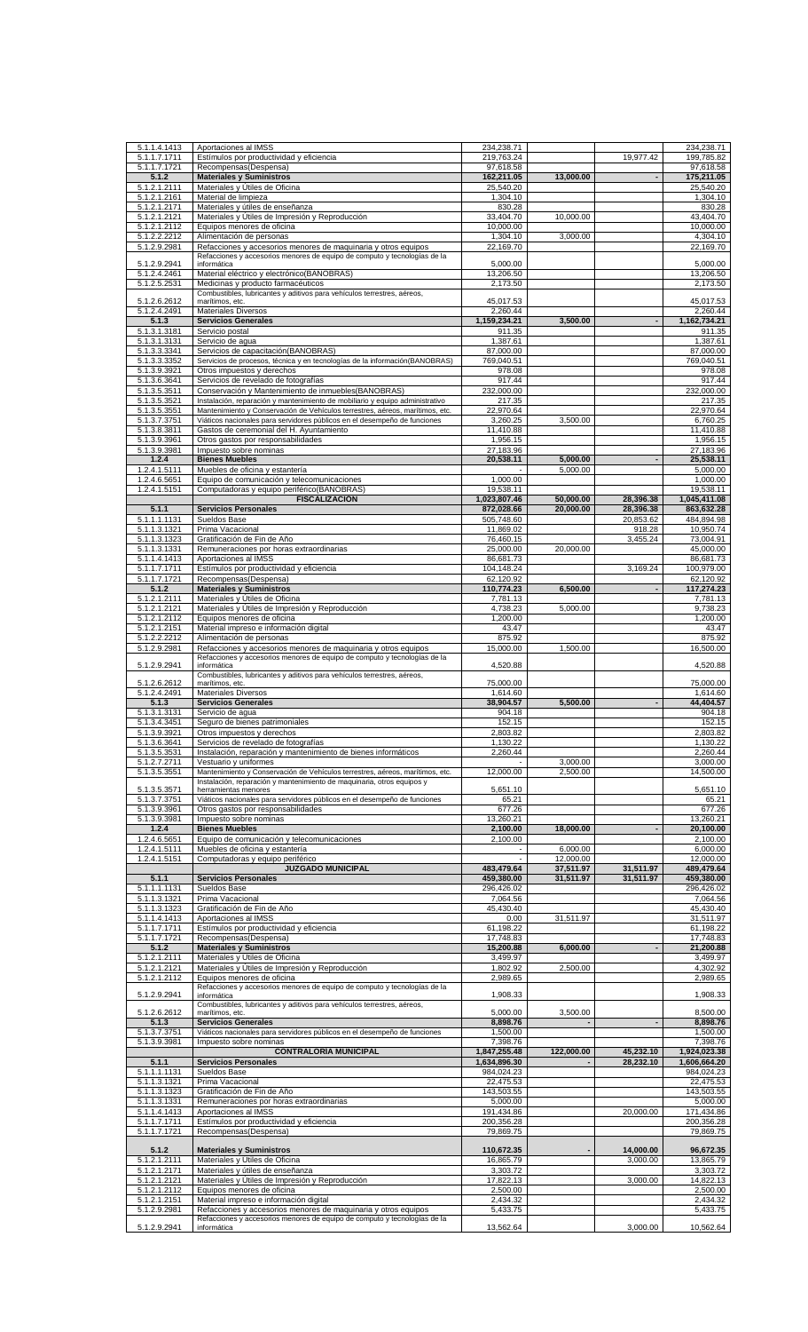| | | | | | |
|---|---|---|---|---|---|
| 5.1.1.4.1413 | Aportaciones al IMSS | 234,238.71 | | | 234,238.71 |
| 5.1.1.7.1711 | Estímulos por productividad y eficiencia | 219,763.24 | | 19,977.42 | 199,785.82 |
| 5.1.1.7.1721 | Recompensas(Despensa) | 97,618.58 | | | 97,618.58 |
| **5.1.2** | **Materiales y Suministros** | **162,211.05** | **13,000.00** | **-** | **175,211.05** |
| 5.1.2.1.2111 | Materiales y Útiles de Oficina | 25,540.20 | | | 25,540.20 |
| 5.1.2.1.2161 | Material de limpieza | 1,304.10 | | | 1,304.10 |
| 5.1.2.1.2171 | Materiales y útiles de enseñanza | 830.28 | | | 830.28 |
| 5.1.2.1.2121 | Materiales y Útiles de Impresión y Reproducción | 33,404.70 | 10,000.00 | | 43,404.70 |
| 5.1.2.1.2112 | Equipos menores de oficina | 10,000.00 | | | 10,000.00 |
| 5.1.2.2.2212 | Alimentación de personas | 1,304.10 | 3,000.00 | | 4,304.10 |
| 5.1.2.9.2981 | Refacciones y accesorios menores de maquinaria y otros equipos | 22,169.70 | | | 22,169.70 |
| 5.1.2.9.2941 | Refacciones y accesorios menores de equipo de computo y tecnologías de la informática | 5,000.00 | | | 5,000.00 |
| 5.1.2.4.2461 | Material eléctrico y electrónico(BANOBRAS) | 13,206.50 | | | 13,206.50 |
| 5.1.2.5.2531 | Medicinas y producto farmacéuticos | 2,173.50 | | | 2,173.50 |
| 5.1.2.6.2612 | Combustibles, lubricantes y aditivos para vehículos terrestres, aéreos, marítimos, etc. | 45,017.53 | | | 45,017.53 |
| 5.1.2.4.2491 | Materiales Diversos | 2,260.44 | | | 2,260.44 |
| **5.1.3** | **Servicios Generales** | **1,159,234.21** | **3,500.00** | **-** | **1,162,734.21** |
| 5.1.3.1.3181 | Servicio postal | 911.35 | | | 911.35 |
| 5.1.3.1.3131 | Servicio de agua | 1,387.61 | | | 1,387.61 |
| 5.1.3.3.3341 | Servicios de capacitación(BANOBRAS) | 87,000.00 | | | 87,000.00 |
| 5.1.3.3.3352 | Servicios de procesos, técnica y en tecnologías de la información(BANOBRAS) | 769,040.51 | | | 769,040.51 |
| 5.1.3.9.3921 | Otros impuestos y derechos | 978.08 | | | 978.08 |
| 5.1.3.6.3641 | Servicios de revelado de fotografías | 917.44 | | | 917.44 |
| 5.1.3.5.3511 | Conservación y Mantenimiento de inmuebles(BANOBRAS) | 232,000.00 | | | 232,000.00 |
| 5.1.3.5.3521 | Instalación, reparación y mantenimiento de mobiliario y equipo administrativo | 217.35 | | | 217.35 |
| 5.1.3.5.3551 | Mantenimiento y Conservación de Vehículos terrestres, aéreos, marítimos, etc. | 22,970.64 | | | 22,970.64 |
| 5.1.3.7.3751 | Viáticos nacionales para servidores públicos en el desempeño de funciones | 3,260.25 | 3,500.00 | | 6,760.25 |
| 5.1.3.8.3811 | Gastos de ceremonial del H. Ayuntamiento | 11,410.88 | | | 11,410.88 |
| 5.1.3.9.3961 | Otros gastos por responsabilidades | 1,956.15 | | | 1,956.15 |
| 5.1.3.9.3981 | Impuesto sobre nominas | 27,183.96 | | | 27,183.96 |
| **1.2.4** | **Bienes Muebles** | **20,538.11** | **5,000.00** | **-** | **25,538.11** |
| 1.2.4.1.5111 | Muebles de oficina y estantería | - | 5,000.00 | | 5,000.00 |
| 1.2.4.6.5651 | Equipo de comunicación y telecomunicaciones | 1,000.00 | | | 1,000.00 |
| 1.2.4.1.5151 | Computadoras y equipo periférico(BANOBRAS) | 19,538.11 | | | 19,538.11 |
| | **FISCALIZACIÓN** | **1,023,807.46** | **50,000.00** | **28,396.38** | **1,045,411.08** |
| **5.1.1** | **Servicios Personales** | **872,028.66** | **20,000.00** | **28,396.38** | **863,632.28** |
| 5.1.1.1.1131 | Sueldos Base | 505,748.60 | | 20,853.62 | 484,894.98 |
| 5.1.1.3.1321 | Prima Vacacional | 11,869.02 | | 918.28 | 10,950.74 |
| 5.1.1.3.1323 | Gratificación de Fin de Año | 76,460.15 | | 3,455.24 | 73,004.91 |
| 5.1.1.3.1331 | Remuneraciones por horas extraordinarias | 25,000.00 | 20,000.00 | | 45,000.00 |
| 5.1.1.4.1413 | Aportaciones al IMSS | 86,681.73 | | | 86,681.73 |
| 5.1.1.7.1711 | Estímulos por productividad y eficiencia | 104,148.24 | | 3,169.24 | 100,979.00 |
| 5.1.1.7.1721 | Recompensas(Despensa) | 62,120.92 | | | 62,120.92 |
| **5.1.2** | **Materiales y Suministros** | **110,774.23** | **6,500.00** | **-** | **117,274.23** |
| 5.1.2.1.2111 | Materiales y Útiles de Oficina | 7,781.13 | | | 7,781.13 |
| 5.1.2.1.2121 | Materiales y Útiles de Impresión y Reproducción | 4,738.23 | 5,000.00 | | 9,738.23 |
| 5.1.2.1.2112 | Equipos menores de oficina | 1,200.00 | | | 1,200.00 |
| 5.1.2.1.2151 | Material impreso e información digital | 43.47 | | | 43.47 |
| 5.1.2.2.2212 | Alimentación de personas | 875.92 | | | 875.92 |
| 5.1.2.9.2981 | Refacciones y accesorios menores de maquinaria y otros equipos | 15,000.00 | 1,500.00 | | 16,500.00 |
| 5.1.2.9.2941 | Refacciones y accesorios menores de equipo de computo y tecnologías de la informática | 4,520.88 | | | 4,520.88 |
| 5.1.2.6.2612 | Combustibles, lubricantes y aditivos para vehículos terrestres, aéreos, marítimos, etc. | 75,000.00 | | | 75,000.00 |
| 5.1.2.4.2491 | Materiales Diversos | 1,614.60 | | | 1,614.60 |
| **5.1.3** | **Servicios Generales** | **38,904.57** | **5,500.00** | **-** | **44,404.57** |
| 5.1.3.1.3131 | Servicio de agua | 904.18 | | | 904.18 |
| 5.1.3.4.3451 | Seguro de bienes patrimoniales | 152.15 | | | 152.15 |
| 5.1.3.9.3921 | Otros impuestos y derechos | 2,803.82 | | | 2,803.82 |
| 5.1.3.6.3641 | Servicios de revelado de fotografías | 1,130.22 | | | 1,130.22 |
| 5.1.3.5.3531 | Instalación, reparación y mantenimiento de bienes informáticos | 2,260.44 | | | 2,260.44 |
| 5.1.2.7.2711 | Vestuario y uniformes | - | 3,000.00 | | 3,000.00 |
| 5.1.3.5.3551 | Mantenimiento y Conservación de Vehículos terrestres, aéreos, marítimos, etc. | 12,000.00 | 2,500.00 | | 14,500.00 |
| 5.1.3.5.3571 | Instalación, reparación y mantenimiento de maquinaria, otros equipos y herramientas menores | 5,651.10 | | | 5,651.10 |
| 5.1.3.7.3751 | Viáticos nacionales para servidores públicos en el desempeño de funciones | 65.21 | | | 65.21 |
| 5.1.3.9.3961 | Otros gastos por responsabilidades | 677.26 | | | 677.26 |
| 5.1.3.9.3981 | Impuesto sobre nominas | 13,260.21 | | | 13,260.21 |
| **1.2.4** | **Bienes Muebles** | **2,100.00** | **18,000.00** | **-** | **20,100.00** |
| 1.2.4.6.5651 | Equipo de comunicación y telecomunicaciones | 2,100.00 | | | 2,100.00 |
| 1.2.4.1.5111 | Muebles de oficina y estantería | - | 6,000.00 | | 6,000.00 |
| 1.2.4.1.5151 | Computadoras y equipo periférico | - | 12,000.00 | | 12,000.00 |
| | **JUZGADO MUNICIPAL** | **483,479.64** | **37,511.97** | **31,511.97** | **489,479.64** |
| **5.1.1** | **Servicios Personales** | **459,380.00** | **31,511.97** | **31,511.97** | **459,380.00** |
| 5.1.1.1.1131 | Sueldos Base | 296,426.02 | | | 296,426.02 |
| 5.1.1.3.1321 | Prima Vacacional | 7,064.56 | | | 7,064.56 |
| 5.1.1.3.1323 | Gratificación de Fin de Año | 45,430.40 | | | 45,430.40 |
| 5.1.1.4.1413 | Aportaciones al IMSS | 0.00 | 31,511.97 | | 31,511.97 |
| 5.1.1.7.1711 | Estímulos por productividad y eficiencia | 61,198.22 | | | 61,198.22 |
| 5.1.1.7.1721 | Recompensas(Despensa) | 17,748.83 | | | 17,748.83 |
| **5.1.2** | **Materiales y Suministros** | **15,200.88** | **6,000.00** | **-** | **21,200.88** |
| 5.1.2.1.2111 | Materiales y Útiles de Oficina | 3,499.97 | | | 3,499.97 |
| 5.1.2.1.2121 | Materiales y Útiles de Impresión y Reproducción | 1,802.92 | 2,500.00 | | 4,302.92 |
| 5.1.2.1.2112 | Equipos menores de oficina | 2,989.65 | | | 2,989.65 |
| 5.1.2.9.2941 | Refacciones y accesorios menores de equipo de computo y tecnologías de la informática | 1,908.33 | | | 1,908.33 |
| 5.1.2.6.2612 | Combustibles, lubricantes y aditivos para vehículos terrestres, aéreos, marítimos, etc. | 5,000.00 | 3,500.00 | | 8,500.00 |
| **5.1.3** | **Servicios Generales** | **8,898.76** | **-** | **-** | **8,898.76** |
| 5.1.3.7.3751 | Viáticos nacionales para servidores públicos en el desempeño de funciones | 1,500.00 | | | 1,500.00 |
| 5.1.3.9.3981 | Impuesto sobre nominas | 7,398.76 | | | 7,398.76 |
| | **CONTRALORIA MUNICIPAL** | **1,847,255.48** | **122,000.00** | **45,232.10** | **1,924,023.38** |
| **5.1.1** | **Servicios Personales** | **1,634,896.30** | **-** | **28,232.10** | **1,606,664.20** |
| 5.1.1.1.1131 | Sueldos Base | 984,024.23 | | | 984,024.23 |
| 5.1.1.3.1321 | Prima Vacacional | 22,475.53 | | | 22,475.53 |
| 5.1.1.3.1323 | Gratificación de Fin de Año | 143,503.55 | | | 143,503.55 |
| 5.1.1.3.1331 | Remuneraciones por horas extraordinarias | 5,000.00 | | | 5,000.00 |
| 5.1.1.4.1413 | Aportaciones al IMSS | 191,434.86 | | 20,000.00 | 171,434.86 |
| 5.1.1.7.1711 | Estímulos por productividad y eficiencia | 200,356.28 | | | 200,356.28 |
| 5.1.1.7.1721 | Recompensas(Despensa) | 79,869.75 | | | 79,869.75 |
| **5.1.2** | **Materiales y Suministros** | **110,672.35** | **-** | **14,000.00** | **96,672.35** |
| 5.1.2.1.2111 | Materiales y Útiles de Oficina | 16,865.79 | | 3,000.00 | 13,865.79 |
| 5.1.2.1.2171 | Materiales y útiles de enseñanza | 3,303.72 | | | 3,303.72 |
| 5.1.2.1.2121 | Materiales y Útiles de Impresión y Reproducción | 17,822.13 | | 3,000.00 | 14,822.13 |
| 5.1.2.1.2112 | Equipos menores de oficina | 2,500.00 | | | 2,500.00 |
| 5.1.2.1.2151 | Material impreso e información digital | 2,434.32 | | | 2,434.32 |
| 5.1.2.9.2981 | Refacciones y accesorios menores de maquinaria y otros equipos | 5,433.75 | | | 5,433.75 |
| 5.1.2.9.2941 | Refacciones y accesorios menores de equipo de computo y tecnologías de la informática | 13,562.64 | | 3,000.00 | 10,562.64 |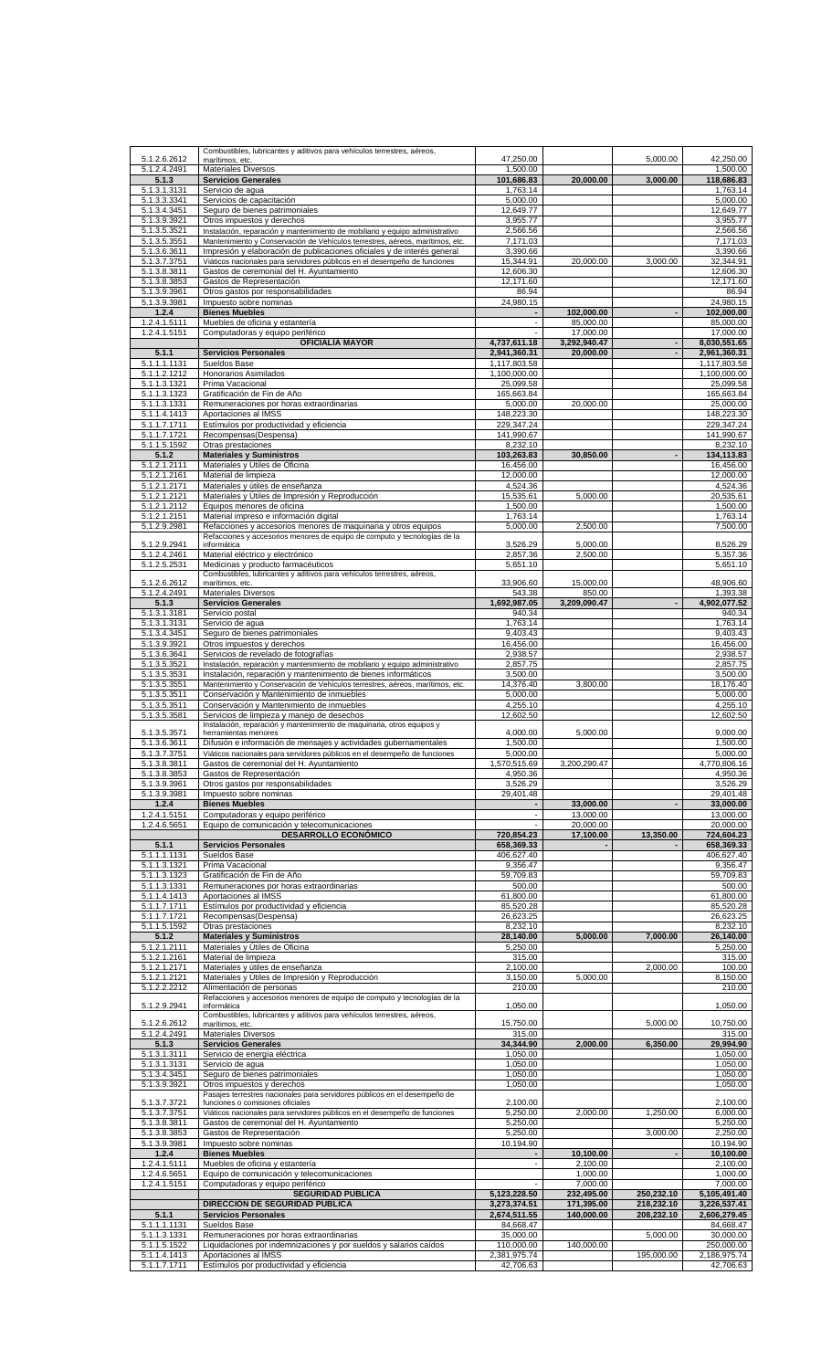| | | | | | |
|---|---|---|---|---|---|
| 5.1.2.6.2612 | Combustibles, lubricantes y aditivos para vehículos terrestres, aéreos, marítimos, etc. | 47,250.00 | | 5,000.00 | 42,250.00 |
| 5.1.2.4.2491 | Materiales Diversos | 1,500.00 | | | 1,500.00 |
| **5.1.3** | **Servicios Generales** | **101,686.83** | **20,000.00** | **3,000.00** | **118,686.83** |
| 5.1.3.1.3131 | Servicio de agua | 1,763.14 | | | 1,763.14 |
| 5.1.3.3.3341 | Servicios de capacitación | 5,000.00 | | | 5,000.00 |
| 5.1.3.4.3451 | Seguro de bienes patrimoniales | 12,649.77 | | | 12,649.77 |
| 5.1.3.9.3921 | Otros impuestos y derechos | 3,955.77 | | | 3,955.77 |
| 5.1.3.5.3521 | Instalación, reparación y mantenimiento de mobiliario y equipo administrativo | 2,566.56 | | | 2,566.56 |
| 5.1.3.5.3551 | Mantenimiento y Conservación de Vehículos terrestres, aéreos, marítimos, etc. | 7,171.03 | | | 7,171.03 |
| 5.1.3.6.3611 | Impresión y elaboración de publicaciones oficiales y de interés general | 3,390.66 | | | 3,390.66 |
| 5.1.3.7.3751 | Viáticos nacionales para servidores públicos en el desempeño de funciones | 15,344.91 | 20,000.00 | 3,000.00 | 32,344.91 |
| 5.1.3.8.3811 | Gastos de ceremonial del H. Ayuntamiento | 12,606.30 | | | 12,606.30 |
| 5.1.3.8.3853 | Gastos de Representación | 12,171.60 | | | 12,171.60 |
| 5.1.3.9.3961 | Otros gastos por responsabilidades | 86.94 | | | 86.94 |
| 5.1.3.9.3981 | Impuesto sobre nominas | 24,980.15 | | | 24,980.15 |
| **1.2.4** | **Bienes Muebles** | **-** | **102,000.00** | **-** | **102,000.00** |
| 1.2.4.1.5111 | Muebles de oficina y estantería | - | 85,000.00 | | 85,000.00 |
| 1.2.4.1.5151 | Computadoras y equipo periférico | - | 17,000.00 | | 17,000.00 |
| | **OFICIALIA MAYOR** | **4,737,611.18** | **3,292,940.47** | **-** | **8,030,551.65** |
| **5.1.1** | **Servicios Personales** | **2,941,360.31** | **20,000.00** | **-** | **2,961,360.31** |
| 5.1.1.1.1131 | Sueldos Base | 1,117,803.58 | | | 1,117,803.58 |
| 5.1.1.2.1212 | Honorarios Asimilados | 1,100,000.00 | | | 1,100,000.00 |
| 5.1.1.3.1321 | Prima Vacacional | 25,099.58 | | | 25,099.58 |
| 5.1.1.3.1323 | Gratificación de Fin de Año | 165,663.84 | | | 165,663.84 |
| 5.1.1.3.1331 | Remuneraciones por horas extraordinarias | 5,000.00 | 20,000.00 | | 25,000.00 |
| 5.1.1.4.1413 | Aportaciones al IMSS | 148,223.30 | | | 148,223.30 |
| 5.1.1.7.1711 | Estímulos por productividad y eficiencia | 229,347.24 | | | 229,347.24 |
| 5.1.1.7.1721 | Recompensas(Despensa) | 141,990.67 | | | 141,990.67 |
| 5.1.1.5.1592 | Otras prestaciones | 8,232.10 | | | 8,232.10 |
| **5.1.2** | **Materiales y Suministros** | **103,263.83** | **30,850.00** | **-** | **134,113.83** |
| 5.1.2.1.2111 | Materiales y Útiles de Oficina | 16,456.00 | | | 16,456.00 |
| 5.1.2.1.2161 | Material de limpieza | 12,000.00 | | | 12,000.00 |
| 5.1.2.1.2171 | Materiales y útiles de enseñanza | 4,524.36 | | | 4,524.36 |
| 5.1.2.1.2121 | Materiales y Útiles de Impresión y Reproducción | 15,535.61 | 5,000.00 | | 20,535.61 |
| 5.1.2.1.2112 | Equipos menores de oficina | 1,500.00 | | | 1,500.00 |
| 5.1.2.1.2151 | Material impreso e información digital | 1,763.14 | | | 1,763.14 |
| 5.1.2.9.2981 | Refacciones y accesorios menores de maquinaria y otros equipos | 5,000.00 | 2,500.00 | | 7,500.00 |
| 5.1.2.9.2941 | Refacciones y accesorios menores de equipo de computo y tecnologías de la informática | 3,526.29 | 5,000.00 | | 8,526.29 |
| 5.1.2.4.2461 | Material eléctrico y electrónico | 2,857.36 | 2,500.00 | | 5,357.36 |
| 5.1.2.5.2531 | Medicinas y producto farmacéuticos | 5,651.10 | | | 5,651.10 |
| 5.1.2.6.2612 | Combustibles, lubricantes y aditivos para vehículos terrestres, aéreos, marítimos, etc. | 33,906.60 | 15,000.00 | | 48,906.60 |
| 5.1.2.4.2491 | Materiales Diversos | 543.38 | 850.00 | | 1,393.38 |
| **5.1.3** | **Servicios Generales** | **1,692,987.05** | **3,209,090.47** | **-** | **4,902,077.52** |
| 5.1.3.1.3181 | Servicio postal | 940.34 | | | 940.34 |
| 5.1.3.1.3131 | Servicio de agua | 1,763.14 | | | 1,763.14 |
| 5.1.3.4.3451 | Seguro de bienes patrimoniales | 9,403.43 | | | 9,403.43 |
| 5.1.3.9.3921 | Otros impuestos y derechos | 16,456.00 | | | 16,456.00 |
| 5.1.3.6.3641 | Servicios de revelado de fotografías | 2,938.57 | | | 2,938.57 |
| 5.1.3.5.3521 | Instalación, reparación y mantenimiento de mobiliario y equipo administrativo | 2,857.75 | | | 2,857.75 |
| 5.1.3.5.3531 | Instalación, reparación y mantenimiento de bienes informáticos | 3,500.00 | | | 3,500.00 |
| 5.1.3.5.3551 | Mantenimiento y Conservación de Vehículos terrestres, aéreos, marítimos, etc. | 14,376.40 | 3,800.00 | | 18,176.40 |
| 5.1.3.5.3511 | Conservación y Mantenimiento de inmuebles | 5,000.00 | | | 5,000.00 |
| 5.1.3.5.3511 | Conservación y Mantenimiento de inmuebles | 4,255.10 | | | 4,255.10 |
| 5.1.3.5.3581 | Servicios de limpieza y manejo de desechos | 12,602.50 | | | 12,602.50 |
| 5.1.3.5.3571 | Instalación, reparación y mantenimiento de maquinaria, otros equipos y herramientas menores | 4,000.00 | 5,000.00 | | 9,000.00 |
| 5.1.3.6.3611 | Difusión e información de mensajes y actividades gubernamentales | 1,500.00 | | | 1,500.00 |
| 5.1.3.7.3751 | Viáticos nacionales para servidores públicos en el desempeño de funciones | 5,000.00 | | | 5,000.00 |
| 5.1.3.8.3811 | Gastos de ceremonial del H. Ayuntamiento | 1,570,515.69 | 3,200,290.47 | | 4,770,806.16 |
| 5.1.3.8.3853 | Gastos de Representación | 4,950.36 | | | 4,950.36 |
| 5.1.3.9.3961 | Otros gastos por responsabilidades | 3,526.29 | | | 3,526.29 |
| 5.1.3.9.3981 | Impuesto sobre nominas | 29,401.48 | | | 29,401.48 |
| **1.2.4** | **Bienes Muebles** | **-** | **33,000.00** | **-** | **33,000.00** |
| 1.2.4.1.5151 | Computadoras y equipo periférico | - | 13,000.00 | | 13,000.00 |
| 1.2.4.6.5651 | Equipo de comunicación y telecomunicaciones | - | 20,000.00 | | 20,000.00 |
| | **DESARROLLO ECONÓMICO** | **720,854.23** | **17,100.00** | **13,350.00** | **724,604.23** |
| **5.1.1** | **Servicios Personales** | **658,369.33** | **-** | **-** | **658,369.33** |
| 5.1.1.1.1131 | Sueldos Base | 406,627.40 | | | 406,627.40 |
| 5.1.1.3.1321 | Prima Vacacional | 9,356.47 | | | 9,356.47 |
| 5.1.1.3.1323 | Gratificación de Fin de Año | 59,709.83 | | | 59,709.83 |
| 5.1.1.3.1331 | Remuneraciones por horas extraordinarias | 500.00 | | | 500.00 |
| 5.1.1.4.1413 | Aportaciones al IMSS | 61,800.00 | | | 61,800.00 |
| 5.1.1.7.1711 | Estímulos por productividad y eficiencia | 85,520.28 | | | 85,520.28 |
| 5.1.1.7.1721 | Recompensas(Despensa) | 26,623.25 | | | 26,623.25 |
| 5.1.1.5.1592 | Otras prestaciones | 8,232.10 | | | 8,232.10 |
| **5.1.2** | **Materiales y Suministros** | **28,140.00** | **5,000.00** | **7,000.00** | **26,140.00** |
| 5.1.2.1.2111 | Materiales y Útiles de Oficina | 5,250.00 | | | 5,250.00 |
| 5.1.2.1.2161 | Material de limpieza | 315.00 | | | 315.00 |
| 5.1.2.1.2171 | Materiales y útiles de enseñanza | 2,100.00 | | 2,000.00 | 100.00 |
| 5.1.2.1.2121 | Materiales y Útiles de Impresión y Reproducción | 3,150.00 | 5,000.00 | | 8,150.00 |
| 5.1.2.2.2212 | Alimentación de personas | 210.00 | | | 210.00 |
| 5.1.2.9.2941 | Refacciones y accesorios menores de equipo de computo y tecnologías de la informática | 1,050.00 | | | 1,050.00 |
| 5.1.2.6.2612 | Combustibles, lubricantes y aditivos para vehículos terrestres, aéreos, marítimos, etc. | 15,750.00 | | 5,000.00 | 10,750.00 |
| 5.1.2.4.2491 | Materiales Diversos | 315.00 | | | 315.00 |
| **5.1.3** | **Servicios Generales** | **34,344.90** | **2,000.00** | **6,350.00** | **29,994.90** |
| 5.1.3.1.3111 | Servicio de energía eléctrica | 1,050.00 | | | 1,050.00 |
| 5.1.3.1.3131 | Servicio de agua | 1,050.00 | | | 1,050.00 |
| 5.1.3.4.3451 | Seguro de bienes patrimoniales | 1,050.00 | | | 1,050.00 |
| 5.1.3.9.3921 | Otros impuestos y derechos | 1,050.00 | | | 1,050.00 |
| 5.1.3.7.3721 | Pasajes terrestres nacionales para servidores públicos en el desempeño de funciones o comisiones oficiales | 2,100.00 | | | 2,100.00 |
| 5.1.3.7.3751 | Viáticos nacionales para servidores públicos en el desempeño de funciones | 5,250.00 | 2,000.00 | 1,250.00 | 6,000.00 |
| 5.1.3.8.3811 | Gastos de ceremonial del H. Ayuntamiento | 5,250.00 | | | 5,250.00 |
| 5.1.3.8.3853 | Gastos de Representación | 5,250.00 | | 3,000.00 | 2,250.00 |
| 5.1.3.9.3981 | Impuesto sobre nominas | 10,194.90 | | | 10,194.90 |
| **1.2.4** | **Bienes Muebles** | **-** | **10,100.00** | **-** | **10,100.00** |
| 1.2.4.1.5111 | Muebles de oficina y estantería | - | 2,100.00 | | 2,100.00 |
| 1.2.4.6.5651 | Equipo de comunicación y telecomunicaciones | | 1,000.00 | | 1,000.00 |
| 1.2.4.1.5151 | Computadoras y equipo periférico | - | 7,000.00 | | 7,000.00 |
| | **SEGURIDAD PUBLICA** | **5,123,228.50** | **232,495.00** | **250,232.10** | **5,105,491.40** |
| | **DIRECCION DE SEGURIDAD PUBLICA** | **3,273,374.51** | **171,395.00** | **218,232.10** | **3,226,537.41** |
| **5.1.1** | **Servicios Personales** | **2,674,511.55** | **140,000.00** | **208,232.10** | **2,606,279.45** |
| 5.1.1.1.1131 | Sueldos Base | 84,668.47 | | | 84,668.47 |
| 5.1.1.3.1331 | Remuneraciones por horas extraordinarias | 35,000.00 | | 5,000.00 | 30,000.00 |
| 5.1.1.5.1522 | Liquidaciones por indemnizaciones y por sueldos y salarios caídos | 110,000.00 | 140,000.00 | | 250,000.00 |
| 5.1.1.4.1413 | Aportaciones al IMSS | 2,381,975.74 | | 195,000.00 | 2,186,975.74 |
| 5.1.1.7.1711 | Estímulos por productividad y eficiencia | 42,706.63 | | | 42,706.63 |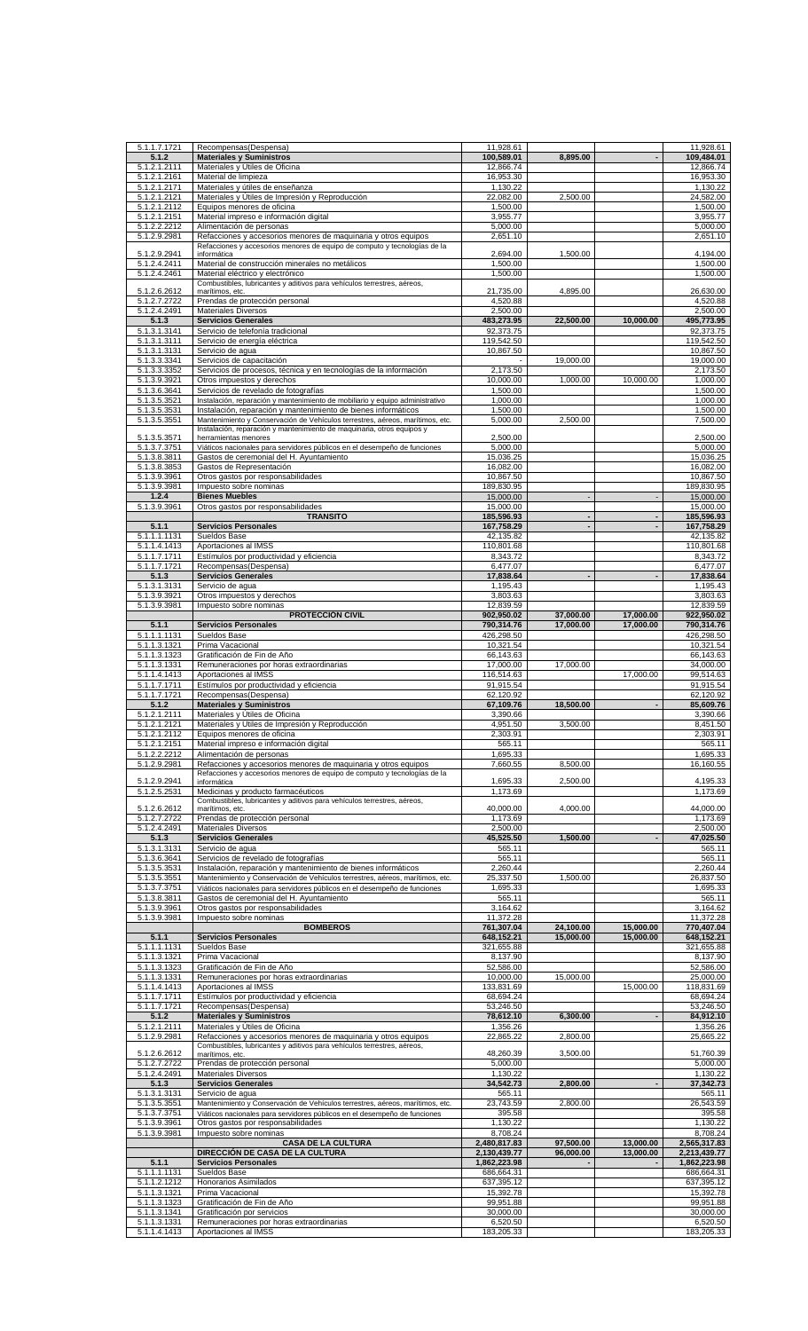| | | | | | |
|---|---|---|---|---|---|
| 5.1.1.7.1721 | Recompensas(Despensa) | 11,928.61 | | | 11,928.61 |
| **5.1.2** | **Materiales y Suministros** | **100,589.01** | **8,895.00** | **-** | **109,484.01** |
| 5.1.2.1.2111 | Materiales y Útiles de Oficina | 12,866.74 | | | 12,866.74 |
| 5.1.2.1.2161 | Material de limpieza | 16,953.30 | | | 16,953.30 |
| 5.1.2.1.2171 | Materiales y útiles de enseñanza | 1,130.22 | | | 1,130.22 |
| 5.1.2.1.2121 | Materiales y Útiles de Impresión y Reproducción | 22,082.00 | 2,500.00 | | 24,582.00 |
| 5.1.2.1.2112 | Equipos menores de oficina | 1,500.00 | | | 1,500.00 |
| 5.1.2.1.2151 | Material impreso e información digital | 3,955.77 | | | 3,955.77 |
| 5.1.2.2.2212 | Alimentación de personas | 5,000.00 | | | 5,000.00 |
| 5.1.2.9.2981 | Refacciones y accesorios menores de maquinaria y otros equipos | 2,651.10 | | | 2,651.10 |
| 5.1.2.9.2941 | Refacciones y accesorios menores de equipo de computo y tecnologías de la informática | 2,694.00 | 1,500.00 | | 4,194.00 |
| 5.1.2.4.2411 | Material de construcción minerales no metálicos | 1,500.00 | | | 1,500.00 |
| 5.1.2.4.2461 | Material eléctrico y electrónico | 1,500.00 | | | 1,500.00 |
| 5.1.2.6.2612 | Combustibles, lubricantes y aditivos para vehículos terrestres, aéreos, marítimos, etc. | 21,735.00 | 4,895.00 | | 26,630.00 |
| 5.1.2.7.2722 | Prendas de protección personal | 4,520.88 | | | 4,520.88 |
| 5.1.2.4.2491 | Materiales Diversos | 2,500.00 | | | 2,500.00 |
| **5.1.3** | **Servicios Generales** | **483,273.95** | **22,500.00** | **10,000.00** | **495,773.95** |
| 5.1.3.1.3141 | Servicio de telefonía tradicional | 92,373.75 | | | 92,373.75 |
| 5.1.3.1.3111 | Servicio de energía eléctrica | 119,542.50 | | | 119,542.50 |
| 5.1.3.1.3131 | Servicio de agua | 10,867.50 | | | 10,867.50 |
| 5.1.3.3.3341 | Servicios de capacitación | - | 19,000.00 | | 19,000.00 |
| 5.1.3.3.3352 | Servicios de procesos, técnica y en tecnologías de la información | 2,173.50 | | | 2,173.50 |
| 5.1.3.9.3921 | Otros impuestos y derechos | 10,000.00 | 1,000.00 | 10,000.00 | 1,000.00 |
| 5.1.3.6.3641 | Servicios de revelado de fotografías | 1,500.00 | | | 1,500.00 |
| 5.1.3.5.3521 | Instalación, reparación y mantenimiento de mobiliario y equipo administrativo | 1,000.00 | | | 1,000.00 |
| 5.1.3.5.3531 | Instalación, reparación y mantenimiento de bienes informáticos | 1,500.00 | | | 1,500.00 |
| 5.1.3.5.3551 | Mantenimiento y Conservación de Vehículos terrestres, aéreos, marítimos, etc. | 5,000.00 | 2,500.00 | | 7,500.00 |
| 5.1.3.5.3571 | Instalación, reparación y mantenimiento de maquinaria, otros equipos y herramientas menores | 2,500.00 | | | 2,500.00 |
| 5.1.3.7.3751 | Viáticos nacionales para servidores públicos en el desempeño de funciones | 5,000.00 | | | 5,000.00 |
| 5.1.3.8.3811 | Gastos de ceremonial del H. Ayuntamiento | 15,036.25 | | | 15,036.25 |
| 5.1.3.8.3853 | Gastos de Representación | 16,082.00 | | | 16,082.00 |
| 5.1.3.9.3961 | Otros gastos por responsabilidades | 10,867.50 | | | 10,867.50 |
| 5.1.3.9.3981 | Impuesto sobre nominas | 189,830.95 | | | 189,830.95 |
| **1.2.4** | **Bienes Muebles** | **15,000.00** | **-** | **-** | **15,000.00** |
| 5.1.3.9.3961 | Otros gastos por responsabilidades | 15,000.00 | | | 15,000.00 |
| | **TRANSITO** | **185,596.93** | **-** | **-** | **185,596.93** |
| **5.1.1** | **Servicios Personales** | **167,758.29** | **-** | **-** | **167,758.29** |
| 5.1.1.1.1131 | Sueldos Base | 42,135.82 | | | 42,135.82 |
| 5.1.1.4.1413 | Aportaciones al IMSS | 110,801.68 | | | 110,801.68 |
| 5.1.1.7.1711 | Estímulos por productividad y eficiencia | 8,343.72 | | | 8,343.72 |
| 5.1.1.7.1721 | Recompensas(Despensa) | 6,477.07 | | | 6,477.07 |
| **5.1.3** | **Servicios Generales** | **17,838.64** | **-** | **-** | **17,838.64** |
| 5.1.3.1.3131 | Servicio de agua | 1,195.43 | | | 1,195.43 |
| 5.1.3.9.3921 | Otros impuestos y derechos | 3,803.63 | | | 3,803.63 |
| 5.1.3.9.3981 | Impuesto sobre nominas | 12,839.59 | | | 12,839.59 |
| | **PROTECCION CIVIL** | **902,950.02** | **37,000.00** | **17,000.00** | **922,950.02** |
| **5.1.1** | **Servicios Personales** | **790,314.76** | **17,000.00** | **17,000.00** | **790,314.76** |
| 5.1.1.1.1131 | Sueldos Base | 426,298.50 | | | 426,298.50 |
| 5.1.1.3.1321 | Prima Vacacional | 10,321.54 | | | 10,321.54 |
| 5.1.1.3.1323 | Gratificación de Fin de Año | 66,143.63 | | | 66,143.63 |
| 5.1.1.3.1331 | Remuneraciones por horas extraordinarias | 17,000.00 | 17,000.00 | | 34,000.00 |
| 5.1.1.4.1413 | Aportaciones al IMSS | 116,514.63 | | 17,000.00 | 99,514.63 |
| 5.1.1.7.1711 | Estímulos por productividad y eficiencia | 91,915.54 | | | 91,915.54 |
| 5.1.1.7.1721 | Recompensas(Despensa) | 62,120.92 | | | 62,120.92 |
| **5.1.2** | **Materiales y Suministros** | **67,109.76** | **18,500.00** | **-** | **85,609.76** |
| 5.1.2.1.2111 | Materiales y Útiles de Oficina | 3,390.66 | | | 3,390.66 |
| 5.1.2.1.2121 | Materiales y Útiles de Impresión y Reproducción | 4,951.50 | 3,500.00 | | 8,451.50 |
| 5.1.2.1.2112 | Equipos menores de oficina | 2,303.91 | | | 2,303.91 |
| 5.1.2.1.2151 | Material impreso e información digital | 565.11 | | | 565.11 |
| 5.1.2.2.2212 | Alimentación de personas | 1,695.33 | | | 1,695.33 |
| 5.1.2.9.2981 | Refacciones y accesorios menores de maquinaria y otros equipos | 7,660.55 | 8,500.00 | | 16,160.55 |
| 5.1.2.9.2941 | Refacciones y accesorios menores de equipo de computo y tecnologías de la informática | 1,695.33 | 2,500.00 | | 4,195.33 |
| 5.1.2.5.2531 | Medicinas y producto farmacéuticos | 1,173.69 | | | 1,173.69 |
| 5.1.2.6.2612 | Combustibles, lubricantes y aditivos para vehículos terrestres, aéreos, marítimos, etc. | 40,000.00 | 4,000.00 | | 44,000.00 |
| 5.1.2.7.2722 | Prendas de protección personal | 1,173.69 | | | 1,173.69 |
| 5.1.2.4.2491 | Materiales Diversos | 2,500.00 | | | 2,500.00 |
| **5.1.3** | **Servicios Generales** | **45,525.50** | **1,500.00** | **-** | **47,025.50** |
| 5.1.3.1.3131 | Servicio de agua | 565.11 | | | 565.11 |
| 5.1.3.6.3641 | Servicios de revelado de fotografías | 565.11 | | | 565.11 |
| 5.1.3.5.3531 | Instalación, reparación y mantenimiento de bienes informáticos | 2,260.44 | | | 2,260.44 |
| 5.1.3.5.3551 | Mantenimiento y Conservación de Vehículos terrestres, aéreos, marítimos, etc. | 25,337.50 | 1,500.00 | | 26,837.50 |
| 5.1.3.7.3751 | Viáticos nacionales para servidores públicos en el desempeño de funciones | 1,695.33 | | | 1,695.33 |
| 5.1.3.8.3811 | Gastos de ceremonial del H. Ayuntamiento | 565.11 | | | 565.11 |
| 5.1.3.9.3961 | Otros gastos por responsabilidades | 3,164.62 | | | 3,164.62 |
| 5.1.3.9.3981 | Impuesto sobre nominas | 11,372.28 | | | 11,372.28 |
| | **BOMBEROS** | **761,307.04** | **24,100.00** | **15,000.00** | **770,407.04** |
| **5.1.1** | **Servicios Personales** | **648,152.21** | **15,000.00** | **15,000.00** | **648,152.21** |
| 5.1.1.1.1131 | Sueldos Base | 321,655.88 | | | 321,655.88 |
| 5.1.1.3.1321 | Prima Vacacional | 8,137.90 | | | 8,137.90 |
| 5.1.1.3.1323 | Gratificación de Fin de Año | 52,586.00 | | | 52,586.00 |
| 5.1.1.3.1331 | Remuneraciones por horas extraordinarias | 10,000.00 | 15,000.00 | | 25,000.00 |
| 5.1.1.4.1413 | Aportaciones al IMSS | 133,831.69 | | 15,000.00 | 118,831.69 |
| 5.1.1.7.1711 | Estímulos por productividad y eficiencia | 68,694.24 | | | 68,694.24 |
| 5.1.1.7.1721 | Recompensas(Despensa) | 53,246.50 | | | 53,246.50 |
| **5.1.2** | **Materiales y Suministros** | **78,612.10** | **6,300.00** | **-** | **84,912.10** |
| 5.1.2.1.2111 | Materiales y Útiles de Oficina | 1,356.26 | | | 1,356.26 |
| 5.1.2.9.2981 | Refacciones y accesorios menores de maquinaria y otros equipos | 22,865.22 | 2,800.00 | | 25,665.22 |
| 5.1.2.6.2612 | Combustibles, lubricantes y aditivos para vehículos terrestres, aéreos, marítimos, etc. | 48,260.39 | 3,500.00 | | 51,760.39 |
| 5.1.2.7.2722 | Prendas de protección personal | 5,000.00 | | | 5,000.00 |
| 5.1.2.4.2491 | Materiales Diversos | 1,130.22 | | | 1,130.22 |
| **5.1.3** | **Servicios Generales** | **34,542.73** | **2,800.00** | **-** | **37,342.73** |
| 5.1.3.1.3131 | Servicio de agua | 565.11 | | | 565.11 |
| 5.1.3.5.3551 | Mantenimiento y Conservación de Vehículos terrestres, aéreos, marítimos, etc. | 23,743.59 | 2,800.00 | | 26,543.59 |
| 5.1.3.7.3751 | Viáticos nacionales para servidores públicos en el desempeño de funciones | 395.58 | | | 395.58 |
| 5.1.3.9.3961 | Otros gastos por responsabilidades | 1,130.22 | | | 1,130.22 |
| 5.1.3.9.3981 | Impuesto sobre nominas | 8,708.24 | | | 8,708.24 |
| | **CASA DE LA CULTURA** | **2,480,817.83** | **97,500.00** | **13,000.00** | **2,565,317.83** |
| | **DIRECCIÓN DE CASA DE LA CULTURA** | **2,130,439.77** | **96,000.00** | **13,000.00** | **2,213,439.77** |
| **5.1.1** | **Servicios Personales** | **1,862,223.98** | **-** | **-** | **1,862,223.98** |
| 5.1.1.1.1131 | Sueldos Base | 686,664.31 | | | 686,664.31 |
| 5.1.1.2.1212 | Honorarios Asimilados | 637,395.12 | | | 637,395.12 |
| 5.1.1.3.1321 | Prima Vacacional | 15,392.78 | | | 15,392.78 |
| 5.1.1.3.1323 | Gratificación de Fin de Año | 99,951.88 | | | 99,951.88 |
| 5.1.1.3.1341 | Gratificación por servicios | 30,000.00 | | | 30,000.00 |
| 5.1.1.3.1331 | Remuneraciones por horas extraordinarias | 6,520.50 | | | 6,520.50 |
| 5.1.1.4.1413 | Aportaciones al IMSS | 183,205.33 | | | 183,205.33 |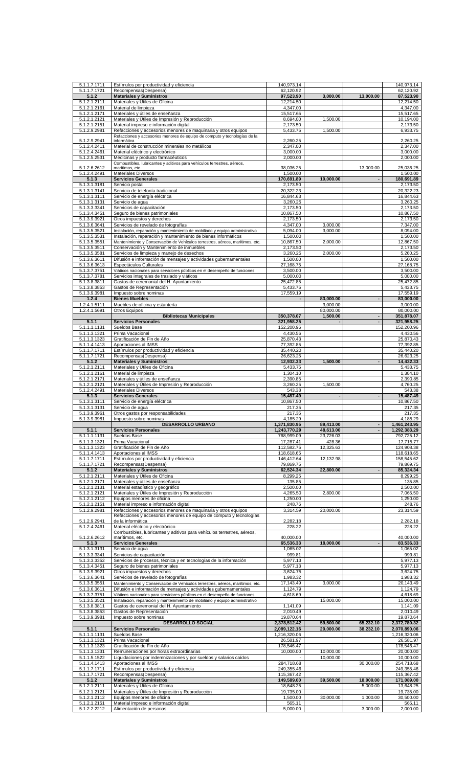| | | | | | |
|---|---|---|---|---|---|
| 5.1.1.7.1711 | Estímulos por productividad y eficiencia | 140,973.14 | | | 140,973.14 |
| 5.1.1.7.1721 | Recompensas(Despensa) | 62,120.92 | | | 62,120.92 |
| **5.1.2** | **Materiales y Suministros** | **97,523.90** | **3,000.00** | **13,000.00** | **87,523.90** |
| 5.1.2.1.2111 | Materiales y Útiles de Oficina | 12,214.50 | | | 12,214.50 |
| 5.1.2.1.2161 | Material de limpieza | 4,347.00 | | | 4,347.00 |
| 5.1.2.1.2171 | Materiales y útiles de enseñanza | 15,517.65 | | | 15,517.65 |
| 5.1.2.1.2121 | Materiales y Útiles de Impresión y Reproducción | 8,694.00 | 1,500.00 | | 10,194.00 |
| 5.1.2.1.2151 | Material impreso e información digital | 2,173.50 | | | 2,173.50 |
| 5.1.2.9.2981 | Refacciones y accesorios menores de maquinaria y otros equipos | 5,433.75 | 1,500.00 | | 6,933.75 |
| 5.1.2.9.2941 | Refacciones y accesorios menores de equipo de computo y tecnologías de la informática | 2,260.25 | | | 2,260.25 |
| 5.1.2.4.2411 | Material de construcción minerales no metálicos | 2,347.00 | | | 2,347.00 |
| 5.1.2.4.2461 | Material eléctrico y electrónico | 3,000.00 | | | 3,000.00 |
| 5.1.2.5.2531 | Medicinas y producto farmacéuticos | 2,000.00 | | | 2,000.00 |
| 5.1.2.6.2612 | Combustibles, lubricantes y aditivos para vehículos terrestres, aéreos, marítimos, etc. | 38,036.25 | | 13,000.00 | 25,036.25 |
| 5.1.2.4.2491 | Materiales Diversos | 1,500.00 | | | 1,500.00 |
| **5.1.3** | **Servicios Generales** | **170,691.89** | **10,000.00** | **-** | **180,691.89** |
| 5.1.3.1.3181 | Servicio postal | 2,173.50 | | | 2,173.50 |
| 5.1.3.1.3141 | Servicio de telefonía tradicional | 20,322.23 | | | 20,322.23 |
| 5.1.3.1.3111 | Servicio de energía eléctrica | 16,844.63 | | | 16,844.63 |
| 5.1.3.1.3131 | Servicio de agua | 3,260.25 | | | 3,260.25 |
| 5.1.3.3.3341 | Servicios de capacitación | 2,173.50 | | | 2,173.50 |
| 5.1.3.4.3451 | Seguro de bienes patrimoniales | 10,867.50 | | | 10,867.50 |
| 5.1.3.9.3921 | Otros impuestos y derechos | 2,173.50 | | | 2,173.50 |
| 5.1.3.6.3641 | Servicios de revelado de fotografías | 4,347.00 | 3,000.00 | | 7,347.00 |
| 5.1.3.5.3521 | Instalación, reparación y mantenimiento de mobiliario y equipo administrativo | 5,094.00 | 3,000.00 | | 8,094.00 |
| 5.1.3.5.3531 | Instalación, reparación y mantenimiento de bienes informáticos | 1,500.00 | | | 1,500.00 |
| 5.1.3.5.3551 | Mantenimiento y Conservación de Vehículos terrestres, aéreos, marítimos, etc. | 10,867.50 | 2,000.00 | | 12,867.50 |
| 5.1.3.5.3511 | Conservación y Mantenimiento de inmuebles | 2,173.50 | | | 2,173.50 |
| 5.1.3.5.3581 | Servicios de limpieza y manejo de desechos | 3,260.25 | 2,000.00 | | 5,260.25 |
| 5.1.3.6.3611 | Difusión e información de mensajes y actividades gubernamentales | 1,500.00 | | | 1,500.00 |
| 5.1.3.6.3613 | Espectáculos Culturales | 27,168.75 | | | 27,168.75 |
| 5.1.3.7.3751 | Viáticos nacionales para servidores públicos en el desempeño de funciones | 3,500.00 | | | 3,500.00 |
| 5.1.3.7.3781 | Servicios integrales de traslado y viáticos | 5,000.00 | | | 5,000.00 |
| 5.1.3.8.3811 | Gastos de ceremonial del H. Ayuntamiento | 25,472.85 | | | 25,472.85 |
| 5.1.3.8.3853 | Gastos de Representación | 5,433.75 | | | 5,433.75 |
| 5.1.3.9.3981 | Impuesto sobre nominas | 17,559.19 | | | 17,559.19 |
| **1.2.4** | **Bienes Muebles** | **-** | **83,000.00** | **-** | **83,000.00** |
| 1.2.4.1.5111 | Muebles de oficina y estantería | - | 3,000.00 | | 3,000.00 |
| 1.2.4.1.5691 | Otros Equipos | | 80,000.00 | | 80,000.00 |
| | **Bibliotecas Municipales** | **350,378.07** | **1,500.00** | **-** | **351,878.07** |
| **5.1.1** | **Servicios Personales** | **321,958.25** | **-** | **-** | **321,958.25** |
| 5.1.1.1.1131 | Sueldos Base | 152,200.96 | | | 152,200.96 |
| 5.1.1.3.1321 | Prima Vacacional | 4,430.56 | | | 4,430.56 |
| 5.1.1.3.1323 | Gratificación de Fin de Año | 25,870.43 | | | 25,870.43 |
| 5.1.1.4.1413 | Aportaciones al IMSS | 77,392.85 | | | 77,392.85 |
| 5.1.1.7.1711 | Estímulos por productividad y eficiencia | 35,440.20 | | | 35,440.20 |
| 5.1.1.7.1721 | Recompensas(Despensa) | 26,623.25 | | | 26,623.25 |
| **5.1.2** | **Materiales y Suministros** | **12,932.33** | **1,500.00** | **-** | **14,432.33** |
| 5.1.2.1.2111 | Materiales y Útiles de Oficina | 5,433.75 | | | 5,433.75 |
| 5.1.2.1.2161 | Material de limpieza | 1,304.10 | | | 1,304.10 |
| 5.1.2.1.2171 | Materiales y útiles de enseñanza | 2,390.85 | | | 2,390.85 |
| 5.1.2.1.2121 | Materiales y Útiles de Impresión y Reproducción | 3,260.25 | 1,500.00 | | 4,760.25 |
| 5.1.2.4.2491 | Materiales Diversos | 543.38 | | | 543.38 |
| **5.1.3** | **Servicios Generales** | **15,487.49** | **-** | **-** | **15,487.49** |
| 5.1.3.1.3111 | Servicio de energía eléctrica | 10,867.50 | | | 10,867.50 |
| 5.1.3.1.3131 | Servicio de agua | 217.35 | | | 217.35 |
| 5.1.3.9.3961 | Otros gastos por responsabilidades | 217.35 | | | 217.35 |
| 5.1.3.9.3981 | Impuesto sobre nominas | 4,185.29 | | | 4,185.29 |
| | **DESARROLLO URBANO** | **1,371,830.95** | **89,413.00** | **-** | **1,461,243.95** |
| **5.1.1** | **Servicios Personales** | **1,243,770.29** | **48,613.00** | **-** | **1,292,383.29** |
| 5.1.1.1.1131 | Sueldos Base | 768,999.09 | 23,726.03 | | 792,725.12 |
| 5.1.1.3.1321 | Prima Vacacional | 17,287.41 | 428.36 | | 17,715.77 |
| 5.1.1.3.1323 | Gratificación de Fin de Año | 112,582.75 | 12,325.63 | | 124,908.38 |
| 5.1.1.4.1413 | Aportaciones al IMSS | 118,618.65 | | | 118,618.65 |
| 5.1.1.7.1711 | Estímulos por productividad y eficiencia | 146,412.64 | 12,132.98 | | 158,545.62 |
| 5.1.1.7.1721 | Recompensas(Despensa) | 79,869.75 | | | 79,869.75 |
| **5.1.2** | **Materiales y Suministros** | **62,524.34** | **22,800.00** | **-** | **85,324.34** |
| 5.1.2.1.2111 | Materiales y Útiles de Oficina | 8,299.25 | | | 8,299.25 |
| 5.1.2.1.2171 | Materiales y útiles de enseñanza | 135.85 | | | 135.85 |
| 5.1.2.1.2131 | Material estadístico y geográfico | 2,500.00 | | | 2,500.00 |
| 5.1.2.1.2121 | Materiales y Útiles de Impresión y Reproducción | 4,265.50 | 2,800.00 | | 7,065.50 |
| 5.1.2.1.2112 | Equipos menores de oficina | 1,250.00 | | | 1,250.00 |
| 5.1.2.1.2151 | Material impreso e información digital | 248.76 | | | 248.76 |
| 5.1.2.9.2981 | Refacciones y accesorios menores de maquinaria y otros equipos | 3,314.59 | 20,000.00 | | 23,314.59 |
| 5.1.2.9.2941 | Refacciones y accesorios menores de equipo de computo y tecnologías de la informática | 2,282.18 | | | 2,282.18 |
| 5.1.2.4.2461 | Material eléctrico y electrónico | 228.22 | | | 228.22 |
| 5.1.2.6.2612 | Combustibles, lubricantes y aditivos para vehículos terrestres, aéreos, marítimos, etc. | 40,000.00 | | | 40,000.00 |
| **5.1.3** | **Servicios Generales** | **65,536.33** | **18,000.00** | **-** | **83,536.33** |
| 5.1.3.1.3131 | Servicio de agua | 1,065.02 | | | 1,065.02 |
| 5.1.3.3.3341 | Servicios de capacitación | 999.81 | | | 999.81 |
| 5.1.3.3.3352 | Servicios de procesos, técnica y en tecnologías de la información | 5,977.13 | | | 5,977.13 |
| 5.1.3.4.3451 | Seguro de bienes patrimoniales | 5,977.13 | | | 5,977.13 |
| 5.1.3.9.3921 | Otros impuestos y derechos | 3,624.75 | | | 3,624.75 |
| 5.1.3.6.3641 | Servicios de revelado de fotografías | 1,983.32 | | | 1,983.32 |
| 5.1.3.5.3551 | Mantenimiento y Conservación de Vehículos terrestres, aéreos, marítimos, etc. | 17,143.49 | 3,000.00 | | 20,143.49 |
| 5.1.3.6.3611 | Difusión e información de mensajes y actividades gubernamentales | 1,124.79 | | | 1,124.79 |
| 5.1.3.7.3751 | Viáticos nacionales para servidores públicos en el desempeño de funciones | 4,618.69 | | | 4,618.69 |
| 5.1.3.5.3521 | Instalación, reparación y mantenimiento de mobiliario y equipo administrativo | | 15,000.00 | | 15,000.00 |
| 5.1.3.8.3811 | Gastos de ceremonial del H. Ayuntamiento | 1,141.09 | | | 1,141.09 |
| 5.1.3.8.3853 | Gastos de Representación | 2,010.49 | | | 2,010.49 |
| 5.1.3.9.3981 | Impuesto sobre nominas | 19,870.64 | | | 19,870.64 |
| | **DESARROLLO SOCIAL** | **2,378,512.42** | **59,500.00** | **65,232.10** | **2,372,780.32** |
| **5.1.1** | **Servicios Personales** | **2,089,122.16** | **20,000.00** | **38,232.10** | **2,070,890.06** |
| 5.1.1.1.1131 | Sueldos Base | 1,216,320.06 | | | 1,216,320.06 |
| 5.1.1.3.1321 | Prima Vacacional | 26,581.97 | | | 26,581.97 |
| 5.1.1.3.1323 | Gratificación de Fin de Año | 178,546.47 | | | 178,546.47 |
| 5.1.1.3.1331 | Remuneraciones por horas extraordinarias | 10,000.00 | 10,000.00 | | 20,000.00 |
| 5.1.1.5.1522 | Liquidaciones por indemnizaciones y por sueldos y salarios caídos | - | 10,000.00 | | 10,000.00 |
| 5.1.1.4.1413 | Aportaciones al IMSS | 284,718.68 | | 30,000.00 | 254,718.68 |
| 5.1.1.7.1711 | Estímulos por productividad y eficiencia | 249,355.46 | | | 249,355.46 |
| 5.1.1.7.1721 | Recompensas(Despensa) | 115,367.42 | | | 115,367.42 |
| **5.1.2** | **Materiales y Suministros** | **149,589.00** | **39,500.00** | **18,000.00** | **171,089.00** |
| 5.1.2.1.2111 | Materiales y Útiles de Oficina | 18,648.25 | | 5,000.00 | 13,648.25 |
| 5.1.2.1.2121 | Materiales y Útiles de Impresión y Reproducción | 19,735.00 | | | 19,735.00 |
| 5.1.2.1.2112 | Equipos menores de oficina | 1,500.00 | 30,000.00 | 1,000.00 | 30,500.00 |
| 5.1.2.1.2151 | Material impreso e información digital | 565.11 | | | 565.11 |
| 5.1.2.2.2212 | Alimentación de personas | 5,000.00 | | 3,000.00 | 2,000.00 |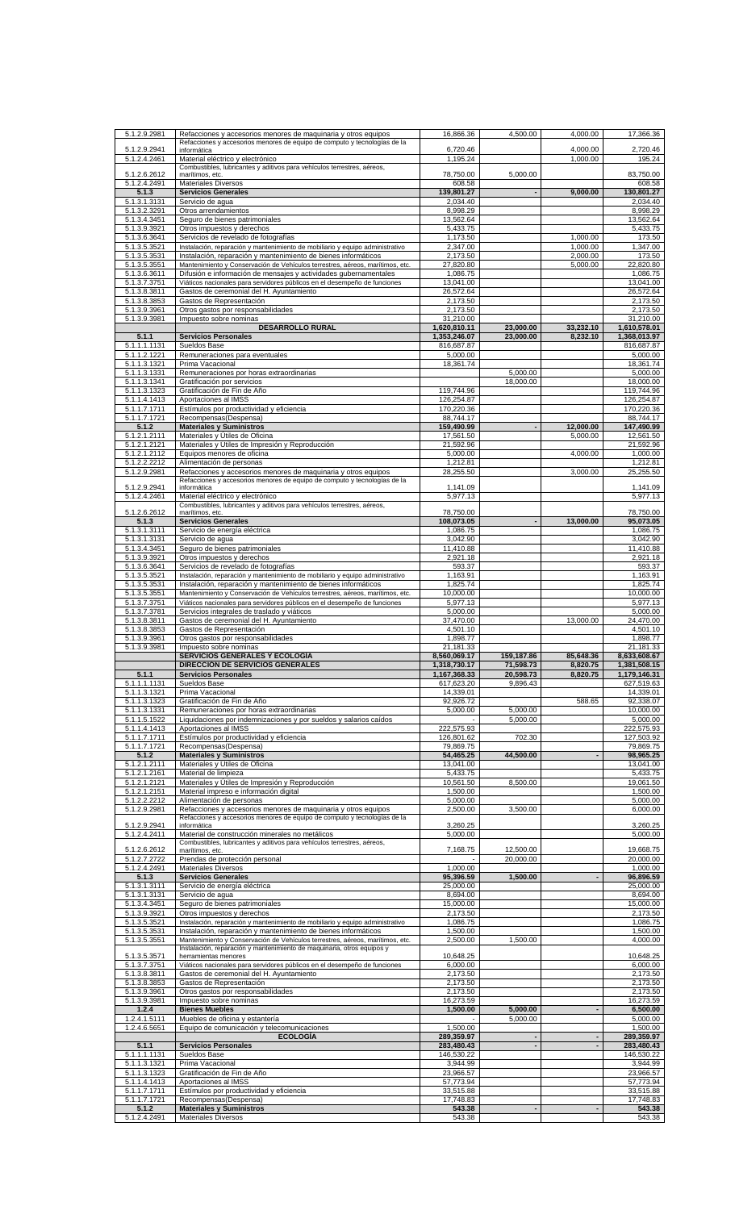| | | | | | |
|---|---|---|---|---|---|
| 5.1.2.9.2981 | Refacciones y accesorios menores de maquinaria y otros equipos | 16,866.36 | 4,500.00 | 4,000.00 | 17,366.36 |
| 5.1.2.9.2941 | Refacciones y accesorios menores de equipo de computo y tecnologías de la informática | 6,720.46 | | 4,000.00 | 2,720.46 |
| 5.1.2.4.2461 | Material eléctrico y electrónico | 1,195.24 | | 1,000.00 | 195.24 |
| 5.1.2.6.2612 | Combustibles, lubricantes y aditivos para vehículos terrestres, aéreos, marítimos, etc. | 78,750.00 | 5,000.00 | | 83,750.00 |
| 5.1.2.4.2491 | Materiales Diversos | 608.58 | | | 608.58 |
| **5.1.3** | **Servicios Generales** | **139,801.27** | **-** | **9,000.00** | **130,801.27** |
| 5.1.3.1.3131 | Servicio de agua | 2,034.40 | | | 2,034.40 |
| 5.1.3.2.3291 | Otros arrendamientos | 8,998.29 | | | 8,998.29 |
| 5.1.3.4.3451 | Seguro de bienes patrimoniales | 13,562.64 | | | 13,562.64 |
| 5.1.3.9.3921 | Otros impuestos y derechos | 5,433.75 | | | 5,433.75 |
| 5.1.3.6.3641 | Servicios de revelado de fotografías | 1,173.50 | | 1,000.00 | 173.50 |
| 5.1.3.5.3521 | Instalación, reparación y mantenimiento de mobiliario y equipo administrativo | 2,347.00 | | 1,000.00 | 1,347.00 |
| 5.1.3.5.3531 | Instalación, reparación y mantenimiento de bienes informáticos | 2,173.50 | | 2,000.00 | 173.50 |
| 5.1.3.5.3551 | Mantenimiento y Conservación de Vehículos terrestres, aéreos, marítimos, etc. | 27,820.80 | | 5,000.00 | 22,820.80 |
| 5.1.3.6.3611 | Difusión e información de mensajes y actividades gubernamentales | 1,086.75 | | | 1,086.75 |
| 5.1.3.7.3751 | Viáticos nacionales para servidores públicos en el desempeño de funciones | 13,041.00 | | | 13,041.00 |
| 5.1.3.8.3811 | Gastos de ceremonial del H. Ayuntamiento | 26,572.64 | | | 26,572.64 |
| 5.1.3.8.3853 | Gastos de Representación | 2,173.50 | | | 2,173.50 |
| 5.1.3.9.3961 | Otros gastos por responsabilidades | 2,173.50 | | | 2,173.50 |
| 5.1.3.9.3981 | Impuesto sobre nominas | 31,210.00 | | | 31,210.00 |
| | **DESARROLLO RURAL** | **1,620,810.11** | **23,000.00** | **33,232.10** | **1,610,578.01** |
| **5.1.1** | **Servicios Personales** | **1,353,246.07** | **23,000.00** | **8,232.10** | **1,368,013.97** |
| 5.1.1.1.1131 | Sueldos Base | 816,687.87 | | | 816,687.87 |
| 5.1.1.2.1221 | Remuneraciones para eventuales | 5,000.00 | | | 5,000.00 |
| 5.1.1.3.1321 | Prima Vacacional | 18,361.74 | | | 18,361.74 |
| 5.1.1.3.1331 | Remuneraciones por horas extraordinarias | | 5,000.00 | | 5,000.00 |
| 5.1.1.3.1341 | Gratificación por servicios | | 18,000.00 | | 18,000.00 |
| 5.1.1.3.1323 | Gratificación de Fin de Año | 119,744.96 | | | 119,744.96 |
| 5.1.1.4.1413 | Aportaciones al IMSS | 126,254.87 | | | 126,254.87 |
| 5.1.1.7.1711 | Estímulos por productividad y eficiencia | 170,220.36 | | | 170,220.36 |
| 5.1.1.7.1721 | Recompensas(Despensa) | 88,744.17 | | | 88,744.17 |
| **5.1.2** | **Materiales y Suministros** | **159,490.99** | **-** | **12,000.00** | **147,490.99** |
| 5.1.2.1.2111 | Materiales y Útiles de Oficina | 17,561.50 | | 5,000.00 | 12,561.50 |
| 5.1.2.1.2121 | Materiales y Útiles de Impresión y Reproducción | 21,592.96 | | | 21,592.96 |
| 5.1.2.1.2112 | Equipos menores de oficina | 5,000.00 | | 4,000.00 | 1,000.00 |
| 5.1.2.2.2212 | Alimentación de personas | 1,212.81 | | | 1,212.81 |
| 5.1.2.9.2981 | Refacciones y accesorios menores de maquinaria y otros equipos | 28,255.50 | | 3,000.00 | 25,255.50 |
| 5.1.2.9.2941 | Refacciones y accesorios menores de equipo de computo y tecnologías de la informática | 1,141.09 | | | 1,141.09 |
| 5.1.2.4.2461 | Material eléctrico y electrónico | 5,977.13 | | | 5,977.13 |
| 5.1.2.6.2612 | Combustibles, lubricantes y aditivos para vehículos terrestres, aéreos, marítimos, etc. | 78,750.00 | | | 78,750.00 |
| **5.1.3** | **Servicios Generales** | **108,073.05** | **-** | **13,000.00** | **95,073.05** |
| 5.1.3.1.3111 | Servicio de energía eléctrica | 1,086.75 | | | 1,086.75 |
| 5.1.3.1.3131 | Servicio de agua | 3,042.90 | | | 3,042.90 |
| 5.1.3.4.3451 | Seguro de bienes patrimoniales | 11,410.88 | | | 11,410.88 |
| 5.1.3.9.3921 | Otros impuestos y derechos | 2,921.18 | | | 2,921.18 |
| 5.1.3.6.3641 | Servicios de revelado de fotografías | 593.37 | | | 593.37 |
| 5.1.3.5.3521 | Instalación, reparación y mantenimiento de mobiliario y equipo administrativo | 1,163.91 | | | 1,163.91 |
| 5.1.3.5.3531 | Instalación, reparación y mantenimiento de bienes informáticos | 1,825.74 | | | 1,825.74 |
| 5.1.3.5.3551 | Mantenimiento y Conservación de Vehículos terrestres, aéreos, marítimos, etc. | 10,000.00 | | | 10,000.00 |
| 5.1.3.7.3751 | Viáticos nacionales para servidores públicos en el desempeño de funciones | 5,977.13 | | | 5,977.13 |
| 5.1.3.7.3781 | Servicios integrales de traslado y viáticos | 5,000.00 | | | 5,000.00 |
| 5.1.3.8.3811 | Gastos de ceremonial del H. Ayuntamiento | 37,470.00 | | 13,000.00 | 24,470.00 |
| 5.1.3.8.3853 | Gastos de Representación | 4,501.10 | | | 4,501.10 |
| 5.1.3.9.3961 | Otros gastos por responsabilidades | 1,898.77 | | | 1,898.77 |
| 5.1.3.9.3981 | Impuesto sobre nominas | 21,181.33 | | | 21,181.33 |
| | **SERVICIOS GENERALES Y ECOLOGIA** | **8,560,069.17** | **159,187.86** | **85,648.36** | **8,633,608.67** |
| | **DIRECCION DE SERVICIOS GENERALES** | **1,318,730.17** | **71,598.73** | **8,820.75** | **1,381,508.15** |
| **5.1.1** | **Servicios Personales** | **1,167,368.33** | **20,598.73** | **8,820.75** | **1,179,146.31** |
| 5.1.1.1.1131 | Sueldos Base | 617,623.20 | 9,896.43 | | 627,519.63 |
| 5.1.1.3.1321 | Prima Vacacional | 14,339.01 | | | 14,339.01 |
| 5.1.1.3.1323 | Gratificación de Fin de Año | 92,926.72 | | 588.65 | 92,338.07 |
| 5.1.1.3.1331 | Remuneraciones por horas extraordinarias | 5,000.00 | 5,000.00 | | 10,000.00 |
| 5.1.1.5.1522 | Liquidaciones por indemnizaciones y por sueldos y salarios caídos | - | 5,000.00 | | 5,000.00 |
| 5.1.1.4.1413 | Aportaciones al IMSS | 222,575.93 | | | 222,575.93 |
| 5.1.1.7.1711 | Estímulos por productividad y eficiencia | 126,801.62 | 702.30 | | 127,503.92 |
| 5.1.1.7.1721 | Recompensas(Despensa) | 79,869.75 | | | 79,869.75 |
| **5.1.2** | **Materiales y Suministros** | **54,465.25** | **44,500.00** | **-** | **98,965.25** |
| 5.1.2.1.2111 | Materiales y Útiles de Oficina | 13,041.00 | | | 13,041.00 |
| 5.1.2.1.2161 | Material de limpieza | 5,433.75 | | | 5,433.75 |
| 5.1.2.1.2121 | Materiales y Útiles de Impresión y Reproducción | 10,561.50 | 8,500.00 | | 19,061.50 |
| 5.1.2.1.2151 | Material impreso e información digital | 1,500.00 | | | 1,500.00 |
| 5.1.2.2.2212 | Alimentación de personas | 5,000.00 | | | 5,000.00 |
| 5.1.2.9.2981 | Refacciones y accesorios menores de maquinaria y otros equipos | 2,500.00 | 3,500.00 | | 6,000.00 |
| 5.1.2.9.2941 | Refacciones y accesorios menores de equipo de computo y tecnologías de la informática | 3,260.25 | | | 3,260.25 |
| 5.1.2.4.2411 | Material de construcción minerales no metálicos | 5,000.00 | | | 5,000.00 |
| 5.1.2.6.2612 | Combustibles, lubricantes y aditivos para vehículos terrestres, aéreos, marítimos, etc. | 7,168.75 | 12,500.00 | | 19,668.75 |
| 5.1.2.7.2722 | Prendas de protección personal | - | 20,000.00 | | 20,000.00 |
| 5.1.2.4.2491 | Materiales Diversos | 1,000.00 | | | 1,000.00 |
| **5.1.3** | **Servicios Generales** | **95,396.59** | **1,500.00** | **-** | **96,896.59** |
| 5.1.3.1.3111 | Servicio de energía eléctrica | 25,000.00 | | | 25,000.00 |
| 5.1.3.1.3131 | Servicio de agua | 8,694.00 | | | 8,694.00 |
| 5.1.3.4.3451 | Seguro de bienes patrimoniales | 15,000.00 | | | 15,000.00 |
| 5.1.3.9.3921 | Otros impuestos y derechos | 2,173.50 | | | 2,173.50 |
| 5.1.3.5.3521 | Instalación, reparación y mantenimiento de mobiliario y equipo administrativo | 1,086.75 | | | 1,086.75 |
| 5.1.3.5.3531 | Instalación, reparación y mantenimiento de bienes informáticos | 1,500.00 | | | 1,500.00 |
| 5.1.3.5.3551 | Mantenimiento y Conservación de Vehículos terrestres, aéreos, marítimos, etc. | 2,500.00 | 1,500.00 | | 4,000.00 |
| 5.1.3.5.3571 | Instalación, reparación y mantenimiento de maquinaria, otros equipos y herramientas menores | 10,648.25 | | | 10,648.25 |
| 5.1.3.7.3751 | Viáticos nacionales para servidores públicos en el desempeño de funciones | 6,000.00 | | | 6,000.00 |
| 5.1.3.8.3811 | Gastos de ceremonial del H. Ayuntamiento | 2,173.50 | | | 2,173.50 |
| 5.1.3.8.3853 | Gastos de Representación | 2,173.50 | | | 2,173.50 |
| 5.1.3.9.3961 | Otros gastos por responsabilidades | 2,173.50 | | | 2,173.50 |
| 5.1.3.9.3981 | Impuesto sobre nominas | 16,273.59 | | | 16,273.59 |
| **1.2.4** | **Bienes Muebles** | **1,500.00** | **5,000.00** | **-** | **6,500.00** |
| 1.2.4.1.5111 | Muebles de oficina y estantería | - | 5,000.00 | | 5,000.00 |
| 1.2.4.6.5651 | Equipo de comunicación y telecomunicaciones | 1,500.00 | | | 1,500.00 |
| | **ECOLOGÍA** | **289,359.97** | **-** | **-** | **289,359.97** |
| **5.1.1** | **Servicios Personales** | **283,480.43** | **-** | **-** | **283,480.43** |
| 5.1.1.1.1131 | Sueldos Base | 146,530.22 | | | 146,530.22 |
| 5.1.1.3.1321 | Prima Vacacional | 3,944.99 | | | 3,944.99 |
| 5.1.1.3.1323 | Gratificación de Fin de Año | 23,966.57 | | | 23,966.57 |
| 5.1.1.4.1413 | Aportaciones al IMSS | 57,773.94 | | | 57,773.94 |
| 5.1.1.7.1711 | Estímulos por productividad y eficiencia | 33,515.88 | | | 33,515.88 |
| 5.1.1.7.1721 | Recompensas(Despensa) | 17,748.83 | | | 17,748.83 |
| **5.1.2** | **Materiales y Suministros** | **543.38** | **-** | **-** | **543.38** |
| 5.1.2.4.2491 | Materiales Diversos | 543.38 | | | 543.38 |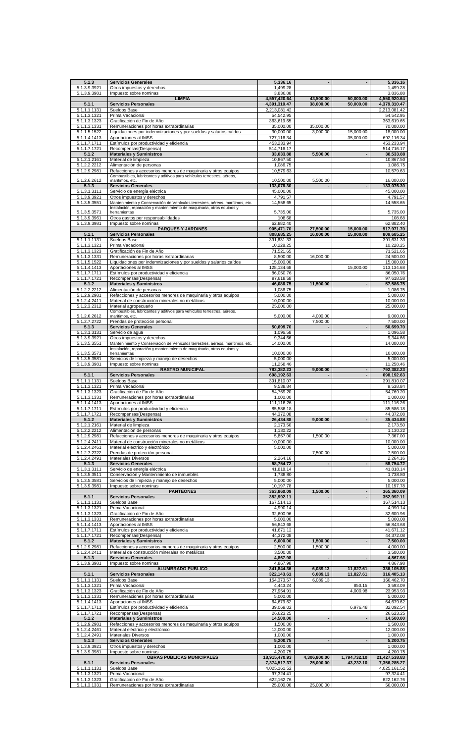| | | | | | |
|---|---|---|---|---|---|
| **5.1.3** | **Servicios Generales** | **5,336.16** | **-** | **-** | **5,336.16** |
| 5.1.3.9.3921 | Otros impuestos y derechos | 1,499.28 | | | 1,499.28 |
| 5.1.3.9.3981 | Impuesto sobre nominas | 3,836.88 | | | 3,836.88 |
| | **LIMPIA** | **4,557,420.64** | **43,500.00** | **50,000.00** | **4,550,920.64** |
| **5.1.1** | **Servicios Personales** | **4,391,310.47** | **38,000.00** | **50,000.00** | **4,379,310.47** |
| 5.1.1.1.1131 | Sueldos Base | 2,213,081.42 | | | 2,213,081.42 |
| 5.1.1.3.1321 | Prima Vacacional | 54,542.95 | | | 54,542.95 |
| 5.1.1.3.1323 | Gratificación de Fin de Año | 363,619.65 | | | 363,619.65 |
| 5.1.1.3.1331 | Remuneraciones por horas extraordinarias | 35,000.00 | 35,000.00 | | 70,000.00 |
| 5.1.1.5.1522 | Liquidaciones por indemnizaciones y por sueldos y salarios caídos | 30,000.00 | 3,000.00 | 15,000.00 | 18,000.00 |
| 5.1.1.4.1413 | Aportaciones al IMSS | 727,116.34 | | 35,000.00 | 692,116.34 |
| 5.1.1.7.1711 | Estímulos por productividad y eficiencia | 453,233.94 | | | 453,233.94 |
| 5.1.1.7.1721 | Recompensas(Despensa) | 514,716.17 | | | 514,716.17 |
| **5.1.2** | **Materiales y Suministros** | **33,033.88** | **5,500.00** | **-** | **38,533.88** |
| 5.1.2.1.2161 | Material de limpieza | 10,867.50 | | | 10,867.50 |
| 5.1.2.2.2212 | Alimentación de personas | 1,086.75 | | | 1,086.75 |
| 5.1.2.9.2981 | Refacciones y accesorios menores de maquinaria y otros equipos | 10,579.63 | | | 10,579.63 |
| 5.1.2.6.2612 | Combustibles, lubricantes y aditivos para vehículos terrestres, aéreos, marítimos, etc. | 10,500.00 | 5,500.00 | | 16,000.00 |
| **5.1.3** | **Servicios Generales** | **133,076.30** | **-** | **-** | **133,076.30** |
| 5.1.3.1.3111 | Servicio de energía eléctrica | 45,000.00 | | | 45,000.00 |
| 5.1.3.9.3921 | Otros impuestos y derechos | 4,791.57 | | | 4,791.57 |
| 5.1.3.5.3551 | Mantenimiento y Conservación de Vehículos terrestres, aéreos, marítimos, etc. | 14,558.65 | | | 14,558.65 |
| 5.1.3.5.3571 | Instalación, reparación y mantenimiento de maquinaria, otros equipos y herramientas | 5,735.00 | | | 5,735.00 |
| 5.1.3.9.3961 | Otros gastos por responsabilidades | 108.68 | | | 108.68 |
| 5.1.3.9.3981 | Impuesto sobre nominas | 62,882.40 | | | 62,882.40 |
| | **PARQUES Y JARDINES** | **905,471.70** | **27,500.00** | **15,000.00** | **917,971.70** |
| **5.1.1** | **Servicios Personales** | **808,685.25** | **16,000.00** | **15,000.00** | **809,685.25** |
| 5.1.1.1.1131 | Sueldos Base | 391,631.33 | | | 391,631.33 |
| 5.1.1.3.1321 | Prima Vacacional | 10,228.25 | | | 10,228.25 |
| 5.1.1.3.1323 | Gratificación de Fin de Año | 71,521.65 | | | 71,521.65 |
| 5.1.1.3.1331 | Remuneraciones por horas extraordinarias | 8,500.00 | 16,000.00 | | 24,500.00 |
| 5.1.1.5.1522 | Liquidaciones por indemnizaciones y por sueldos y salarios caídos | 15,000.00 | | | 15,000.00 |
| 5.1.1.4.1413 | Aportaciones al IMSS | 128,134.68 | | 15,000.00 | 113,134.68 |
| 5.1.1.7.1711 | Estímulos por productividad y eficiencia | 86,050.76 | | | 86,050.76 |
| 5.1.1.7.1721 | Recompensas(Despensa) | 97,618.58 | | | 97,618.58 |
| **5.1.2** | **Materiales y Suministros** | **46,086.75** | **11,500.00** | **-** | **57,586.75** |
| 5.1.2.2.2212 | Alimentación de personas | 1,086.75 | | | 1,086.75 |
| 5.1.2.9.2981 | Refacciones y accesorios menores de maquinaria y otros equipos | 5,000.00 | | | 5,000.00 |
| 5.1.2.4.2411 | Material de construcción minerales no metálicos | 10,000.00 | | | 10,000.00 |
| 5.1.2.3.2312 | Material agropecuario | 25,000.00 | | | 25,000.00 |
| 5.1.2.6.2612 | Combustibles, lubricantes y aditivos para vehículos terrestres, aéreos, marítimos, etc. | 5,000.00 | 4,000.00 | | 9,000.00 |
| 5.1.2.7.2722 | Prendas de protección personal | - | 7,500.00 | | 7,500.00 |
| **5.1.3** | **Servicios Generales** | **50,699.70** | **-** | **-** | **50,699.70** |
| 5.1.3.1.3131 | Servicio de agua | 1,096.58 | | | 1,096.58 |
| 5.1.3.9.3921 | Otros impuestos y derechos | 9,344.66 | | | 9,344.66 |
| 5.1.3.5.3551 | Mantenimiento y Conservación de Vehículos terrestres, aéreos, marítimos, etc. | 14,000.00 | | | 14,000.00 |
| 5.1.3.5.3571 | Instalación, reparación y mantenimiento de maquinaria, otros equipos y herramientas | 10,000.00 | | | 10,000.00 |
| 5.1.3.5.3581 | Servicios de limpieza y manejo de desechos | 5,000.00 | | | 5,000.00 |
| 5.1.3.9.3981 | Impuesto sobre nominas | 11,258.46 | | | 11,258.46 |
| | **RASTRO MUNICIPAL** | **783,382.23** | **9,000.00** | **-** | **792,382.23** |
| **5.1.1** | **Servicios Personales** | **698,192.63** | **-** | **-** | **698,192.63** |
| 5.1.1.1.1131 | Sueldos Base | 391,810.07 | | | 391,810.07 |
| 5.1.1.3.1321 | Prima Vacacional | 9,538.84 | | | 9,538.84 |
| 5.1.1.3.1323 | Gratificación de Fin de Año | 54,769.20 | | | 54,769.20 |
| 5.1.1.3.1331 | Remuneraciones por horas extraordinarias | 1,000.00 | | | 1,000.00 |
| 5.1.1.4.1413 | Aportaciones al IMSS | 111,116.26 | | | 111,116.26 |
| 5.1.1.7.1711 | Estímulos por productividad y eficiencia | 85,586.18 | | | 85,586.18 |
| 5.1.1.7.1721 | Recompensas(Despensa) | 44,372.08 | | | 44,372.08 |
| **5.1.2** | **Materiales y Suministros** | **26,434.88** | **9,000.00** | **-** | **35,434.88** |
| 5.1.2.1.2161 | Material de limpieza | 2,173.50 | | | 2,173.50 |
| 5.1.2.2.2212 | Alimentación de personas | 1,130.22 | | | 1,130.22 |
| 5.1.2.9.2981 | Refacciones y accesorios menores de maquinaria y otros equipos | 5,867.00 | 1,500.00 | | 7,367.00 |
| 5.1.2.4.2411 | Material de construcción minerales no metálicos | 10,000.00 | | | 10,000.00 |
| 5.1.2.4.2461 | Material eléctrico y electrónico | 5,000.00 | | | 5,000.00 |
| 5.1.2.7.2722 | Prendas de protección personal | - | 7,500.00 | | 7,500.00 |
| 5.1.2.4.2491 | Materiales Diversos | 2,264.16 | | | 2,264.16 |
| **5.1.3** | **Servicios Generales** | **58,754.72** | **-** | **-** | **58,754.72** |
| 5.1.3.1.3111 | Servicio de energía eléctrica | 41,818.14 | | | 41,818.14 |
| 5.1.3.5.3511 | Conservación y Mantenimiento de inmuebles | 1,738.80 | | | 1,738.80 |
| 5.1.3.5.3581 | Servicios de limpieza y manejo de desechos | 5,000.00 | | | 5,000.00 |
| 5.1.3.9.3981 | Impuesto sobre nominas | 10,197.78 | | | 10,197.78 |
| | **PANTEONES** | **363,860.09** | **1,500.00** | **-** | **365,360.09** |
| **5.1.1** | **Servicios Personales** | **352,992.11** | **-** | **-** | **352,992.11** |
| 5.1.1.1.1131 | Sueldos Base | 167,514.13 | | | 167,514.13 |
| 5.1.1.3.1321 | Prima Vacacional | 4,990.14 | | | 4,990.14 |
| 5.1.1.3.1323 | Gratificación de Fin de Año | 32,600.96 | | | 32,600.96 |
| 5.1.1.3.1331 | Remuneraciones por horas extraordinarias | 5,000.00 | | | 5,000.00 |
| 5.1.1.4.1413 | Aportaciones al IMSS | 56,843.68 | | | 56,843.68 |
| 5.1.1.7.1711 | Estímulos por productividad y eficiencia | 41,671.12 | | | 41,671.12 |
| 5.1.1.7.1721 | Recompensas(Despensa) | 44,372.08 | | | 44,372.08 |
| **5.1.2** | **Materiales y Suministros** | **6,000.00** | **1,500.00** | **-** | **7,500.00** |
| 5.1.2.9.2981 | Refacciones y accesorios menores de maquinaria y otros equipos | 2,500.00 | 1,500.00 | | 4,000.00 |
| 5.1.2.4.2411 | Material de construcción minerales no metálicos | 3,500.00 | | | 3,500.00 |
| **5.1.3** | **Servicios Generales** | **4,867.98** | **-** | **-** | **4,867.98** |
| 5.1.3.9.3981 | Impuesto sobre nominas | 4,867.98 | | | 4,867.98 |
| | **ALUMBRADO PUBLICO** | **341,844.36** | **6,089.13** | **11,827.61** | **336,105.88** |
| **5.1.1** | **Servicios Personales** | **322,143.61** | **6,089.13** | **11,827.61** | **316,405.13** |
| 5.1.1.1.1131 | Sueldos Base | 154,373.57 | 6,089.13 | | 160,462.70 |
| 5.1.1.3.1321 | Prima Vacacional | 4,443.24 | | 850.15 | 3,593.09 |
| 5.1.1.3.1323 | Gratificación de Fin de Año | 27,954.91 | | 4,000.98 | 23,953.93 |
| 5.1.1.3.1331 | Remuneraciones por horas extraordinarias | 5,000.00 | | | 5,000.00 |
| 5.1.1.4.1413 | Aportaciones al IMSS | 64,679.62 | | | 64,679.62 |
| 5.1.1.7.1711 | Estímulos por productividad y eficiencia | 39,069.02 | | 6,976.48 | 32,092.54 |
| 5.1.1.7.1721 | Recompensas(Despensa) | 26,623.25 | | | 26,623.25 |
| **5.1.2** | **Materiales y Suministros** | **14,500.00** | **-** | **-** | **14,500.00** |
| 5.1.2.9.2981 | Refacciones y accesorios menores de maquinaria y otros equipos | 1,500.00 | | | 1,500.00 |
| 5.1.2.4.2461 | Material eléctrico y electrónico | 12,000.00 | | | 12,000.00 |
| 5.1.2.4.2491 | Materiales Diversos | 1,000.00 | | | 1,000.00 |
| **5.1.3** | **Servicios Generales** | **5,200.75** | **-** | **-** | **5,200.75** |
| 5.1.3.9.3921 | Otros impuestos y derechos | 1,000.00 | | | 1,000.00 |
| 5.1.3.9.3981 | Impuesto sobre nominas | 4,200.75 | | | 4,200.75 |
| | **OBRAS PUBLICAS MUNICIPALES** | **18,915,470.93** | **4,306,800.00** | **1,794,732.10** | **21,427,538.83** |
| **5.1.1** | **Servicios Personales** | **7,374,517.37** | **25,000.00** | **43,232.10** | **7,356,285.27** |
| 5.1.1.1.1131 | Sueldos Base | 4,025,161.52 | | | 4,025,161.52 |
| 5.1.1.3.1321 | Prima Vacacional | 97,324.41 | | | 97,324.41 |
| 5.1.1.3.1323 | Gratificación de Fin de Año | 622,162.76 | | | 622,162.76 |
| 5.1.1.3.1331 | Remuneraciones por horas extraordinarias | 25,000.00 | 25,000.00 | | 50,000.00 |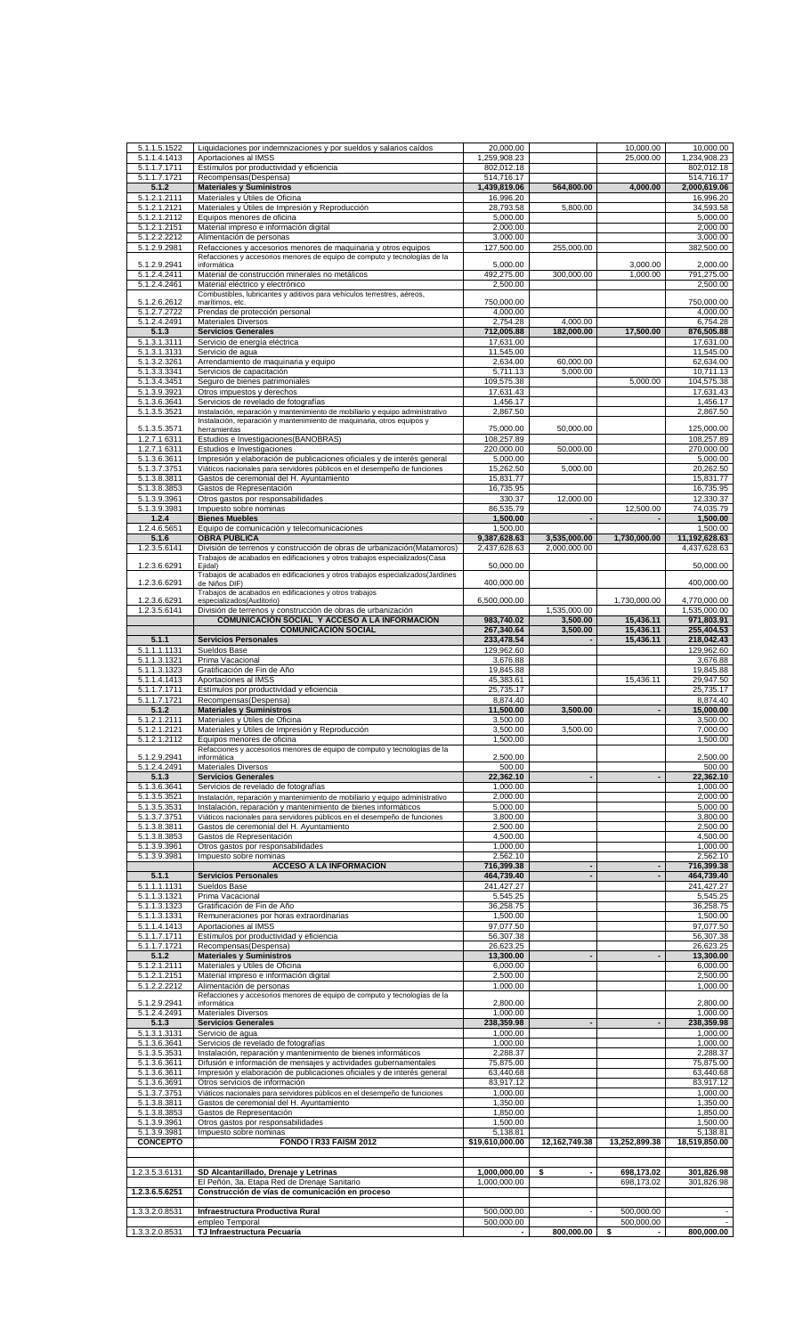| | | | | | |
|---|---|---|---|---|---|
| 5.1.1.5.1522 | Liquidaciones por indemnizaciones y por sueldos y salarios caídos | 20,000.00 | | 10,000.00 | 10,000.00 |
| 5.1.1.4.1413 | Aportaciones al IMSS | 1,259,908.23 | | 25,000.00 | 1,234,908.23 |
| 5.1.1.7.1711 | Estímulos por productividad y eficiencia | 802,012.18 | | | 802,012.18 |
| 5.1.1.7.1721 | Recompensas(Despensa) | 514,716.17 | | | 514,716.17 |
| **5.1.2** | **Materiales y Suministros** | **1,439,819.06** | **564,800.00** | **4,000.00** | **2,000,619.06** |
| 5.1.2.1.2111 | Materiales y Útiles de Oficina | 16,996.20 | | | 16,996.20 |
| 5.1.2.1.2121 | Materiales y Útiles de Impresión y Reproducción | 28,793.58 | 5,800.00 | | 34,593.58 |
| 5.1.2.1.2112 | Equipos menores de oficina | 5,000.00 | | | 5,000.00 |
| 5.1.2.1.2151 | Material impreso e información digital | 2,000.00 | | | 2,000.00 |
| 5.1.2.2.2212 | Alimentación de personas | 3,000.00 | | | 3,000.00 |
| 5.1.2.9.2981 | Refacciones y accesorios menores de maquinaria y otros equipos | 127,500.00 | 255,000.00 | | 382,500.00 |
| 5.1.2.9.2941 | Refacciones y accesorios menores de equipo de computo y tecnologías de la informática | 5,000.00 | | 3,000.00 | 2,000.00 |
| 5.1.2.4.2411 | Material de construcción minerales no metálicos | 492,275.00 | 300,000.00 | 1,000.00 | 791,275.00 |
| 5.1.2.4.2461 | Material eléctrico y electrónico | 2,500.00 | | | 2,500.00 |
| 5.1.2.6.2612 | Combustibles, lubricantes y aditivos para vehículos terrestres, aéreos, marítimos, etc. | 750,000.00 | | | 750,000.00 |
| 5.1.2.7.2722 | Prendas de protección personal | 4,000.00 | | | 4,000.00 |
| 5.1.2.4.2491 | Materiales Diversos | 2,754.28 | 4,000.00 | | 6,754.28 |
| **5.1.3** | **Servicios Generales** | **712,005.88** | **182,000.00** | **17,500.00** | **876,505.88** |
| 5.1.3.1.3111 | Servicio de energía eléctrica | 17,631.00 | | | 17,631.00 |
| 5.1.3.1.3131 | Servicio de agua | 11,545.00 | | | 11,545.00 |
| 5.1.3.2.3261 | Arrendamiento de maquinaria y equipo | 2,634.00 | 60,000.00 | | 62,634.00 |
| 5.1.3.3.3341 | Servicios de capacitación | 5,711.13 | 5,000.00 | | 10,711.13 |
| 5.1.3.4.3451 | Seguro de bienes patrimoniales | 109,575.38 | | 5,000.00 | 104,575.38 |
| 5.1.3.9.3921 | Otros impuestos y derechos | 17,631.43 | | | 17,631.43 |
| 5.1.3.6.3641 | Servicios de revelado de fotografías | 1,456.17 | | | 1,456.17 |
| 5.1.3.5.3521 | Instalación, reparación y mantenimiento de mobiliario y equipo administrativo | 2,867.50 | | | 2,867.50 |
| 5.1.3.5.3571 | Instalación, reparación y mantenimiento de maquinaria, otros equipos y herramientas | 75,000.00 | 50,000.00 | | 125,000.00 |
| 1.2.7.1.6311 | Estudios e Investigaciones(BANOBRAS) | 108,257.89 | | | 108,257.89 |
| 1.2.7.1.6311 | Estudios e Investigaciones | 220,000.00 | 50,000.00 | | 270,000.00 |
| 5.1.3.6.3611 | Impresión y elaboración de publicaciones oficiales y de interés general | 5,000.00 | | | 5,000.00 |
| 5.1.3.7.3751 | Viáticos nacionales para servidores públicos en el desempeño de funciones | 15,262.50 | 5,000.00 | | 20,262.50 |
| 5.1.3.8.3811 | Gastos de ceremonial del H. Ayuntamiento | 15,831.77 | | | 15,831.77 |
| 5.1.3.8.3853 | Gastos de Representación | 16,735.95 | | | 16,735.95 |
| 5.1.3.9.3961 | Otros gastos por responsabilidades | 330.37 | 12,000.00 | | 12,330.37 |
| 5.1.3.9.3981 | Impuesto sobre nominas | 86,535.79 | | 12,500.00 | 74,035.79 |
| **1.2.4** | **Bienes Muebles** | **1,500.00** | **-** | **-** | **1,500.00** |
| 1.2.4.6.5651 | Equipo de comunicación y telecomunicaciones | 1,500.00 | | | 1,500.00 |
| **5.1.6** | **OBRA PUBLICA** | **9,387,628.63** | **3,535,000.00** | **1,730,000.00** | **11,192,628.63** |
| 1.2.3.5.6141 | División de terrenos y construcción de obras de urbanización(Matamoros) | 2,437,628.63 | 2,000,000.00 | | 4,437,628.63 |
| 1.2.3.6.6291 | Trabajos de acabados en edificaciones y otros trabajos especializados(Casa Ejidal) | 50,000.00 | | | 50,000.00 |
| 1.2.3.6.6291 | Trabajos de acabados en edificaciones y otros trabajos especializados(Jardines de Niños DIF) | 400,000.00 | | | 400,000.00 |
| 1.2.3.6.6291 | Trabajos de acabados en edificaciones y otros trabajos especializados(Auditorio) | 6,500,000.00 | | 1,730,000.00 | 4,770,000.00 |
| 1.2.3.5.6141 | División de terrenos y construcción de obras de urbanización | | 1,535,000.00 | | 1,535,000.00 |
| | **COMUNICACIÓN SOCIAL Y ACCESO A LA INFORMACION** | **983,740.02** | **3,500.00** | **15,436.11** | **971,803.91** |
| | **COMUNICACIÓN SOCIAL** | **267,340.64** | **3,500.00** | **15,436.11** | **255,404.53** |
| **5.1.1** | **Servicios Personales** | **233,478.54** | **-** | **15,436.11** | **218,042.43** |
| 5.1.1.1.1131 | Sueldos Base | 129,962.60 | | | 129,962.60 |
| 5.1.1.3.1321 | Prima Vacacional | 3,676.88 | | | 3,676.88 |
| 5.1.1.3.1323 | Gratificación de Fin de Año | 19,845.88 | | | 19,845.88 |
| 5.1.1.4.1413 | Aportaciones al IMSS | 45,383.61 | | 15,436.11 | 29,947.50 |
| 5.1.1.7.1711 | Estímulos por productividad y eficiencia | 25,735.17 | | | 25,735.17 |
| 5.1.1.7.1721 | Recompensas(Despensa) | 8,874.40 | | | 8,874.40 |
| **5.1.2** | **Materiales y Suministros** | **11,500.00** | **3,500.00** | **-** | **15,000.00** |
| 5.1.2.1.2111 | Materiales y Útiles de Oficina | 3,500.00 | | | 3,500.00 |
| 5.1.2.1.2121 | Materiales y Útiles de Impresión y Reproducción | 3,500.00 | 3,500.00 | | 7,000.00 |
| 5.1.2.1.2112 | Equipos menores de oficina | 1,500.00 | | | 1,500.00 |
| 5.1.2.9.2941 | Refacciones y accesorios menores de equipo de computo y tecnologías de la informática | 2,500.00 | | | 2,500.00 |
| 5.1.2.4.2491 | Materiales Diversos | 500.00 | | | 500.00 |
| **5.1.3** | **Servicios Generales** | **22,362.10** | **-** | **-** | **22,362.10** |
| 5.1.3.6.3641 | Servicios de revelado de fotografías | 1,000.00 | | | 1,000.00 |
| 5.1.3.5.3521 | Instalación, reparación y mantenimiento de mobiliario y equipo administrativo | 2,000.00 | | | 2,000.00 |
| 5.1.3.5.3531 | Instalación, reparación y mantenimiento de bienes informáticos | 5,000.00 | | | 5,000.00 |
| 5.1.3.7.3751 | Viáticos nacionales para servidores públicos en el desempeño de funciones | 3,800.00 | | | 3,800.00 |
| 5.1.3.8.3811 | Gastos de ceremonial del H. Ayuntamiento | 2,500.00 | | | 2,500.00 |
| 5.1.3.8.3853 | Gastos de Representación | 4,500.00 | | | 4,500.00 |
| 5.1.3.9.3961 | Otros gastos por responsabilidades | 1,000.00 | | | 1,000.00 |
| 5.1.3.9.3981 | Impuesto sobre nominas | 2,562.10 | | | 2,562.10 |
| | **ACCESO A LA INFORMACION** | **716,399.38** | **-** | **-** | **716,399.38** |
| **5.1.1** | **Servicios Personales** | **464,739.40** | **-** | **-** | **464,739.40** |
| 5.1.1.1.1131 | Sueldos Base | 241,427.27 | | | 241,427.27 |
| 5.1.1.3.1321 | Prima Vacacional | 5,545.25 | | | 5,545.25 |
| 5.1.1.3.1323 | Gratificación de Fin de Año | 36,258.75 | | | 36,258.75 |
| 5.1.1.3.1331 | Remuneraciones por horas extraordinarias | 1,500.00 | | | 1,500.00 |
| 5.1.1.4.1413 | Aportaciones al IMSS | 97,077.50 | | | 97,077.50 |
| 5.1.1.7.1711 | Estímulos por productividad y eficiencia | 56,307.38 | | | 56,307.38 |
| 5.1.1.7.1721 | Recompensas(Despensa) | 26,623.25 | | | 26,623.25 |
| **5.1.2** | **Materiales y Suministros** | **13,300.00** | **-** | **-** | **13,300.00** |
| 5.1.2.1.2111 | Materiales y Útiles de Oficina | 6,000.00 | | | 6,000.00 |
| 5.1.2.1.2151 | Material impreso e información digital | 2,500.00 | | | 2,500.00 |
| 5.1.2.2.2212 | Alimentación de personas | 1,000.00 | | | 1,000.00 |
| 5.1.2.9.2941 | Refacciones y accesorios menores de equipo de computo y tecnologías de la informática | 2,800.00 | | | 2,800.00 |
| 5.1.2.4.2491 | Materiales Diversos | 1,000.00 | | | 1,000.00 |
| **5.1.3** | **Servicios Generales** | **238,359.98** | **-** | **-** | **238,359.98** |
| 5.1.3.1.3131 | Servicio de agua | 1,000.00 | | | 1,000.00 |
| 5.1.3.6.3641 | Servicios de revelado de fotografías | 1,000.00 | | | 1,000.00 |
| 5.1.3.5.3531 | Instalación, reparación y mantenimiento de bienes informáticos | 2,288.37 | | | 2,288.37 |
| 5.1.3.6.3611 | Difusión e información de mensajes y actividades gubernamentales | 75,875.00 | | | 75,875.00 |
| 5.1.3.6.3611 | Impresión y elaboración de publicaciones oficiales y de interés general | 63,440.68 | | | 63,440.68 |
| 5.1.3.6.3691 | Otros servicios de información | 83,917.12 | | | 83,917.12 |
| 5.1.3.7.3751 | Viáticos nacionales para servidores públicos en el desempeño de funciones | 1,000.00 | | | 1,000.00 |
| 5.1.3.8.3811 | Gastos de ceremonial del H. Ayuntamiento | 1,350.00 | | | 1,350.00 |
| 5.1.3.8.3853 | Gastos de Representación | 1,850.00 | | | 1,850.00 |
| 5.1.3.9.3961 | Otros gastos por responsabilidades | 1,500.00 | | | 1,500.00 |
| 5.1.3.9.3981 | Impuesto sobre nominas | 5,138.81 | | | 5,138.81 |
| **CONCEPTO** | **FONDO I R33 FAISM 2012** | **$19,610,000.00** | **12,162,749.38** | **13,252,899.38** | **18,519,850.00** |
| | | | | | |
| 1.2.3.5.3.6131 | **SD Alcantarillado, Drenaje y Letrinas** | **1,000,000.00** | **$ -** | **698,173.02** | **301,826.98** |
| | El Peñón, 3a. Etapa Red de Drenaje Sanitario | 1,000,000.00 | | 698,173.02 | 301,826.98 |
| **1.2.3.6.5.6251** | **Construcción de vías de comunicación en proceso** | | | | |
| | | | | | |
| 1.3.3.2.0.8531 | **Infraestructura Productiva Rural** | 500,000.00 | - | 500,000.00 | - |
| | empleo Temporal | 500,000.00 | | 500,000.00 | |
| 1.3.3.2.0.8531 | **TJ Infraestructura Pecuaria** | **-** | **800,000.00** | **$ -** | **800,000.00** |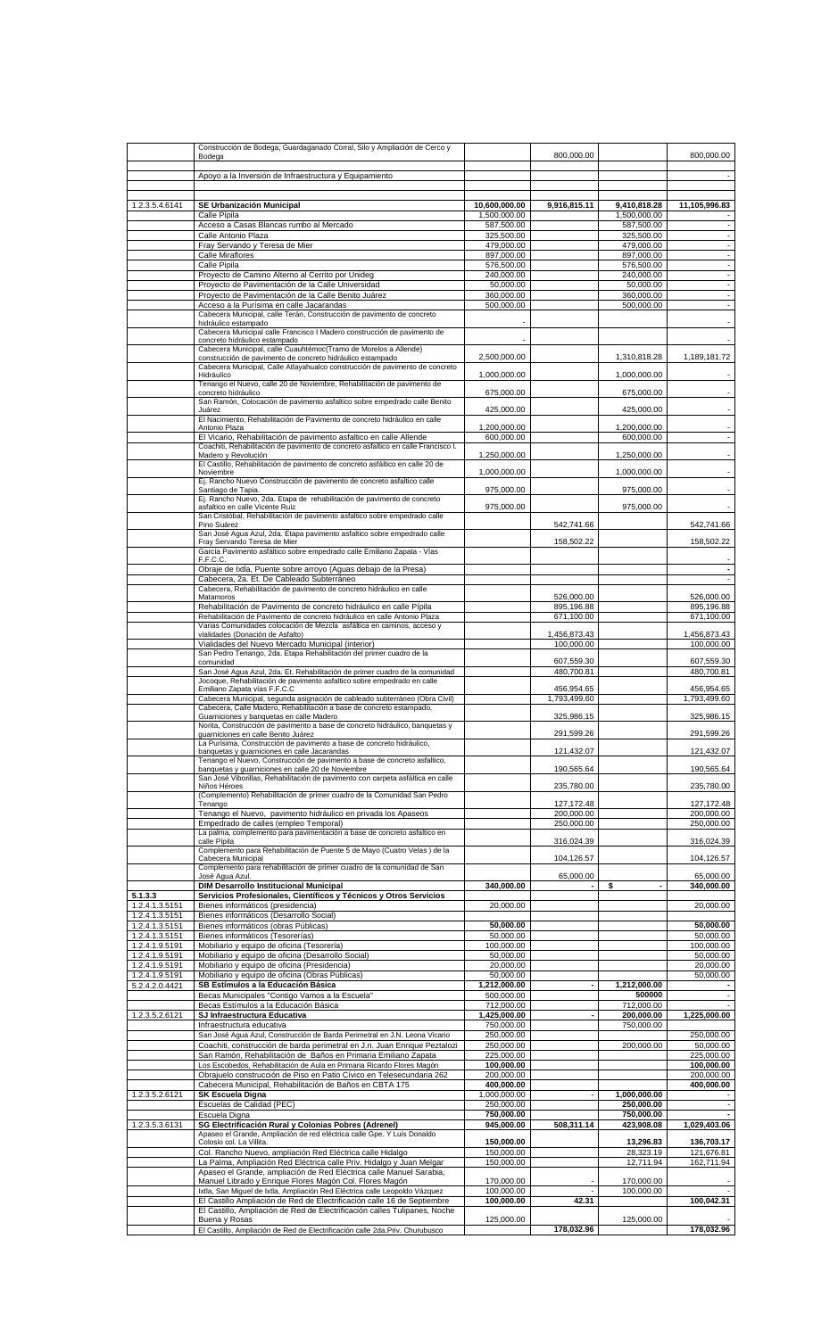| | | | | | |
|---|---|---|---|---|---|
| | Construcción de Bodega, Guardaganado Corral, Silo y Ampliación de Cerco y Bodega | | 800,000.00 | | 800,000.00 |
| | Apoyo a la Inversión de Infraestructura y Equipamiento | | | | - |
| 1.2.3.5.4.6141 | **SE Urbanización Municipal** | **10,600,000.00** | **9,916,815.11** | **9,410,818.28** | **11,105,996.83** |
| | Calle Pípila | 1,500,000.00 | | 1,500,000.00 | - |
| | Acceso a Casas Blancas rumbo al Mercado | 587,500.00 | | 587,500.00 | - |
| | Calle Antonio Plaza | 325,500.00 | | 325,500.00 | - |
| | Fray Servando y Teresa de Mier | 479,000.00 | | 479,000.00 | - |
| | Calle Miraflores | 897,000.00 | | 897,000.00 | - |
| | Calle Pípila | 576,500.00 | | 576,500.00 | - |
| | Proyecto de Camino Alterno al Cerrito por Unideg | 240,000.00 | | 240,000.00 | - |
| | Proyecto de Pavimentación de la Calle Universidad | 50,000.00 | | 50,000.00 | - |
| | Proyecto de Pavimentación de la Calle Benito Juárez | 360,000.00 | | 360,000.00 | - |
| | Acceso a la Purísima en calle Jacarandas | 500,000.00 | | 500,000.00 | - |
| | Cabecera Municipal, calle Terán, Construcción de pavimento de concreto hidráulico estampado | - | | | - |
| | Cabecera Municipal calle Francisco I Madero construcción de pavimento de concreto hidráulico estampado | - | | | - |
| | Cabecera Municipal, calle Cuauhtémoc(Tramo de Morelos a Allende) construcción de pavimento de concreto hidráulico estampado | 2,500,000.00 | | 1,310,818.28 | 1,189,181.72 |
| | Cabecera Municipal, Calle Atlayahualco construcción de pavimento de concreto Hidráulico | 1,000,000.00 | | 1,000,000.00 | - |
| | Tenango el Nuevo, calle 20 de Noviembre, Rehabilitación de pavimento de concreto hidráulico | 675,000.00 | | 675,000.00 | - |
| | San Ramón, Colocación de pavimento asfaltico sobre empedrado calle Benito Juárez | 425,000.00 | | 425,000.00 | - |
| | El Nacimiento, Rehabilitación de Pavimento de concreto hidráulico en calle Antonio Plaza | 1,200,000.00 | | 1,200,000.00 | - |
| | El Vicario, Rehabilitación de pavimento asfaltico en calle Allende | 600,000.00 | | 600,000.00 | - |
| | Coachiti, Rehabilitación de pavimento de concreto asfaltico en calle Francisco I. Madero y Revolución | 1,250,000.00 | | 1,250,000.00 | - |
| | El Castillo, Rehabilitación de pavimento de concreto asfáltico en calle 20 de Noviembre | 1,000,000.00 | | 1,000,000.00 | - |
| | Ej. Rancho Nuevo Construcción de pavimento de concreto asfaltico calle Santiago de Tapia. | 975,000.00 | | 975,000.00 | - |
| | Ej. Rancho Nuevo, 2da. Etapa de rehabilitación de pavimento de concreto asfaltico en calle Vicente Ruiz | 975,000.00 | | 975,000.00 | - |
| | San Cristóbal, Rehabilitación de pavimento asfaltico sobre empedrado calle Pino Suárez | | 542,741.66 | | 542,741.66 |
| | San José Agua Azul, 2da. Etapa pavimento asfaltico sobre empedrado calle Fray Servando Teresa de Mier | | 158,502.22 | | 158,502.22 |
| | García Pavimento asfáltico sobre empedrado calle Emiliano Zapata - Vías F.F.C.C. | | | | - |
| | Obraje de Ixtla, Puente sobre arroyo (Aguas debajo de la Presa) | | | | - |
| | Cabecera, 2a. Et. De Cableado Subterráneo | | | | - |
| | Cabecera, Rehabilitación de pavimento de concreto hidráulico en calle Matamoros | | 526,000.00 | | 526,000.00 |
| | Rehabilitación de Pavimento de concreto hidráulico en calle Pípila | | 895,196.88 | | 895,196.88 |
| | Rehabilitación de Pavimento de concreto hidráulico en calle Antonio Plaza | | 671,100.00 | | 671,100.00 |
| | Varias Comunidades colocación de Mezcla asfáltica en caminos, acceso y vialidades (Donación de Asfalto) | | 1,456,873.43 | | 1,456,873.43 |
| | Vialidades del Nuevo Mercado Municipal (interior) | | 100,000.00 | | 100,000.00 |
| | San Pedro Tenango, 2da. Etapa Rehabilitación del primer cuadro de la comunidad | | 607,559.30 | | 607,559.30 |
| | San José Agua Azul, 2da. Et. Rehabilitación de primer cuadro de la comunidad | | 480,700.81 | | 480,700.81 |
| | Jocoque, Rehabilitación de pavimento asfaltico sobre empedrado en calle Emiliano Zapata vías F.F.C.C | | 456,954.65 | | 456,954.65 |
| | Cabecera Municipal, segunda asignación de cableado subterráneo (Obra Civil) | | 1,793,499.60 | | 1,793,499.60 |
| | Cabecera, Calle Madero, Rehabilitación a base de concreto estampado, Guarniciones y banquetas en calle Madero | | 325,986.15 | | 325,986.15 |
| | Norita, Construcción de pavimento a base de concreto hidráulico, banquetas y guarniciones en calle Benito Juárez | | 291,599.26 | | 291,599.26 |
| | La Purísima, Construcción de pavimento a base de concreto hidráulico, banquetas y guarniciones en calle Jacarandas | | 121,432.07 | | 121,432.07 |
| | Tenango el Nuevo, Construcción de pavimento a base de concreto asfaltico, banquetas y guarniciones en calle 20 de Noviembre | | 190,565.64 | | 190,565.64 |
| | San José Viborillas, Rehabilitación de pavimento con carpeta asfáltica en calle Niños Héroes | | 235,780.00 | | 235,780.00 |
| | (Complemento) Rehabilitación de primer cuadro de la Comunidad San Pedro Tenango | | 127,172.48 | | 127,172.48 |
| | Tenango el Nuevo, pavimento hidráulico en privada los Apaseos | | 200,000.00 | | 200,000.00 |
| | Empedrado de calles (empleo Temporal) | | 250,000.00 | | 250,000.00 |
| | La palma, complemento para pavimentación a base de concreto asfaltico en calle Pípila | | 316,024.39 | | 316,024.39 |
| | Complemento para Rehabilitación de Puente 5 de Mayo (Cuatro Velas ) de la Cabecera Municipal | | 104,126.57 | | 104,126.57 |
| | Complemento para rehabilitación de primer cuadro de la comunidad de San José Agua Azul. | | 65,000.00 | | 65,000.00 |
| | **DIM Desarrollo Institucional Municipal** | **340,000.00** | **-** | **$ -** | **340,000.00** |
| **5.1.3.3** | **Servicios Profesionales, Científicos y Técnicos y Otros Servicios** | | | | |
| 1.2.4.1.3.5151 | Bienes informáticos (presidencia) | 20,000.00 | | | 20,000.00 |
| 1.2.4.1.3.5151 | Bienes informáticos (Desarrollo Social) | | | | |
| 1.2.4.1.3.5151 | Bienes informáticos (obras Públicas) | **50,000.00** | | | **50,000.00** |
| 1.2.4.1.3.5151 | Bienes informáticos (Tesorerías) | 50,000.00 | | | 50,000.00 |
| 1.2.4.1.9.5191 | Mobiliario y equipo de oficina (Tesorería) | 100,000.00 | | | 100,000.00 |
| 1.2.4.1.9.5191 | Mobiliario y equipo de oficina (Desarrollo Social) | 50,000.00 | | | 50,000.00 |
| 1.2.4.1.9.5191 | Mobiliario y equipo de oficina (Presidencia) | 20,000.00 | | | 20,000.00 |
| 1.2.4.1.9.5191 | Mobiliario y equipo de oficina (Obras Públicas) | 50,000.00 | | | 50,000.00 |
| 5.2.4.2.0.4421 | **SB Estímulos a la Educación Básica** | **1,212,000.00** | **-** | **1,212,000.00** | **-** |
| | Becas Municipales "Contigo Vamos a la Escuela" | 500,000.00 | | 500000 | - |
| | Becas Estímulos a la Educación Básica | 712,000.00 | | 712,000.00 | - |
| 1.2.3.5.2.6121 | **SJ Infraestructura Educativa** | **1,425,000.00** | **-** | **200,000.00** | **1,225,000.00** |
| | Infraestructura educativa | 750,000.00 | | 750,000.00 | |
| | San José Agua Azul, Construcción de Barda Perimetral en J.N. Leona Vicario | 250,000.00 | | | 250,000.00 |
| | Coachiti, construcción de barda perimetral en J.n. Juan Enrique Peztalozi | 250,000.00 | | 200,000.00 | 50,000.00 |
| | San Ramón, Rehabilitación de Baños en Primaria Emiliano Zapata | 225,000.00 | | | 225,000.00 |
| | Los Escobedos, Rehabilitación de Aula en Primaria Ricardo Flores Magón | **100,000.00** | | | **100,000.00** |
| | Obrajuelo construcción de Piso en Patio Cívico en Telesecundaria 262 | 200,000.00 | | | 200,000.00 |
| | Cabecera Municipal, Rehabilitación de Baños en CBTA 175 | **400,000.00** | | | **400,000.00** |
| 1.2.3.5.2.6121 | **SK Escuela Digna** | 1,000,000.00 | - | **1,000,000.00** | - |
| | Escuelas de Calidad (PEC) | 250,000.00 | | **250,000.00** | - |
| | Escuela Digna | **750,000.00** | | **750,000.00** | **-** |
| 1.2.3.5.3.6131 | **SG Electrificación Rural y Colonias Pobres (Adrenel)** | **945,000.00** | **508,311.14** | **423,908.08** | **1,029,403.06** |
| | Apaseo el Grande, Ampliación de red eléctrica calle Gpe. Y Luis Donaldo Colosio col. La Villita. | **150,000.00** | | **13,296.83** | **136,703.17** |
| | Col. Rancho Nuevo, ampliación Red Eléctrica calle Hidalgo | 150,000.00 | | 28,323.19 | 121,676.81 |
| | La Palma, Ampliación Red Eléctrica calle Priv. Hidalgo y Juan Melgar | 150,000.00 | | 12,711.94 | 162,711.94 |
| | Apaseo el Grande, ampliación de Red Eléctrica calle Manuel Sarabia, Manuel Librado y Enrique Flores Magón Col. Flores Magón | 170,000.00 | - | 170,000.00 | - |
| | Ixtla, San Miguel de Ixtla, Ampliación Red Eléctrica calle Leopoldo Vázquez | 100,000.00 | - | 100,000.00 | - |
| | El Castillo Ampliación de Red de Electrificación calle 16 de Septiembre | **100,000.00** | **42.31** | | **100,042.31** |
| | El Castillo, Ampliación de Red de Electrificación calles Tulipanes, Noche Buena y Rosas | 125,000.00 | | 125,000.00 | - |
| | El Castillo, Ampliación de Red de Electrificación calle 2da.Priv. Churubusco | | **178,032.96** | | **178,032.96** |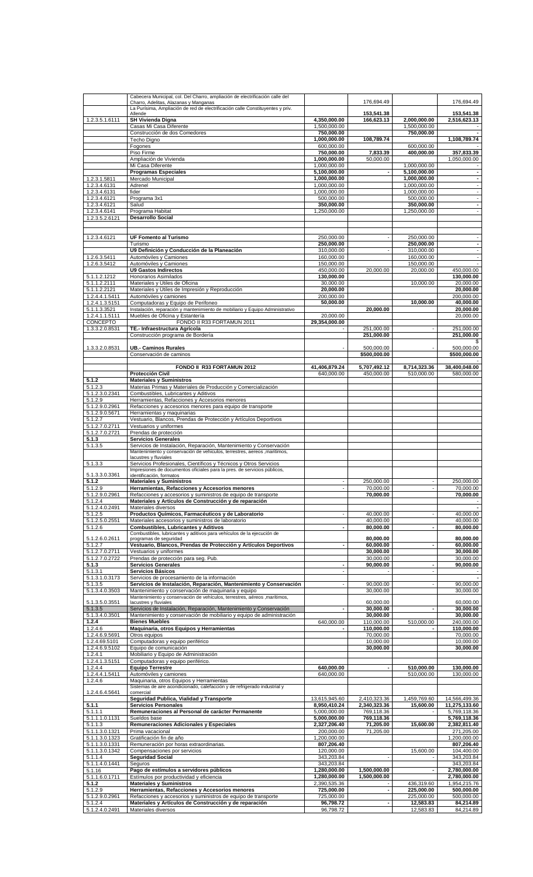| | | | | | |
|---|---|---|---|---|---|
| | Cabecera Municipal, col. Del Charro, ampliación de electrificación calle del Charro, Adelitas, Alazanas y Manganas | | 176,694.49 | | 176,694.49 |
| | La Purísima, Ampliación de red de electrificación calle Constituyentes y priv. Allende | | **153,541.38** | | **153,541.38** |
| 1.2.3.5.1.6111 | **SH Vivienda Digna** | **4,350,000.00** | **166,623.13** | **2,000,000.00** | **2,516,623.13** |
| | Casas Mi Casa Diferente | 1,500,000.00 | | 1,500,000.00 | - |
| | Construcción de dos Comedores | **750,000.00** | | **750,000.00** | - |
| | Techo Digno | **1,000,000.00** | **108,789.74** | | **1,108,789.74** |
| | Fogones | 600,000.00 | | 600,000.00 | - |
| | Piso Firme | **750,000.00** | **7,833.39** | **400,000.00** | **357,833.39** |
| | Ampliación de Vivienda | **1,000,000.00** | 50,000.00 | | 1,050,000.00 |
| | Mi Casa Diferente | 1,000,000.00 | | 1,000,000.00 | - |
| | **Programas Especiales** | **5,100,000.00** | **-** | **5,100,000.00** | **-** |
| 1.2.3.1.5811 | Mercado Municipal | **1,000,000.00** | | **1,000,000.00** | **-** |
| 1.2.3.4.6131 | Adrenel | 1,000,000.00 | | 1,000,000.00 | - |
| 1.2.3.4.6131 | fider | 1,000,000.00 | | 1,000,000.00 | - |
| 1.2.3.4.6121 | Programa 3x1 | 500,000.00 | | 500,000.00 | - |
| 1.2.3.4.6121 | Salud | **350,000.00** | | **350,000.00** | **-** |
| 1.2.3.4.6141 | Programa Habitat | 1,250,000.00 | | 1,250,000.00 | - |
| 1.2.3.5.2.6121 | **Desarrollo Social** | | | | |
| | | | | | |
| 1.2.3.4.6121 | **UF Fomento al Turismo** | 250,000.00 | - | 250,000.00 | - |
| | Turismo | **250,000.00** | | **250,000.00** | **-** |
| | **U9 Definición y Conducción de la Planeación** | 310,000.00 | - | 310,000.00 | - |
| 1.2.6.3.5411 | Automóviles y Camiones | 160,000.00 | | 160,000.00 | - |
| 1.2.6.3.5412 | Automóviles y Camiones | 150,000.00 | | 150,000.00 | - |
| | **U9 Gastos Indirectos** | 450,000.00 | 20,000.00 | 20,000.00 | 450,000.00 |
| 5.1.1.2.1212 | Honorarios Asimilados | **130,000.00** | | | **130,000.00** |
| 5.1.1.2.2111 | Materiales y Útiles de Oficina | 30,000.00 | | 10,000.00 | 20,000.00 |
| 5.1.1.2.2121 | Materiales y Útiles de Impresión y Reproducción | **20,000.00** | | | **20,000.00** |
| 1.2.4.4.1.5411 | Automóviles y camiones | 200,000.00 | | | 200,000.00 |
| 1.2.4.1.3.5151 | Computadoras y Equipo de Periféricos | **50,000.00** | | **10,000.00** | **40,000.00** |
| 5.1.1.3.3521 | Instalación, reparación y mantenimiento de mobiliario y Equipo Administrativo | | **20,000.00** | | **20,000.00** |
| 1.2.4.1.1.5111 | Muebles de Oficina y Estantería | 20,000.00 | | | 20,000.00 |
| CONCEPTO | FONDO II R33 FORTAMUN 2011 | **29,354,000.00** | | | |
| 1.3.3.2.0.8531 | **TE.- Infraestructura Agrícola** | - | 251,000.00 | - | 251,000.00 |
| | Construcción programa de Bordería | | **251,000.00** | | **251,000.00** |
| 1.3.3.2.0.8531 | **UB.- Caminos Rurales** | - | 500,000.00 | - | $ 500,000.00 |
| | Conservación de caminos | | **$500,000.00** | | **$500,000.00** |
| | | | | | - |
| | **FONDO II R33 FORTAMUN 2012** | **41,406,879.24** | **5,707,492.12** | **8,714,323.36** | **38,400,048.00** |
| | **Protección Civil** | 640,000.00 | 450,000.00 | 510,000.00 | 580,000.00 |
| **5.1.2** | **Materiales y Suministros** | | | | |
| 5.1.2.3 | Materias Primas y Materiales de Producción y Comercialización | | | | |
| 5.1.2.3.0.2341 | Combustibles, Lubricantes y Aditivos | | | | |
| 5.1.2.9 | Herramientas, Refacciones y Accesorios menores | | | | |
| 5.1.2.9.0.2961 | Refacciones y accesorios menores para equipo de transporte | | | | |
| 5.1.2.9.0.5671 | Herramientas y maquinarias | | | | |
| 5.1.2.7 | Vestuario, Blancos, Prendas de Protección y Artículos Deportivos | | | | |
| 5.1.2.7.0.2711 | Vestuarios y uniformes | | | | |
| 5.1.2.7.0.2721 | Prendas de protección | | | | |
| **5.1.3** | **Servicios Generales** | | | | |
| 5.1.3.5 | Servicios de Instalación, Reparación, Mantenimiento y Conservación | | | | |
| | Mantenimiento y conservación de vehículos, terrestres, aereos ,marítimos, lacustres y fluviales | | | | |
| 5.1.3.3 | Servicios Profesionales, Científicos y Técnicos y Otros Servicios | | | | |
| 5.1.3.3.0.3361 | Impresiones de documentos oficiales para la pres. de servicios públicos, identificación, formatos | | | | |
| **5.1.2** | **Materiales y Suministros** | - | 250,000.00 | - | 250,000.00 |
| 5.1.2.9 | **Herramientas, Refacciones y Accesorios menores** | - | 70,000.00 | - | 70,000.00 |
| 5.1.2.9.0.2961 | Refacciones y accesorios y suministros de equipo de transporte | | **70,000.00** | | **70,000.00** |
| 5.1.2.4 | **Materiales y Artículos de Construcción y de reparación** | | | | - |
| 5.1.2.4.0.2491 | Materiales diversos | | | | - |
| 5.1.2.5 | **Productos Químicos, Farmacéuticos y de Laboratorio** | - | 40,000.00 | - | 40,000.00 |
| 5.1.2.5.0.2551 | Materiales accesorios y suministros de laboratorio | | 40,000.00 | | 40,000.00 |
| 5.1.2.6 | **Combustibles, Lubricantes y Aditivos** | **-** | **80,000.00** | **-** | **80,000.00** |
| 5.1.2.6.0.2611 | Combustibles, lubricantes y aditivos para vehículos de la ejecución de programas de seguridad | | **80,000.00** | | **80,000.00** |
| 5.1.2.7 | **Vestuario, Blancos, Prendas de Protección y Artículos Deportivos** | **-** | **60,000.00** | **-** | **60,000.00** |
| 5.1.2.7.0.2711 | Vestuarios y uniformes | | **30,000.00** | | **30,000.00** |
| 5.1.2.7.0.2722 | Prendas de protección para seg. Pub. | | 30,000.00 | | 30,000.00 |
| **5.1.3** | **Servicios Generales** | **-** | **90,000.00** | **-** | **90,000.00** |
| 5.1.3.1 | **Servicios Básicos** | - | - | - | - |
| 5.1.3.1.0.3173 | Servicios de procesamiento de la información | | | | - |
| 5.1.3.5 | **Servicios de Instalación, Reparación, Mantenimiento y Conservación** | - | 90,000.00 | - | 90,000.00 |
| 5.1.3.4.0.3503 | Mantenimiento y conservación de maquinaria y equipo | | 30,000.00 | | 30,000.00 |
| 5.1.3.5.0.3551 | Mantenimiento y conservación de vehículos, terrestres, aéreos ,marítimos, lacustres y fluviales | | 60,000.00 | | 60,000.00 |
| 5.1.3.5 | Servicios de Instalación, Reparación, Mantenimiento y Conservación | **-** | **30,000.00** | **-** | **30,000.00** |
| 5.1.3.4.0.3501 | Mantenimiento y conservación de mobiliario y equipo de administración | | **30,000.00** | | **30,000.00** |
| **1.2.4** | **Bienes Muebles** | 640,000.00 | 110,000.00 | 510,000.00 | 240,000.00 |
| 1.2.4.6 | **Maquinaria, otros Equipos y Herramientas** | **-** | **110,000.00** | **-** | **110,000.00** |
| 1.2.4.6.9.5691 | Otros equipos | | 70,000.00 | | 70,000.00 |
| 1.2.4.69.5101 | Computadoras y equipo periférico | | 10,000.00 | | 10,000.00 |
| 1.2.4.6.9.5102 | Equipo de comunicación | | **30,000.00** | | **30,000.00** |
| 1.2.4.1 | Mobiliario y Equipo de Administración | | | | |
| 1.2.4.1.3.5151 | Computadoras y equipo periférico. | | | | |
| 1.2.4.4 | **Equipo Terrestre** | **640,000.00** | **-** | **510,000.00** | **130,000.00** |
| 1.2.4.4.1.5411 | Automóviles y camiones | 640,000.00 | | 510,000.00 | 130,000.00 |
| 1.2.4.6 | Maquinaria, otros Equipos y Herramientas | | | | |
| 1.2.4.6.4.5641 | Sistemas de aire acondicionado, calefacción y de refrigerado industrial y comercial | | | | |
| | **Seguridad Publica, Vialidad y Transporte** | 13,615,945.60 | 2,410,323.36 | 1,459,769.60 | 14,566,499.36 |
| **5.1.1** | **Servicios Personales** | **8,950,410.24** | **2,340,323.36** | **15,600.00** | **11,275,133.60** |
| 5.1.1.1 | **Remuneraciones al Personal de carácter Permanente** | 5,000,000.00 | 769,118.36 | | 5,769,118.36 |
| 5.1.1.1.0.1131 | Sueldos base | **5,000,000.00** | **769,118.36** | | **5,769,118.36** |
| 5.1.1.3 | **Remuneraciones Adicionales y Especiales** | **2,327,206.40** | **71,205.00** | **15,600.00** | **2,382,811.40** |
| 5.1.1.3.0.1321 | Prima vacacional | 200,000.00 | 71,205.00 | | 271,205.00 |
| 5.1.1.3.0.1323 | Gratificación fin de año | 1,200,000.00 | | | 1,200,000.00 |
| 5.1.1.3.0.1331 | Remuneración por horas extraordinarias. | **807,206.40** | | | **807,206.40** |
| 5.1.1.3.0.1342 | Compensaciones por servicios | 120,000.00 | | 15,600.00 | 104,400.00 |
| 5.1.1.4 | **Seguridad Social** | 343,203.84 | - | | 343,203.84 |
| 5.1.1.4.0.1441 | Seguros | 343,203.84 | | | 343,203.84 |
| 5.1.16 | **Pago de estímulos a servidores públicos** | **1,280,000.00** | **1,500,000.00** | **-** | **2,780,000.00** |
| 5.1.1.6.0.1711 | Estímulos por productividad y eficiencia | **1,280,000.00** | **1,500,000.00** | | **2,780,000.00** |
| **5.1.2** | **Materiales y Suministros** | 2,390,535.36 | - | 436,319.60 | 1,954,215.76 |
| 5.1.2.9 | **Herramientas, Refacciones y Accesorios menores** | **725,000.00** | **-** | **225,000.00** | **500,000.00** |
| 5.1.2.9.0.2961 | Refacciones y accesorios y suministros de equipo de transporte | 725,000.00 | | 225,000.00 | 500,000.00 |
| 5.1.2.4 | **Materiales y Artículos de Construcción y de reparación** | **96,798.72** | **-** | **12,583.83** | **84,214.89** |
| 5.1.2.4.0.2491 | Materiales diversos | 96,798.72 | | 12,583.83 | 84,214.89 |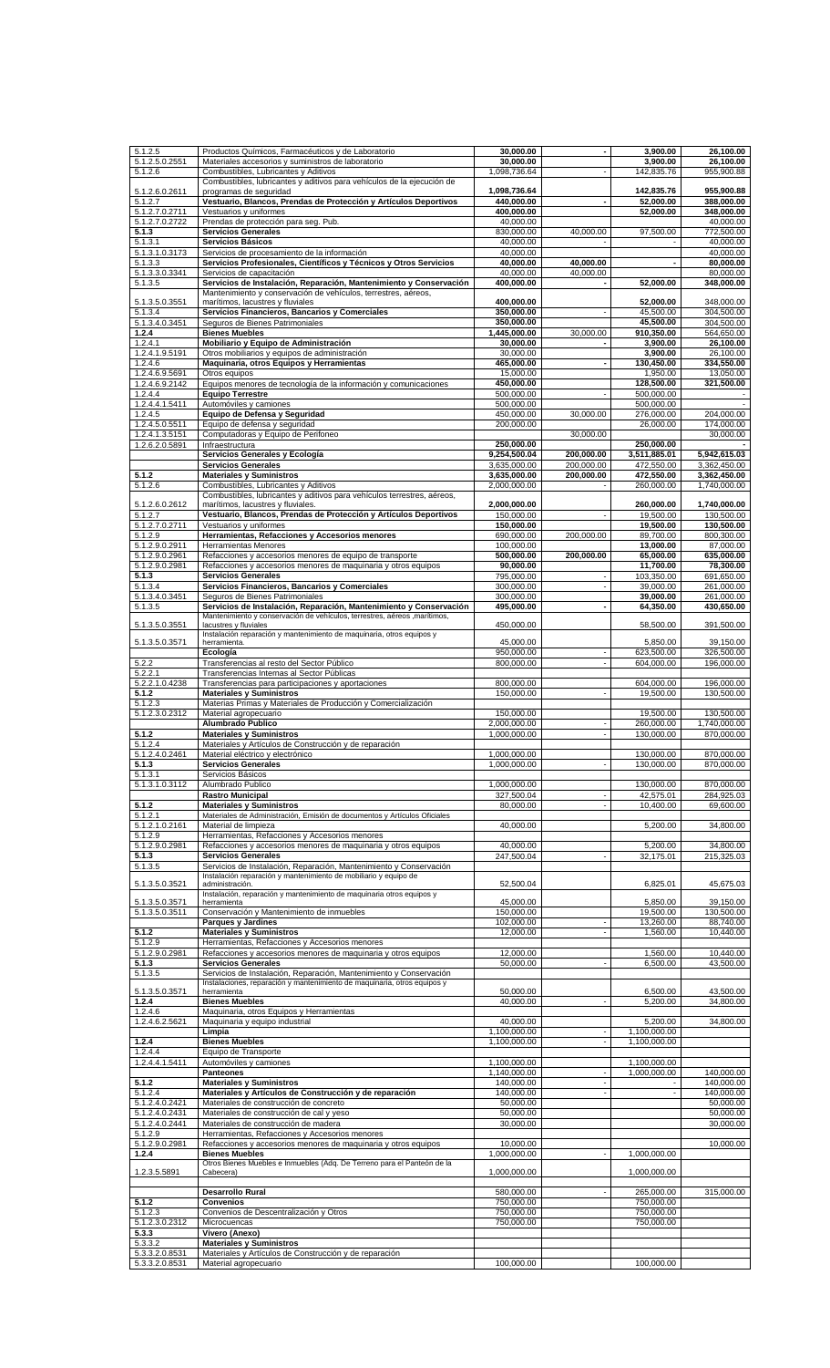| | | | | | |
|---|---|---|---|---|---|
| 5.1.2.5 | Productos Químicos, Farmacéuticos y de Laboratorio | 30,000.00 | - | 3,900.00 | 26,100.00 |
| 5.1.2.5.0.2551 | Materiales accesorios y suministros de laboratorio | 30,000.00 | | 3,900.00 | 26,100.00 |
| 5.1.2.6 | Combustibles, Lubricantes y Aditivos | 1,098,736.64 | - | 142,835.76 | 955,900.88 |
| 5.1.2.6.0.2611 | Combustibles, lubricantes y aditivos para vehículos de la ejecución de programas de seguridad | 1,098,736.64 | | 142,835.76 | 955,900.88 |
| 5.1.2.7 | Vestuario, Blancos, Prendas de Protección y Artículos Deportivos | 440,000.00 | - | 52,000.00 | 388,000.00 |
| 5.1.2.7.0.2711 | Vestuarios y uniformes | 400,000.00 | | 52,000.00 | 348,000.00 |
| 5.1.2.7.0.2722 | Prendas de protección para seg. Pub. | 40,000.00 | | | 40,000.00 |
| 5.1.3 | Servicios Generales | 830,000.00 | 40,000.00 | 97,500.00 | 772,500.00 |
| 5.1.3.1 | Servicios Básicos | 40,000.00 | - | - | 40,000.00 |
| 5.1.3.1.0.3173 | Servicios de procesamiento de la información | 40,000.00 | | | 40,000.00 |
| 5.1.3.3 | Servicios Profesionales, Científicos y Técnicos y Otros Servicios | 40,000.00 | 40,000.00 | - | 80,000.00 |
| 5.1.3.3.0.3341 | Servicios de capacitación | 40,000.00 | 40,000.00 | | 80,000.00 |
| 5.1.3.5 | Servicios de Instalación, Reparación, Mantenimiento y Conservación | 400,000.00 | - | 52,000.00 | 348,000.00 |
| 5.1.3.5.0.3551 | Mantenimiento y conservación de vehículos, terrestres, aéreos, marítimos, lacustres y fluviales | 400,000.00 | | 52,000.00 | 348,000.00 |
| 5.1.3.4 | Servicios Financieros, Bancarios y Comerciales | 350,000.00 | - | 45,500.00 | 304,500.00 |
| 5.1.3.4.0.3451 | Seguros de Bienes Patrimoniales | 350,000.00 | | 45,500.00 | 304,500.00 |
| 1.2.4 | Bienes Muebles | 1,445,000.00 | 30,000.00 | 910,350.00 | 564,650.00 |
| 1.2.4.1 | Mobiliario y Equipo de Administración | 30,000.00 | - | 3,900.00 | 26,100.00 |
| 1.2.4.1.9.5191 | Otros mobiliarios y equipos de administración | 30,000.00 | | 3,900.00 | 26,100.00 |
| 1.2.4.6 | Maquinaria, otros Equipos y Herramientas | 465,000.00 | - | 130,450.00 | 334,550.00 |
| 1.2.4.6.9.5691 | Otros equipos | 15,000.00 | | 1,950.00 | 13,050.00 |
| 1.2.4.6.9.2142 | Equipos menores de tecnología de la información y comunicaciones | 450,000.00 | | 128,500.00 | 321,500.00 |
| 1.2.4.4 | Equipo Terrestre | 500,000.00 | - | 500,000.00 | - |
| 1.2.4.4.1.5411 | Automóviles y camiones | 500,000.00 | | 500,000.00 | - |
| 1.2.4.5 | Equipo de Defensa y Seguridad | 450,000.00 | 30,000.00 | 276,000.00 | 204,000.00 |
| 1.2.4.5.0.5511 | Equipo de defensa y seguridad | 200,000.00 | | 26,000.00 | 174,000.00 |
| 1.2.4.1.3.5151 | Computadoras y Equipo de Periféneo | | 30,000.00 | | 30,000.00 |
| 1.2.6.2.0.5891 | Infraestructura | 250,000.00 | | 250,000.00 | - |
| | Servicios Generales y Ecología | 9,254,500.04 | 200,000.00 | 3,511,885.01 | 5,942,615.03 |
| | Servicios Generales | 3,635,000.00 | 200,000.00 | 472,550.00 | 3,362,450.00 |
| 5.1.2 | Materiales y Suministros | 3,635,000.00 | 200,000.00 | 472,550.00 | 3,362,450.00 |
| 5.1.2.6 | Combustibles, Lubricantes y Aditivos | 2,000,000.00 | - | 260,000.00 | 1,740,000.00 |
| 5.1.2.6.0.2612 | Combustibles, lubricantes y aditivos para vehículos terrestres, aéreos, marítimos, lacustres y fluviales. | 2,000,000.00 | | 260,000.00 | 1,740,000.00 |
| 5.1.2.7 | Vestuario, Blancos, Prendas de Protección y Artículos Deportivos | 150,000.00 | - | 19,500.00 | 130,500.00 |
| 5.1.2.7.0.2711 | Vestuarios y uniformes | 150,000.00 | | 19,500.00 | 130,500.00 |
| 5.1.2.9 | Herramientas, Refacciones y Accesorios menores | 690,000.00 | 200,000.00 | 89,700.00 | 800,300.00 |
| 5.1.2.9.0.2911 | Herramientas Menores | 100,000.00 | | 13,000.00 | 87,000.00 |
| 5.1.2.9.0.2961 | Refacciones y accesorios menores de equipo de transporte | 500,000.00 | 200,000.00 | 65,000.00 | 635,000.00 |
| 5.1.2.9.0.2981 | Refacciones y accesorios menores de maquinaria y otros equipos | 90,000.00 | | 11,700.00 | 78,300.00 |
| 5.1.3 | Servicios Generales | 795,000.00 | - | 103,350.00 | 691,650.00 |
| 5.1.3.4 | Servicios Financieros, Bancarios y Comerciales | 300,000.00 | - | 39,000.00 | 261,000.00 |
| 5.1.3.4.0.3451 | Seguros de Bienes Patrimoniales | 300,000.00 | | 39,000.00 | 261,000.00 |
| 5.1.3.5 | Servicios de Instalación, Reparación, Mantenimiento y Conservación | 495,000.00 | - | 64,350.00 | 430,650.00 |
| 5.1.3.5.0.3551 | Mantenimiento y conservación de vehículos, terrestres, aéreos ,marítimos, lacustres y fluviales | 450,000.00 | | 58,500.00 | 391,500.00 |
| 5.1.3.5.0.3571 | Instalación reparación y mantenimiento de maquinaria, otros equipos y herramienta. | 45,000.00 | | 5,850.00 | 39,150.00 |
| | Ecología | 950,000.00 | - | 623,500.00 | 326,500.00 |
| 5.2.2 | Transferencias al resto del Sector Público | 800,000.00 | - | 604,000.00 | 196,000.00 |
| 5.2.2.1 | Transferencias Internas al Sector Públicas | | | | |
| 5.2.2.1.0.4238 | Transferencias para participaciones y aportaciones | 800,000.00 | | 604,000.00 | 196,000.00 |
| 5.1.2 | Materiales y Suministros | 150,000.00 | - | 19,500.00 | 130,500.00 |
| 5.1.2.3 | Materias Primas y Materiales de Producción y Comercialización | | | | |
| 5.1.2.3.0.2312 | Material agropecuario | 150,000.00 | | 19,500.00 | 130,500.00 |
| | Alumbrado Publico | 2,000,000.00 | - | 260,000.00 | 1,740,000.00 |
| 5.1.2 | Materiales y Suministros | 1,000,000.00 | - | 130,000.00 | 870,000.00 |
| 5.1.2.4 | Materiales y Artículos de Construcción y de reparación | | | | |
| 5.1.2.4.0.2461 | Material eléctrico y electrónico | 1,000,000.00 | | 130,000.00 | 870,000.00 |
| 5.1.3 | Servicios Generales | 1,000,000.00 | - | 130,000.00 | 870,000.00 |
| 5.1.3.1 | Servicios Básicos | | | | |
| 5.1.3.1.0.3112 | Alumbrado Publico | 1,000,000.00 | | 130,000.00 | 870,000.00 |
| | Rastro Municipal | 327,500.04 | - | 42,575.01 | 284,925.03 |
| 5.1.2 | Materiales y Suministros | 80,000.00 | - | 10,400.00 | 69,600.00 |
| 5.1.2.1 | Materiales de Administración, Emisión de documentos y Artículos Oficiales | | | | |
| 5.1.2.1.0.2161 | Material de limpieza | 40,000.00 | | 5,200.00 | 34,800.00 |
| 5.1.2.9 | Herramientas, Refacciones y Accesorios menores | | | | |
| 5.1.2.9.0.2981 | Refacciones y accesorios menores de maquinaria y otros equipos | 40,000.00 | | 5,200.00 | 34,800.00 |
| 5.1.3 | Servicios Generales | 247,500.04 | - | 32,175.01 | 215,325.03 |
| 5.1.3.5 | Servicios de Instalación, Reparación, Mantenimiento y Conservación | | | | |
| 5.1.3.5.0.3521 | Instalación reparación y mantenimiento de mobiliario y equipo de administración. | 52,500.04 | | 6,825.01 | 45,675.03 |
| 5.1.3.5.0.3571 | Instalación, reparación y mantenimiento de maquinaria otros equipos y herramienta | 45,000.00 | | 5,850.00 | 39,150.00 |
| 5.1.3.5.0.3511 | Conservación y Mantenimiento de inmuebles | 150,000.00 | | 19,500.00 | 130,500.00 |
| | Parques y Jardines | 102,000.00 | - | 13,260.00 | 88,740.00 |
| 5.1.2 | Materiales y Suministros | 12,000.00 | - | 1,560.00 | 10,440.00 |
| 5.1.2.9 | Herramientas, Refacciones y Accesorios menores | | | | |
| 5.1.2.9.0.2981 | Refacciones y accesorios menores de maquinaria y otros equipos | 12,000.00 | | 1,560.00 | 10,440.00 |
| 5.1.3 | Servicios Generales | 50,000.00 | - | 6,500.00 | 43,500.00 |
| 5.1.3.5 | Servicios de Instalación, Reparación, Mantenimiento y Conservación | | | | |
| 5.1.3.5.0.3571 | Instalaciones, reparación y mantenimiento de maquinaria, otros equipos y herramienta | 50,000.00 | | 6,500.00 | 43,500.00 |
| 1.2.4 | Bienes Muebles | 40,000.00 | - | 5,200.00 | 34,800.00 |
| 1.2.4.6 | Maquinaria, otros Equipos y Herramientas | | | | |
| 1.2.4.6.2.5621 | Maquinaria y equipo industrial | 40,000.00 | | 5,200.00 | 34,800.00 |
| | Limpia | 1,100,000.00 | - | 1,100,000.00 | |
| 1.2.4 | Bienes Muebles | 1,100,000.00 | - | 1,100,000.00 | |
| 1.2.4.4 | Equipo de Transporte | | | | |
| 1.2.4.4.1.5411 | Automóviles y camiones | 1,100,000.00 | | 1,100,000.00 | |
| | Panteones | 1,140,000.00 | - | 1,000,000.00 | 140,000.00 |
| 5.1.2 | Materiales y Suministros | 140,000.00 | - | - | 140,000.00 |
| 5.1.2.4 | Materiales y Artículos de Construcción y de reparación | 140,000.00 | - | - | 140,000.00 |
| 5.1.2.4.0.2421 | Materiales de construcción de concreto | 50,000.00 | | | 50,000.00 |
| 5.1.2.4.0.2431 | Materiales de construcción de cal y yeso | 50,000.00 | | | 50,000.00 |
| 5.1.2.4.0.2441 | Materiales de construcción de madera | 30,000.00 | | | 30,000.00 |
| 5.1.2.9 | Herramientas, Refacciones y Accesorios menores | | | | |
| 5.1.2.9.0.2981 | Refacciones y accesorios menores de maquinaria y otros equipos | 10,000.00 | | | 10,000.00 |
| 1.2.4 | Bienes Muebles | 1,000,000.00 | - | 1,000,000.00 | |
| 1.2.3.5.5891 | Otros Bienes Muebles e Inmuebles (Adq. De Terreno para el Panteón de la Cabecera) | 1,000,000.00 | | 1,000,000.00 | |
| | Desarrollo Rural | 580,000.00 | - | 265,000.00 | 315,000.00 |
| 5.1.2 | Convenios | 750,000.00 | | 750,000.00 | |
| 5.1.2.3 | Convenios de Descentralización y Otros | 750,000.00 | | 750,000.00 | |
| 5.1.2.3.0.2312 | Microcuencas | 750,000.00 | | 750,000.00 | |
| 5.3.3 | Vivero (Anexo) | | | | |
| 5.3.3.2 | Materiales y Suministros | | | | |
| 5.3.3.2.0.8531 | Materiales y Artículos de Construcción y de reparación | | | | |
| 5.3.3.2.0.8531 | Material agropecuario | 100,000.00 | | 100,000.00 | |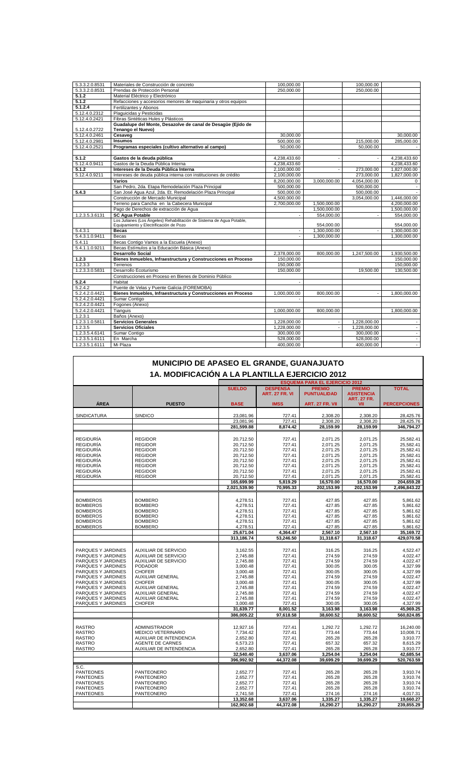| | | | | | |
|---|---|---|---|---|---|
| 5.3.3.2.0.8531 | Materiales de Construcción de concreto | 100,000.00 | | 100,000.00 | |
| 5.3.3.2.0.8531 | Prendas de Protección Personal | 250,000.00 | | 250,000.00 | |
| **5.1.2** | Material Eléctrico y Electrónico | | | | |
| **5.1.2** | Refacciones y accesorios menores de maquinaria y otros equipos | | | | |
| **5.1.2.4** | Fertilizantes y Abonos | | | | |
| 5.12.4.0.2312 | Plaguicidas y Pesticidas | | | | |
| 5.12.4.0.2421 | Fibras Sintéticas Hules y Plásticos | | | | |
| 5.12.4.0.2722 | **Guadalupe del Monte, Desazolve de canal de Desagüe (Ejido de Tenango el Nuevo)** | | | | |
| 5.12.4.0.2461 | **Cesaveg** | 30,000.00 | | | 30,000.00 |
| 5.12.4.0.2981 | **Insumos** | 500,000.00 | | 215,000.00 | 285,000.00 |
| 5.12.4.0.2521 | **Programas especiales (cultivo alternativo al campo)** | 50,000.00 | | 50,000.00 | - |
| | | | | | |
| **5.1.2** | **Gastos de la deuda pública** | 4,238,433.60 | - | - | 4,238,433.60 |
| 5.12.4.0.9411 | Gastos de la Deuda Pública Interna | 4,238,433.60 | | | 4,238,433.60 |
| **5.1.2** | **Intereses de la Deuda Pública Interna** | 2,100,000.00 | - | 273,000.00 | 1,827,000.00 |
| 5.12.4.0.9211 | Intereses de deuda pública interna con instituciones de crédito | 2,100,000.00 | | 273,000.00 | 1,827,000.00 |
| | **Varios** | 8,200,000.00 | 3,000,000.00 | 4,054,000.00 | 0 |
| | San Pedro, 2da. Etapa Remodelación Plaza Principal | 500,000.00 | | 500,000.00 | - |
| **5.4.3** | San José Agua Azul, 2da. Et. Remodelación Plaza Principal | 500,000.00 | | 500,000.00 | - |
| | Construcción de Mercado Municipal | 4,500,000.00 | | 3,054,000.00 | 1,446,000.00 |
| | Terreno para Cancha en la Cabecera Municipal | 2,700,000.00 | 1,500,000.00 | | 4,200,000.00 |
| | Pago de Derechos de extracción de Agua | | 1,500,000.00 | | 1,500,000.00 |
| 1.2.3.5.3.6131 | **SC Agua Potable** | - | 554,000.00 | - | 554,000.00 |
| | Los Julianes (Los Ángeles) Rehabilitación de Sistema de Agua Potable, Equipamiento y Electrificación de Pozo | | 554,000.00 | | 554,000.00 |
| 5.4.3.1 | **Becas** | - | 1,300,000.00 | - | 1,300,000.00 |
| 5.4.3.1.0.9411 | Becas | - | 1,300,000.00 | | 1,300,000.00 |
| 5.4.11 | Becas Contigo Vamos a la Escuela (Anexo) | | | | |
| 5.4.1.1.0.9211 | Becas Estímulos a la Educación Básica (Anexo) | | | | |
| | **Desarrollo Social** | 2,378,000.00 | 800,000.00 | 1,247,500.00 | 1,930,500.00 |
| **1.2.3** | **Bienes Inmuebles, Infraestructura y Construcciones en Proceso** | 150,000.00 | | | 150,000.00 |
| 1.2.3.3 | Terrenos | 150,000.00 | | | 150,000.00 |
| 1.2.3.3.0.5831 | Desarrollo Ecoturismo | 150,000.00 | | 19,500.00 | 130,500.00 |
| | Construcciones en Proceso en Bienes de Dominio Público | | | | |
| **5.2.4** | Habitat | - | | | |
| 5.2.4.2 | Puente de Velas y Puente Galicia (FOREMOBA) | | | | |
| 5.2.4.2.0.4421 | **Bienes Inmuebles, Infraestructura y Construcciones en Proceso** | 1,000,000.00 | 800,000.00 | - | 1,800,000.00 |
| 5.2.4.2.0.4421 | Sumar Contigo | - | | | |
| 5.2.4.2.0.4421 | Fogones (Anexo) | | | | |
| 5.2.4.2.0.4421 | Tianguis | 1,000,000.00 | 800,000.00 | | 1,800,000.00 |
| 1.2.3.1 | Baños (Anexo) | | | | |
| 1.2.3.1.0.5811 | **Servicios Generales** | 1,228,000.00 | - | 1,228,000.00 | - |
| 1.2.3.5 | **Servicios Oficiales** | 1,228,000.00 | - | 1,228,000.00 | - |
| 1.2.3.5.4.6141 | Sumar Contigo | 300,000.00 | | 300,000.00 | - |
| 1.2.3.5.1.6111 | En Marcha | 528,000.00 | | 528,000.00 | - |
| 1.2.3.5.1.6111 | Mi Plaza | 400,000.00 | | 400,000.00 | - |

# MUNICIPIO DE APASEO EL GRANDE, GUANAJUATO

## 1A. MODIFICACIÓN A LA PLANTILLA EJERCICIO 2012

| | | ESQUEMA PARA EL EJERCICIO 2012 | | | | |
|---|---|---|---|---|---|---|
| | | **SUELDO** | **DESPENSA ART. 27 FR. VI** | **PREMIO PUNTUALIDAD** | **PREMIO ASISTENCIA ART. 27 FR.** | **TOTAL** |
| **ÁREA** | **PUESTO** | **BASE** | **IMSS** | **ART. 27 FR. VII** | **VII** | **PERCEPCIONES** |
| SINDICATURA | SINDICO | 23,081.96 | 727.41 | 2,308.20 | 2,308.20 | 28,425.76 |
| | | 23,081.96 | 727.41 | 2,308.20 | 2,308.20 | 28,425.76 |
| | | **281,599.88** | **8,874.42** | **28,159.99** | **28,159.99** | **346,794.27** |
| REGIDURÍA | REGIDOR | 20,712.50 | 727.41 | 2,071.25 | 2,071.25 | 25,582.41 |
| REGIDURÍA | REGIDOR | 20,712.50 | 727.41 | 2,071.25 | 2,071.25 | 25,582.41 |
| REGIDURÍA | REGIDOR | 20,712.50 | 727.41 | 2,071.25 | 2,071.25 | 25,582.41 |
| REGIDURÍA | REGIDOR | 20,712.50 | 727.41 | 2,071.25 | 2,071.25 | 25,582.41 |
| REGIDURÍA | REGIDOR | 20,712.50 | 727.41 | 2,071.25 | 2,071.25 | 25,582.41 |
| REGIDURÍA | REGIDOR | 20,712.50 | 727.41 | 2,071.25 | 2,071.25 | 25,582.41 |
| REGIDURÍA | REGIDOR | 20,712.50 | 727.41 | 2,071.25 | 2,071.25 | 25,582.41 |
| REGIDURÍA | REGIDOR | 20,712.50 | 727.41 | 2,071.25 | 2,071.25 | 25,582.41 |
| | | **165,699.99** | **5,819.29** | **16,570.00** | **16,570.00** | **204,659.28** |
| | | **2,021,539.90** | **70,995.33** | **202,153.99** | **202,153.99** | **2,496,843.22** |
| BOMBEROS | BOMBERO | 4,278.51 | 727.41 | 427.85 | 427.85 | 5,861.62 |
| BOMBEROS | BOMBERO | 4,278.51 | 727.41 | 427.85 | 427.85 | 5,861.62 |
| BOMBEROS | BOMBERO | 4,278.51 | 727.41 | 427.85 | 427.85 | 5,861.62 |
| BOMBEROS | BOMBERO | 4,278.51 | 727.41 | 427.85 | 427.85 | 5,861.62 |
| BOMBEROS | BOMBERO | 4,278.51 | 727.41 | 427.85 | 427.85 | 5,861.62 |
| BOMBEROS | BOMBERO | 4,278.51 | 727.41 | 427.85 | 427.85 | 5,861.62 |
| | | **25,671.04** | **4,364.47** | **2,567.10** | **2,567.10** | **35,169.72** |
| | | **313,186.74** | **53,246.50** | **31,318.67** | **31,318.67** | **429,070.58** |
| PARQUES Y JARDINES | AUXILIAR DE SERVICIO | 3,162.55 | 727.41 | 316.25 | 316.25 | 4,522.47 |
| PARQUES Y JARDINES | AUXILIAR DE SERVICIO | 2,745.88 | 727.41 | 274.59 | 274.59 | 4,022.47 |
| PARQUES Y JARDINES | AUXILIAR DE SERVICIO | 2,745.88 | 727.41 | 274.59 | 274.59 | 4,022.47 |
| PARQUES Y JARDINES | PODADOR | 3,000.48 | 727.41 | 300.05 | 300.05 | 4,327.99 |
| PARQUES Y JARDINES | CHOFER | 3,000.48 | 727.41 | 300.05 | 300.05 | 4,327.99 |
| PARQUES Y JARDINES | AUXILIAR GENERAL | 2,745.88 | 727.41 | 274.59 | 274.59 | 4,022.47 |
| PARQUES Y JARDINES | CHOFER | 3,000.48 | 727.41 | 300.05 | 300.05 | 4,327.99 |
| PARQUES Y JARDINES | AUXILIAR GENERAL | 2,745.88 | 727.41 | 274.59 | 274.59 | 4,022.47 |
| PARQUES Y JARDINES | AUXILIAR GENERAL | 2,745.88 | 727.41 | 274.59 | 274.59 | 4,022.47 |
| PARQUES Y JARDINES | AUXILIAR GENERAL | 2,745.88 | 727.41 | 274.59 | 274.59 | 4,022.47 |
| PARQUES Y JARDINES | CHOFER | 3,000.48 | 727.41 | 300.05 | 300.05 | 4,327.99 |
| | | **31,639.77** | **8,001.52** | **3,163.98** | **3,163.98** | **45,969.25** |
| | | **386,005.22** | **97,618.58** | **38,600.52** | **38,600.52** | **560,824.85** |
| RASTRO | ADMINISTRADOR | 12,927.16 | 727.41 | 1,292.72 | 1,292.72 | 16,240.00 |
| RASTRO | MEDICO VETERINARIO | 7,734.42 | 727.41 | 773.44 | 773.44 | 10,008.71 |
| RASTRO | AUXILIAR DE INTENDENCIA | 2,652.80 | 727.41 | 265.28 | 265.28 | 3,910.77 |
| RASTRO | AGENTE DE CARNES | 6,573.23 | 727.41 | 657.32 | 657.32 | 8,615.29 |
| RASTRO | AUXILIAR DE INTENDENCIA | 2,652.80 | 727.41 | 265.28 | 265.28 | 3,910.77 |
| | | **32,540.40** | **3,637.06** | **3,254.04** | **3,254.04** | **42,685.54** |
| | | **396,992.92** | **44,372.08** | **39,699.29** | **39,699.29** | **520,763.59** |
| S.C. | | | | | | |
| PANTEONES | PANTEONERO | 2,652.77 | 727.41 | 265.28 | 265.28 | 3,910.74 |
| PANTEONES | PANTEONERO | 2,652.77 | 727.41 | 265.28 | 265.28 | 3,910.74 |
| PANTEONES | PANTEONERO | 2,652.77 | 727.41 | 265.28 | 265.28 | 3,910.74 |
| PANTEONES | PANTEONERO | 2,652.77 | 727.41 | 265.28 | 265.28 | 3,910.74 |
| PANTEONES | PANTEONERO | 2,741.58 | 727.41 | 274.16 | 274.16 | 4,017.31 |
| | | **13,352.68** | **3,637.06** | **1,335.27** | **1,335.27** | **19,660.27** |
| | | **162,902.68** | **44,372.08** | **16,290.27** | **16,290.27** | **239,855.29** |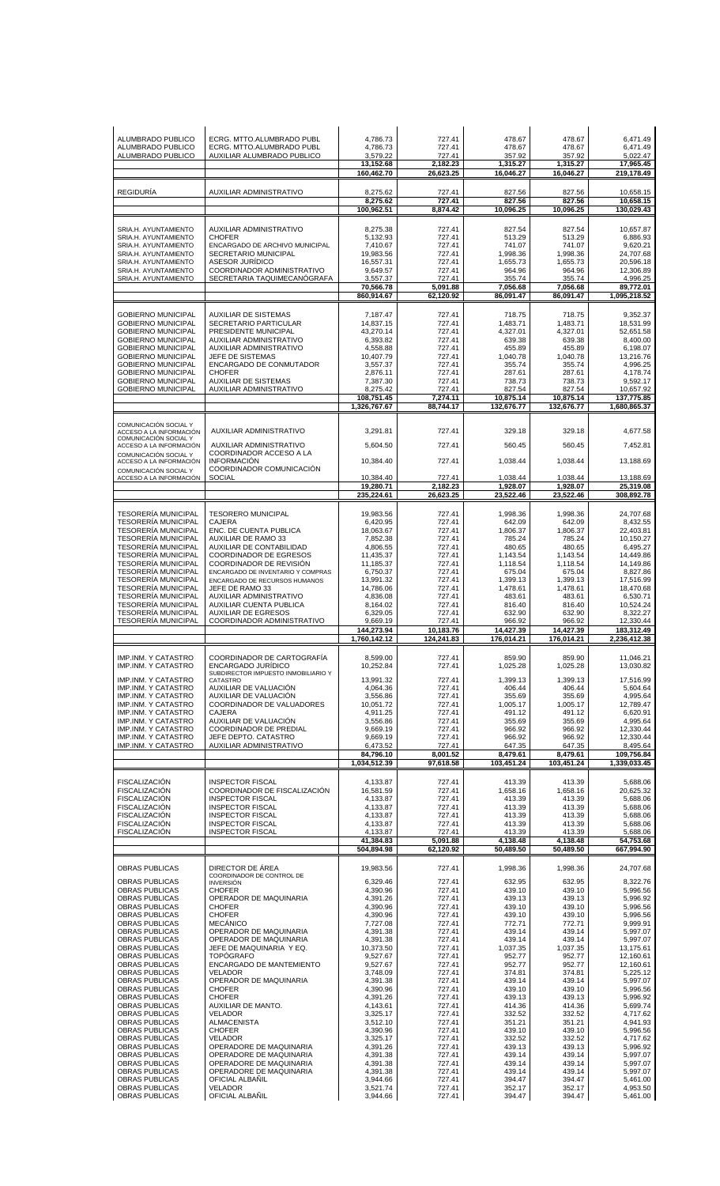| | | | | | | |
|---|---|---|---|---|---|---|
| ALUMBRADO PUBLICO | ECRG. MTTO.ALUMBRADO PUBL | 4,786.73 | 727.41 | 478.67 | 478.67 | 6,471.49 |
| ALUMBRADO PUBLICO | ECRG. MTTO.ALUMBRADO PUBL | 4,786.73 | 727.41 | 478.67 | 478.67 | 6,471.49 |
| ALUMBRADO PUBLICO | AUXILIAR ALUMBRADO PUBLICO | 3,579.22 | 727.41 | 357.92 | 357.92 | 5,022.47 |
| | | **13,152.68** | **2,182.23** | **1,315.27** | **1,315.27** | **17,965.45** |
| | | **160,462.70** | **26,623.25** | **16,046.27** | **16,046.27** | **219,178.49** |
| REGIDURÍA | AUXILIAR ADMINISTRATIVO | 8,275.62 | 727.41 | 827.56 | 827.56 | 10,658.15 |
| | | **8,275.62** | **727.41** | **827.56** | **827.56** | **10,658.15** |
| | | **100,962.51** | **8,874.42** | **10,096.25** | **10,096.25** | **130,029.43** |
| SRIA.H. AYUNTAMIENTO | AUXILIAR ADMINISTRATIVO | 8,275.38 | 727.41 | 827.54 | 827.54 | 10,657.87 |
| SRIA.H. AYUNTAMIENTO | CHOFER | 5,132.93 | 727.41 | 513.29 | 513.29 | 6,886.93 |
| SRIA.H. AYUNTAMIENTO | ENCARGADO DE ARCHIVO MUNICIPAL | 7,410.67 | 727.41 | 741.07 | 741.07 | 9,620.21 |
| SRIA.H. AYUNTAMIENTO | SECRETARIO MUNICIPAL | 19,983.56 | 727.41 | 1,998.36 | 1,998.36 | 24,707.68 |
| SRIA.H. AYUNTAMIENTO | ASESOR JURÍDICO | 16,557.31 | 727.41 | 1,655.73 | 1,655.73 | 20,596.18 |
| SRIA.H. AYUNTAMIENTO | COORDINADOR ADMINISTRATIVO | 9,649.57 | 727.41 | 964.96 | 964.96 | 12,306.89 |
| SRIA.H. AYUNTAMIENTO | SECRETARIA TAQUIMECANÓGRAFA | 3,557.37 | 727.41 | 355.74 | 355.74 | 4,996.25 |
| | | **70,566.78** | **5,091.88** | **7,056.68** | **7,056.68** | **89,772.01** |
| | | **860,914.67** | **62,120.92** | **86,091.47** | **86,091.47** | **1,095,218.52** |
| GOBIERNO MUNICIPAL | AUXILIAR DE SISTEMAS | 7,187.47 | 727.41 | 718.75 | 718.75 | 9,352.37 |
| GOBIERNO MUNICIPAL | SECRETARIO PARTICULAR | 14,837.15 | 727.41 | 1,483.71 | 1,483.71 | 18,531.99 |
| GOBIERNO MUNICIPAL | PRESIDENTE MUNICIPAL | 43,270.14 | 727.41 | 4,327.01 | 4,327.01 | 52,651.58 |
| GOBIERNO MUNICIPAL | AUXILIAR ADMINISTRATIVO | 6,393.82 | 727.41 | 639.38 | 639.38 | 8,400.00 |
| GOBIERNO MUNICIPAL | AUXILIAR ADMINISTRATIVO | 4,558.88 | 727.41 | 455.89 | 455.89 | 6,198.07 |
| GOBIERNO MUNICIPAL | JEFE DE SISTEMAS | 10,407.79 | 727.41 | 1,040.78 | 1,040.78 | 13,216.76 |
| GOBIERNO MUNICIPAL | ENCARGADO DE CONMUTADOR | 3,557.37 | 727.41 | 355.74 | 355.74 | 4,996.25 |
| GOBIERNO MUNICIPAL | CHOFER | 2,876.11 | 727.41 | 287.61 | 287.61 | 4,178.74 |
| GOBIERNO MUNICIPAL | AUXILIAR DE SISTEMAS | 7,387.30 | 727.41 | 738.73 | 738.73 | 9,592.17 |
| GOBIERNO MUNICIPAL | AUXILIAR ADMINISTRATIVO | 8,275.42 | 727.41 | 827.54 | 827.54 | 10,657.92 |
| | | **108,751.45** | **7,274.11** | **10,875.14** | **10,875.14** | **137,775.85** |
| | | **1,326,767.67** | **88,744.17** | **132,676.77** | **132,676.77** | **1,680,865.37** |
| COMUNICACIÓN SOCIAL Y ACCESO A LA INFORMACIÓN | AUXILIAR ADMINISTRATIVO | 3,291.81 | 727.41 | 329.18 | 329.18 | 4,677.58 |
| COMUNICACIÓN SOCIAL Y ACCESO A LA INFORMACIÓN | AUXILIAR ADMINISTRATIVO | 5,604.50 | 727.41 | 560.45 | 560.45 | 7,452.81 |
| COMUNICACIÓN SOCIAL Y ACCESO A LA INFORMACIÓN | COORDINADOR ACCESO A LA INFORMACIÓN | 10,384.40 | 727.41 | 1,038.44 | 1,038.44 | 13,188.69 |
| COMUNICACIÓN SOCIAL Y ACCESO A LA INFORMACIÓN | COORDINADOR COMUNICACIÓN SOCIAL | 10,384.40 | 727.41 | 1,038.44 | 1,038.44 | 13,188.69 |
| | | **19,280.71** | **2,182.23** | **1,928.07** | **1,928.07** | **25,319.08** |
| | | **235,224.61** | **26,623.25** | **23,522.46** | **23,522.46** | **308,892.78** |
| TESORERÍA MUNICIPAL | TESORERO MUNICIPAL | 19,983.56 | 727.41 | 1,998.36 | 1,998.36 | 24,707.68 |
| TESORERÍA MUNICIPAL | CAJERA | 6,420.95 | 727.41 | 642.09 | 642.09 | 8,432.55 |
| TESORERÍA MUNICIPAL | ENC. DE CUENTA PUBLICA | 18,063.67 | 727.41 | 1,806.37 | 1,806.37 | 22,403.81 |
| TESORERÍA MUNICIPAL | AUXILIAR DE RAMO 33 | 7,852.38 | 727.41 | 785.24 | 785.24 | 10,150.27 |
| TESORERÍA MUNICIPAL | AUXILIAR DE CONTABILIDAD | 4,806.55 | 727.41 | 480.65 | 480.65 | 6,495.27 |
| TESORERÍA MUNICIPAL | COORDINADOR DE EGRESOS | 11,435.37 | 727.41 | 1,143.54 | 1,143.54 | 14,449.86 |
| TESORERÍA MUNICIPAL | COORDINADOR DE REVISIÓN | 11,185.37 | 727.41 | 1,118.54 | 1,118.54 | 14,149.86 |
| TESORERÍA MUNICIPAL | ENCARGADO DE INVENTARIO Y COMPRAS | 6,750.37 | 727.41 | 675.04 | 675.04 | 8,827.86 |
| TESORERÍA MUNICIPAL | ENCARGADO DE RECURSOS HUMANOS | 13,991.32 | 727.41 | 1,399.13 | 1,399.13 | 17,516.99 |
| TESORERÍA MUNICIPAL | JEFE DE RAMO 33 | 14,786.06 | 727.41 | 1,478.61 | 1,478.61 | 18,470.68 |
| TESORERÍA MUNICIPAL | AUXILIAR ADMINISTRATIVO | 4,836.08 | 727.41 | 483.61 | 483.61 | 6,530.71 |
| TESORERÍA MUNICIPAL | AUXILIAR CUENTA PUBLICA | 8,164.02 | 727.41 | 816.40 | 816.40 | 10,524.24 |
| TESORERÍA MUNICIPAL | AUXILIAR DE EGRESOS | 6,329.05 | 727.41 | 632.90 | 632.90 | 8,322.27 |
| TESORERÍA MUNICIPAL | COORDINADOR ADMINISTRATIVO | 9,669.19 | 727.41 | 966.92 | 966.92 | 12,330.44 |
| | | **144,273.94** | **10,183.76** | **14,427.39** | **14,427.39** | **183,312.49** |
| | | **1,760,142.12** | **124,241.83** | **176,014.21** | **176,014.21** | **2,236,412.38** |
| IMP.INM. Y CATASTRO | COORDINADOR DE CARTOGRAFÍA | 8,599.00 | 727.41 | 859.90 | 859.90 | 11,046.21 |
| IMP.INM. Y CATASTRO | ENCARGADO JURÍDICO | 10,252.84 | 727.41 | 1,025.28 | 1,025.28 | 13,030.82 |
| IMP.INM. Y CATASTRO | SUBDIRECTOR IMPUESTO INMOBILIARIO Y CATASTRO | 13,991.32 | 727.41 | 1,399.13 | 1,399.13 | 17,516.99 |
| IMP.INM. Y CATASTRO | AUXILIAR DE VALUACIÓN | 4,064.36 | 727.41 | 406.44 | 406.44 | 5,604.64 |
| IMP.INM. Y CATASTRO | AUXILIAR DE VALUACIÓN | 3,556.86 | 727.41 | 355.69 | 355.69 | 4,995.64 |
| IMP.INM. Y CATASTRO | COORDINADOR DE VALUADORES | 10,051.72 | 727.41 | 1,005.17 | 1,005.17 | 12,789.47 |
| IMP.INM. Y CATASTRO | CAJERA | 4,911.25 | 727.41 | 491.12 | 491.12 | 6,620.91 |
| IMP.INM. Y CATASTRO | AUXILIAR DE VALUACIÓN | 3,556.86 | 727.41 | 355.69 | 355.69 | 4,995.64 |
| IMP.INM. Y CATASTRO | COORDINADOR DE PREDIAL | 9,669.19 | 727.41 | 966.92 | 966.92 | 12,330.44 |
| IMP.INM. Y CATASTRO | JEFE DEPTO. CATASTRO | 9,669.19 | 727.41 | 966.92 | 966.92 | 12,330.44 |
| IMP.INM. Y CATASTRO | AUXILIAR ADMINISTRATIVO | 6,473.52 | 727.41 | 647.35 | 647.35 | 8,495.64 |
| | | **84,796.10** | **8,001.52** | **8,479.61** | **8,479.61** | **109,756.84** |
| | | **1,034,512.39** | **97,618.58** | **103,451.24** | **103,451.24** | **1,339,033.45** |
| FISCALIZACIÓN | INSPECTOR FISCAL | 4,133.87 | 727.41 | 413.39 | 413.39 | 5,688.06 |
| FISCALIZACIÓN | COORDINADOR DE FISCALIZACIÓN | 16,581.59 | 727.41 | 1,658.16 | 1,658.16 | 20,625.32 |
| FISCALIZACIÓN | INSPECTOR FISCAL | 4,133.87 | 727.41 | 413.39 | 413.39 | 5,688.06 |
| FISCALIZACIÓN | INSPECTOR FISCAL | 4,133.87 | 727.41 | 413.39 | 413.39 | 5,688.06 |
| FISCALIZACIÓN | INSPECTOR FISCAL | 4,133.87 | 727.41 | 413.39 | 413.39 | 5,688.06 |
| FISCALIZACIÓN | INSPECTOR FISCAL | 4,133.87 | 727.41 | 413.39 | 413.39 | 5,688.06 |
| FISCALIZACIÓN | INSPECTOR FISCAL | 4,133.87 | 727.41 | 413.39 | 413.39 | 5,688.06 |
| | | **41,384.83** | **5,091.88** | **4,138.48** | **4,138.48** | **54,753.68** |
| | | **504,894.98** | **62,120.92** | **50,489.50** | **50,489.50** | **667,994.90** |
| OBRAS PUBLICAS | DIRECTOR DE ÁREA | 19,983.56 | 727.41 | 1,998.36 | 1,998.36 | 24,707.68 |
| OBRAS PUBLICAS | COORDINADOR DE CONTROL DE INVERSIÓN | 6,329.46 | 727.41 | 632.95 | 632.95 | 8,322.76 |
| OBRAS PUBLICAS | CHOFER | 4,390.96 | 727.41 | 439.10 | 439.10 | 5,996.56 |
| OBRAS PUBLICAS | OPERADOR DE MAQUINARIA | 4,391.26 | 727.41 | 439.13 | 439.13 | 5,996.92 |
| OBRAS PUBLICAS | CHOFER | 4,390.96 | 727.41 | 439.10 | 439.10 | 5,996.56 |
| OBRAS PUBLICAS | CHOFER | 4,390.96 | 727.41 | 439.10 | 439.10 | 5,996.56 |
| OBRAS PUBLICAS | MECÁNICO | 7,727.08 | 727.41 | 772.71 | 772.71 | 9,999.91 |
| OBRAS PUBLICAS | OPERADOR DE MAQUINARIA | 4,391.38 | 727.41 | 439.14 | 439.14 | 5,997.07 |
| OBRAS PUBLICAS | OPERADOR DE MAQUINARIA | 4,391.38 | 727.41 | 439.14 | 439.14 | 5,997.07 |
| OBRAS PUBLICAS | JEFE DE MAQUINARIA Y EQ. | 10,373.50 | 727.41 | 1,037.35 | 1,037.35 | 13,175.61 |
| OBRAS PUBLICAS | TOPÓGRAFO | 9,527.67 | 727.41 | 952.77 | 952.77 | 12,160.61 |
| OBRAS PUBLICAS | ENCARGADO DE MANTENIMIENTO | 9,527.67 | 727.41 | 952.77 | 952.77 | 12,160.61 |
| OBRAS PUBLICAS | VELADOR | 3,748.09 | 727.41 | 374.81 | 374.81 | 5,225.12 |
| OBRAS PUBLICAS | OPERADOR DE MAQUINARIA | 4,391.38 | 727.41 | 439.14 | 439.14 | 5,997.07 |
| OBRAS PUBLICAS | CHOFER | 4,390.96 | 727.41 | 439.10 | 439.10 | 5,996.56 |
| OBRAS PUBLICAS | CHOFER | 4,391.26 | 727.41 | 439.13 | 439.13 | 5,996.92 |
| OBRAS PUBLICAS | AUXILIAR DE MANTO. | 4,143.61 | 727.41 | 414.36 | 414.36 | 5,699.74 |
| OBRAS PUBLICAS | VELADOR | 3,325.17 | 727.41 | 332.52 | 332.52 | 4,717.62 |
| OBRAS PUBLICAS | ALMACENISTA | 3,512.10 | 727.41 | 351.21 | 351.21 | 4,941.93 |
| OBRAS PUBLICAS | CHOFER | 4,390.96 | 727.41 | 439.10 | 439.10 | 5,996.56 |
| OBRAS PUBLICAS | VELADOR | 3,325.17 | 727.41 | 332.52 | 332.52 | 4,717.62 |
| OBRAS PUBLICAS | OPERADORE DE MAQUINARIA | 4,391.26 | 727.41 | 439.13 | 439.13 | 5,996.92 |
| OBRAS PUBLICAS | OPERADORE DE MAQUINARIA | 4,391.38 | 727.41 | 439.14 | 439.14 | 5,997.07 |
| OBRAS PUBLICAS | OPERADORE DE MAQUINARIA | 4,391.38 | 727.41 | 439.14 | 439.14 | 5,997.07 |
| OBRAS PUBLICAS | OPERADORE DE MAQUINARIA | 4,391.38 | 727.41 | 439.14 | 439.14 | 5,997.07 |
| OBRAS PUBLICAS | OFICIAL ALBAÑIL | 3,944.66 | 727.41 | 394.47 | 394.47 | 5,461.00 |
| OBRAS PUBLICAS | VELADOR | 3,521.74 | 727.41 | 352.17 | 352.17 | 4,953.50 |
| OBRAS PUBLICAS | OFICIAL ALBAÑIL | 3,944.66 | 727.41 | 394.47 | 394.47 | 5,461.00 |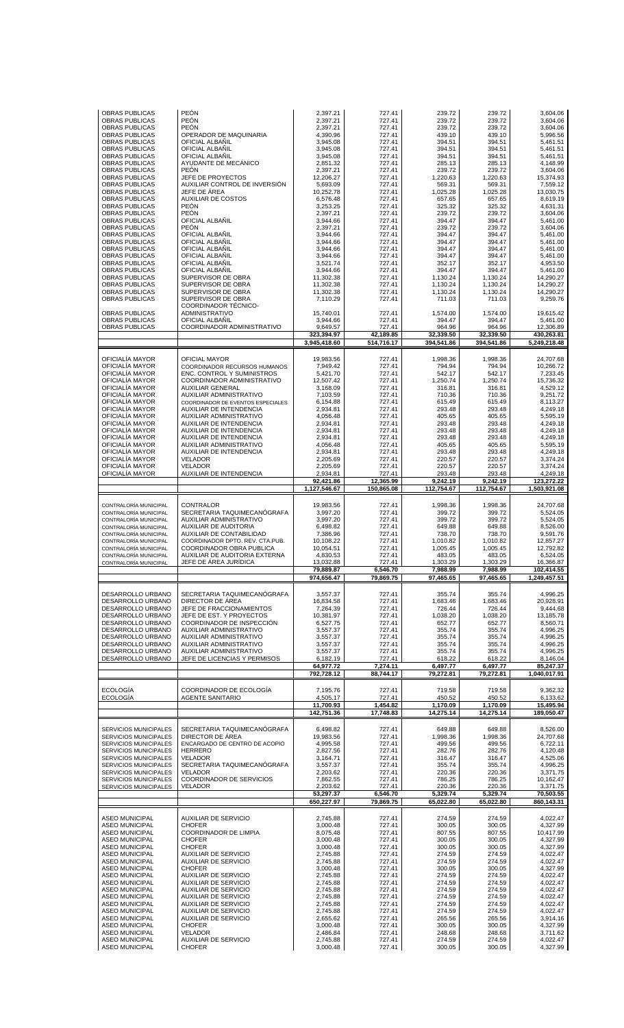| | | | | | | |
|---|---|---|---|---|---|---|
| OBRAS PUBLICAS | PEÓN | 2,397.21 | 727.41 | 239.72 | 239.72 | 3,604.06 |
| OBRAS PUBLICAS | PEÓN | 2,397.21 | 727.41 | 239.72 | 239.72 | 3,604.06 |
| OBRAS PUBLICAS | PEÓN | 2,397.21 | 727.41 | 239.72 | 239.72 | 3,604.06 |
| OBRAS PUBLICAS | OPERADOR DE MAQUINARIA | 4,390.96 | 727.41 | 439.10 | 439.10 | 5,996.56 |
| OBRAS PUBLICAS | OFICIAL ALBAÑIL | 3,945.08 | 727.41 | 394.51 | 394.51 | 5,461.51 |
| OBRAS PUBLICAS | OFICIAL ALBAÑIL | 3,945.08 | 727.41 | 394.51 | 394.51 | 5,461.51 |
| OBRAS PUBLICAS | OFICIAL ALBAÑIL | 3,945.08 | 727.41 | 394.51 | 394.51 | 5,461.51 |
| OBRAS PUBLICAS | AYUDANTE DE MECÁNICO | 2,851.32 | 727.41 | 285.13 | 285.13 | 4,148.99 |
| OBRAS PUBLICAS | PEÓN | 2,397.21 | 727.41 | 239.72 | 239.72 | 3,604.06 |
| OBRAS PUBLICAS | JEFE DE PROYECTOS | 12,206.27 | 727.41 | 1,220.63 | 1,220.63 | 15,374.93 |
| OBRAS PUBLICAS | AUXILIAR CONTROL DE INVERSIÓN | 5,693.09 | 727.41 | 569.31 | 569.31 | 7,559.12 |
| OBRAS PUBLICAS | JEFE DE ÁREA | 10,252.78 | 727.41 | 1,025.28 | 1,025.28 | 13,030.75 |
| OBRAS PUBLICAS | AUXILIAR DE COSTOS | 6,576.48 | 727.41 | 657.65 | 657.65 | 8,619.19 |
| OBRAS PUBLICAS | PEÓN | 3,253.25 | 727.41 | 325.32 | 325.32 | 4,631.31 |
| OBRAS PUBLICAS | PEÓN | 2,397.21 | 727.41 | 239.72 | 239.72 | 3,604.06 |
| OBRAS PUBLICAS | OFICIAL ALBAÑIL | 3,944.66 | 727.41 | 394.47 | 394.47 | 5,461.00 |
| OBRAS PUBLICAS | PEÓN | 2,397.21 | 727.41 | 239.72 | 239.72 | 3,604.06 |
| OBRAS PUBLICAS | OFICIAL ALBAÑIL | 3,944.66 | 727.41 | 394.47 | 394.47 | 5,461.00 |
| OBRAS PUBLICAS | OFICIAL ALBAÑIL | 3,944.66 | 727.41 | 394.47 | 394.47 | 5,461.00 |
| OBRAS PUBLICAS | OFICIAL ALBAÑIL | 3,944.66 | 727.41 | 394.47 | 394.47 | 5,461.00 |
| OBRAS PUBLICAS | OFICIAL ALBAÑIL | 3,944.66 | 727.41 | 394.47 | 394.47 | 5,461.00 |
| OBRAS PUBLICAS | OFICIAL ALBAÑIL | 3,521.74 | 727.41 | 352.17 | 352.17 | 4,953.50 |
| OBRAS PUBLICAS | OFICIAL ALBAÑIL | 3,944.66 | 727.41 | 394.47 | 394.47 | 5,461.00 |
| OBRAS PUBLICAS | SUPERVISOR DE OBRA | 11,302.38 | 727.41 | 1,130.24 | 1,130.24 | 14,290.27 |
| OBRAS PUBLICAS | SUPERVISOR DE OBRA | 11,302.38 | 727.41 | 1,130.24 | 1,130.24 | 14,290.27 |
| OBRAS PUBLICAS | SUPERVISOR DE OBRA | 11,302.38 | 727.41 | 1,130.24 | 1,130.24 | 14,290.27 |
| OBRAS PUBLICAS | SUPERVISOR DE OBRA | 7,110.29 | 727.41 | 711.03 | 711.03 | 9,259.76 |
| OBRAS PUBLICAS | COORDINADOR TÉCNICO-ADMINISTRATIVO | 15,740.01 | 727.41 | 1,574.00 | 1,574.00 | 19,615.42 |
| OBRAS PUBLICAS | OFICIAL ALBAÑIL | 3,944.66 | 727.41 | 394.47 | 394.47 | 5,461.00 |
| OBRAS PUBLICAS | COORDINADOR ADMINISTRATIVO | 9,649.57 | 727.41 | 964.96 | 964.96 | 12,306.89 |
| | | **323,394.97** | **42,189.85** | **32,339.50** | **32,339.50** | **430,263.81** |
| | | **3,945,418.60** | **514,716.17** | **394,541.86** | **394,541.86** | **5,249,218.48** |
| OFICIALÍA MAYOR | OFICIAL MAYOR | 19,983.56 | 727.41 | 1,998.36 | 1,998.36 | 24,707.68 |
| OFICIALÍA MAYOR | COORDINADOR RECURSOS HUMANOS | 7,949.42 | 727.41 | 794.94 | 794.94 | 10,266.72 |
| OFICIALÍA MAYOR | ENC. CONTROL Y SUMINISTROS | 5,421.70 | 727.41 | 542.17 | 542.17 | 7,233.45 |
| OFICIALÍA MAYOR | COORDINADOR ADMINISTRATIVO | 12,507.42 | 727.41 | 1,250.74 | 1,250.74 | 15,736.32 |
| OFICIALÍA MAYOR | AUXILIAR GENERAL | 3,168.09 | 727.41 | 316.81 | 316.81 | 4,529.12 |
| OFICIALÍA MAYOR | AUXILIAR ADMINISTRATIVO | 7,103.59 | 727.41 | 710.36 | 710.36 | 9,251.72 |
| OFICIALÍA MAYOR | COORDINADOR DE EVENTOS ESPECIALES | 6,154.88 | 727.41 | 615.49 | 615.49 | 8,113.27 |
| OFICIALÍA MAYOR | AUXILIAR DE INTENDENCIA | 2,934.81 | 727.41 | 293.48 | 293.48 | 4,249.18 |
| OFICIALÍA MAYOR | AUXILIAR ADMINISTRATIVO | 4,056.48 | 727.41 | 405.65 | 405.65 | 5,595.19 |
| OFICIALÍA MAYOR | AUXILIAR DE INTENDENCIA | 2,934.81 | 727.41 | 293.48 | 293.48 | 4,249.18 |
| OFICIALÍA MAYOR | AUXILIAR DE INTENDENCIA | 2,934.81 | 727.41 | 293.48 | 293.48 | 4,249.18 |
| OFICIALÍA MAYOR | AUXILIAR DE INTENDENCIA | 2,934.81 | 727.41 | 293.48 | 293.48 | 4,249.18 |
| OFICIALÍA MAYOR | AUXILIAR ADMINISTRATIVO | 4,056.48 | 727.41 | 405.65 | 405.65 | 5,595.19 |
| OFICIALÍA MAYOR | AUXILIAR DE INTENDENCIA | 2,934.81 | 727.41 | 293.48 | 293.48 | 4,249.18 |
| OFICIALÍA MAYOR | VELADOR | 2,205.69 | 727.41 | 220.57 | 220.57 | 3,374.24 |
| OFICIALÍA MAYOR | VELADOR | 2,205.69 | 727.41 | 220.57 | 220.57 | 3,374.24 |
| OFICIALÍA MAYOR | AUXILIAR DE INTENDENCIA | 2,934.81 | 727.41 | 293.48 | 293.48 | 4,249.18 |
| | | **92,421.86** | **12,365.99** | **9,242.19** | **9,242.19** | **123,272.22** |
| | | **1,127,546.67** | **150,865.08** | **112,754.67** | **112,754.67** | **1,503,921.08** |
| CONTRALORÍA MUNICIPAL | CONTRALOR | 19,983.56 | 727.41 | 1,998.36 | 1,998.36 | 24,707.68 |
| CONTRALORÍA MUNICIPAL | SECRETARIA TAQUIMECANÓGRAFA | 3,997.20 | 727.41 | 399.72 | 399.72 | 5,524.05 |
| CONTRALORÍA MUNICIPAL | AUXILIAR ADMINISTRATIVO | 3,997.20 | 727.41 | 399.72 | 399.72 | 5,524.05 |
| CONTRALORÍA MUNICIPAL | AUXILIAR DE AUDITORIA | 6,498.82 | 727.41 | 649.88 | 649.88 | 8,526.00 |
| CONTRALORÍA MUNICIPAL | AUXILIAR DE CONTABILIDAD | 7,386.96 | 727.41 | 738.70 | 738.70 | 9,591.76 |
| CONTRALORÍA MUNICIPAL | COORDINADOR DPTO. REV. CTA.PUB. | 10,108.22 | 727.41 | 1,010.82 | 1,010.82 | 12,857.27 |
| CONTRALORÍA MUNICIPAL | COORDINADOR OBRA PUBLICA | 10,054.51 | 727.41 | 1,005.45 | 1,005.45 | 12,792.82 |
| CONTRALORÍA MUNICIPAL | AUXILIAR DE AUDITORIA EXTERNA | 4,830.53 | 727.41 | 483.05 | 483.05 | 6,524.05 |
| CONTRALORÍA MUNICIPAL | JEFE DE ÁREA JURÍDICA | 13,032.88 | 727.41 | 1,303.29 | 1,303.29 | 16,366.87 |
| | | **79,889.87** | **6,546.70** | **7,988.99** | **7,988.99** | **102,414.55** |
| | | **974,656.47** | **79,869.75** | **97,465.65** | **97,465.65** | **1,249,457.51** |
| DESARROLLO URBANO | SECRETARIA TAQUIMECANÓGRAFA | 3,557.37 | 727.41 | 355.74 | 355.74 | 4,996.25 |
| DESARROLLO URBANO | DIRECTOR DE ÁREA | 16,834.58 | 727.41 | 1,683.46 | 1,683.46 | 20,928.91 |
| DESARROLLO URBANO | JEFE DE FRACCIONAMIENTOS | 7,264.39 | 727.41 | 726.44 | 726.44 | 9,444.68 |
| DESARROLLO URBANO | JEFE DE EST. Y PROYECTOS | 10,381.97 | 727.41 | 1,038.20 | 1,038.20 | 13,185.78 |
| DESARROLLO URBANO | COORDINADOR DE INSPECCIÓN | 6,527.75 | 727.41 | 652.77 | 652.77 | 8,560.71 |
| DESARROLLO URBANO | AUXILIAR ADMINISTRATIVO | 3,557.37 | 727.41 | 355.74 | 355.74 | 4,996.25 |
| DESARROLLO URBANO | AUXILIAR ADMINISTRATIVO | 3,557.37 | 727.41 | 355.74 | 355.74 | 4,996.25 |
| DESARROLLO URBANO | AUXILIAR ADMINISTRATIVO | 3,557.37 | 727.41 | 355.74 | 355.74 | 4,996.25 |
| DESARROLLO URBANO | AUXILIAR ADMINISTRATIVO | 3,557.37 | 727.41 | 355.74 | 355.74 | 4,996.25 |
| DESARROLLO URBANO | JEFE DE LICENCIAS Y PERMISOS | 6,182.19 | 727.41 | 618.22 | 618.22 | 8,146.04 |
| | | **64,977.72** | **7,274.11** | **6,497.77** | **6,497.77** | **85,247.37** |
| | | **792,728.12** | **88,744.17** | **79,272.81** | **79,272.81** | **1,040,017.91** |
| ECOLOGÍA | COORDINADOR DE ECOLOGÍA | 7,195.76 | 727.41 | 719.58 | 719.58 | 9,362.32 |
| ECOLOGÍA | AGENTE SANITARIO | 4,505.17 | 727.41 | 450.52 | 450.52 | 6,133.62 |
| | | **11,700.93** | **1,454.82** | **1,170.09** | **1,170.09** | **15,495.94** |
| | | **142,751.36** | **17,748.83** | **14,275.14** | **14,275.14** | **189,050.47** |
| SERVICIOS MUNICIPALES | SECRETARIA TAQUIMECANÓGRAFA | 6,498.82 | 727.41 | 649.88 | 649.88 | 8,526.00 |
| SERVICIOS MUNICIPALES | DIRECTOR DE ÁREA | 19,983.56 | 727.41 | 1,998.36 | 1,998.36 | 24,707.68 |
| SERVICIOS MUNICIPALES | ENCARGADO DE CENTRO DE ACOPIO | 4,995.58 | 727.41 | 499.56 | 499.56 | 6,722.11 |
| SERVICIOS MUNICIPALES | HERRERO | 2,827.56 | 727.41 | 282.76 | 282.76 | 4,120.48 |
| SERVICIOS MUNICIPALES | VELADOR | 3,164.71 | 727.41 | 316.47 | 316.47 | 4,525.06 |
| SERVICIOS MUNICIPALES | SECRETARIA TAQUIMECANÓGRAFA | 3,557.37 | 727.41 | 355.74 | 355.74 | 4,996.25 |
| SERVICIOS MUNICIPALES | VELADOR | 2,203.62 | 727.41 | 220.36 | 220.36 | 3,371.75 |
| SERVICIOS MUNICIPALES | COORDINADOR DE SERVICIOS | 7,862.55 | 727.41 | 786.25 | 786.25 | 10,162.47 |
| SERVICIOS MUNICIPALES | VELADOR | 2,203.62 | 727.41 | 220.36 | 220.36 | 3,371.75 |
| | | **53,297.37** | **6,546.70** | **5,329.74** | **5,329.74** | **70,503.55** |
| | | **650,227.97** | **79,869.75** | **65,022.80** | **65,022.80** | **860,143.31** |
| ASEO MUNICIPAL | AUXILIAR DE SERVICIO | 2,745.88 | 727.41 | 274.59 | 274.59 | 4,022.47 |
| ASEO MUNICIPAL | CHOFER | 3,000.48 | 727.41 | 300.05 | 300.05 | 4,327.99 |
| ASEO MUNICIPAL | COORDINADOR DE LIMPIA | 8,075.48 | 727.41 | 807.55 | 807.55 | 10,417.99 |
| ASEO MUNICIPAL | CHOFER | 3,000.48 | 727.41 | 300.05 | 300.05 | 4,327.99 |
| ASEO MUNICIPAL | CHOFER | 3,000.48 | 727.41 | 300.05 | 300.05 | 4,327.99 |
| ASEO MUNICIPAL | AUXILIAR DE SERVICIO | 2,745.88 | 727.41 | 274.59 | 274.59 | 4,022.47 |
| ASEO MUNICIPAL | AUXILIAR DE SERVICIO | 2,745.88 | 727.41 | 274.59 | 274.59 | 4,022.47 |
| ASEO MUNICIPAL | CHOFER | 3,000.48 | 727.41 | 300.05 | 300.05 | 4,327.99 |
| ASEO MUNICIPAL | AUXILIAR DE SERVICIO | 2,745.88 | 727.41 | 274.59 | 274.59 | 4,022.47 |
| ASEO MUNICIPAL | AUXILIAR DE SERVICIO | 2,745.88 | 727.41 | 274.59 | 274.59 | 4,022.47 |
| ASEO MUNICIPAL | AUXILIAR DE SERVICIO | 2,745.88 | 727.41 | 274.59 | 274.59 | 4,022.47 |
| ASEO MUNICIPAL | AUXILIAR DE SERVICIO | 2,745.88 | 727.41 | 274.59 | 274.59 | 4,022.47 |
| ASEO MUNICIPAL | AUXILIAR DE SERVICIO | 2,745.88 | 727.41 | 274.59 | 274.59 | 4,022.47 |
| ASEO MUNICIPAL | AUXILIAR DE SERVICIO | 2,745.88 | 727.41 | 274.59 | 274.59 | 4,022.47 |
| ASEO MUNICIPAL | AUXILIAR DE SERVICIO | 2,655.62 | 727.41 | 265.56 | 265.56 | 3,914.16 |
| ASEO MUNICIPAL | CHOFER | 3,000.48 | 727.41 | 300.05 | 300.05 | 4,327.99 |
| ASEO MUNICIPAL | VELADOR | 2,486.84 | 727.41 | 248.68 | 248.68 | 3,711.62 |
| ASEO MUNICIPAL | AUXILIAR DE SERVICIO | 2,745.88 | 727.41 | 274.59 | 274.59 | 4,022.47 |
| ASEO MUNICIPAL | CHOFER | 3,000.48 | 727.41 | 300.05 | 300.05 | 4,327.99 |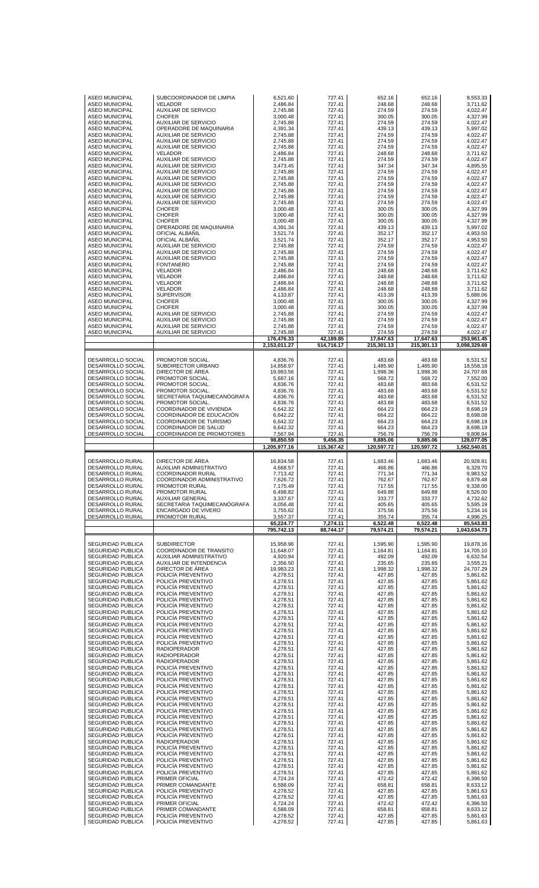| | | | | | | |
|---|---|---|---|---|---|---|
| ASEO MUNICIPAL | SUBCOORDINADOR DE LIMPIA | 6,521.60 | 727.41 | 652.16 | 652.16 | 8,553.33 |
| ASEO MUNICIPAL | VELADOR | 2,486.84 | 727.41 | 248.68 | 248.68 | 3,711.62 |
| ASEO MUNICIPAL | AUXILIAR DE SERVICIO | 2,745.88 | 727.41 | 274.59 | 274.59 | 4,022.47 |
| ASEO MUNICIPAL | CHOFER | 3,000.48 | 727.41 | 300.05 | 300.05 | 4,327.99 |
| ASEO MUNICIPAL | AUXILIAR DE SERVICIO | 2,745.88 | 727.41 | 274.59 | 274.59 | 4,022.47 |
| ASEO MUNICIPAL | OPERADORE DE MAQUINARIA | 4,391.34 | 727.41 | 439.13 | 439.13 | 5,997.02 |
| ASEO MUNICIPAL | AUXILIAR DE SERVICIO | 2,745.88 | 727.41 | 274.59 | 274.59 | 4,022.47 |
| ASEO MUNICIPAL | AUXILIAR DE SERVICIO | 2,745.88 | 727.41 | 274.59 | 274.59 | 4,022.47 |
| ASEO MUNICIPAL | AUXILIAR DE SERVICIO | 2,745.88 | 727.41 | 274.59 | 274.59 | 4,022.47 |
| ASEO MUNICIPAL | VELADOR | 2,486.84 | 727.41 | 248.68 | 248.68 | 3,711.62 |
| ASEO MUNICIPAL | AUXILIAR DE SERVICIO | 2,745.88 | 727.41 | 274.59 | 274.59 | 4,022.47 |
| ASEO MUNICIPAL | AUXILIAR DE SERVICIO | 3,473.45 | 727.41 | 347.34 | 347.34 | 4,895.55 |
| ASEO MUNICIPAL | AUXILIAR DE SERVICIO | 2,745.88 | 727.41 | 274.59 | 274.59 | 4,022.47 |
| ASEO MUNICIPAL | AUXILIAR DE SERVICIO | 2,745.88 | 727.41 | 274.59 | 274.59 | 4,022.47 |
| ASEO MUNICIPAL | AUXILIAR DE SERVICIO | 2,745.88 | 727.41 | 274.59 | 274.59 | 4,022.47 |
| ASEO MUNICIPAL | AUXILIAR DE SERVICIO | 2,745.88 | 727.41 | 274.59 | 274.59 | 4,022.47 |
| ASEO MUNICIPAL | AUXILIAR DE SERVICIO | 2,745.88 | 727.41 | 274.59 | 274.59 | 4,022.47 |
| ASEO MUNICIPAL | AUXILIAR DE SERVICIO | 2,745.88 | 727.41 | 274.59 | 274.59 | 4,022.47 |
| ASEO MUNICIPAL | CHOFER | 3,000.48 | 727.41 | 300.05 | 300.05 | 4,327.99 |
| ASEO MUNICIPAL | CHOFER | 3,000.48 | 727.41 | 300.05 | 300.05 | 4,327.99 |
| ASEO MUNICIPAL | CHOFER | 3,000.48 | 727.41 | 300.05 | 300.05 | 4,327.99 |
| ASEO MUNICIPAL | OPERADORE DE MAQUINARIA | 4,391.34 | 727.41 | 439.13 | 439.13 | 5,997.02 |
| ASEO MUNICIPAL | OFICIAL ALBAÑIL | 3,521.74 | 727.41 | 352.17 | 352.17 | 4,953.50 |
| ASEO MUNICIPAL | OFICIAL ALBAÑIL | 3,521.74 | 727.41 | 352.17 | 352.17 | 4,953.50 |
| ASEO MUNICIPAL | AUXILIAR DE SERVICIO | 2,745.88 | 727.41 | 274.59 | 274.59 | 4,022.47 |
| ASEO MUNICIPAL | AUXILIAR DE SERVICIO | 2,745.88 | 727.41 | 274.59 | 274.59 | 4,022.47 |
| ASEO MUNICIPAL | AUXILIAR DE SERVICIO | 2,745.88 | 727.41 | 274.59 | 274.59 | 4,022.47 |
| ASEO MUNICIPAL | FONTANERO | 2,745.88 | 727.41 | 274.59 | 274.59 | 4,022.47 |
| ASEO MUNICIPAL | VELADOR | 2,486.84 | 727.41 | 248.68 | 248.68 | 3,711.62 |
| ASEO MUNICIPAL | VELADOR | 2,486.84 | 727.41 | 248.68 | 248.68 | 3,711.62 |
| ASEO MUNICIPAL | VELADOR | 2,486.84 | 727.41 | 248.68 | 248.68 | 3,711.62 |
| ASEO MUNICIPAL | VELADOR | 2,486.84 | 727.41 | 248.68 | 248.68 | 3,711.62 |
| ASEO MUNICIPAL | SUPERVISOR | 4,133.87 | 727.41 | 413.39 | 413.39 | 5,688.06 |
| ASEO MUNICIPAL | CHOFER | 3,000.48 | 727.41 | 300.05 | 300.05 | 4,327.99 |
| ASEO MUNICIPAL | CHOFER | 3,000.48 | 727.41 | 300.05 | 300.05 | 4,327.99 |
| ASEO MUNICIPAL | AUXILIAR DE SERVICIO | 2,745.88 | 727.41 | 274.59 | 274.59 | 4,022.47 |
| ASEO MUNICIPAL | AUXILIAR DE SERVICIO | 2,745.88 | 727.41 | 274.59 | 274.59 | 4,022.47 |
| ASEO MUNICIPAL | AUXILIAR DE SERVICIO | 2,745.88 | 727.41 | 274.59 | 274.59 | 4,022.47 |
| ASEO MUNICIPAL | AUXILIAR DE SERVICIO | 2,745.88 | 727.41 | 274.59 | 274.59 | 4,022.47 |
| | | **176,476.33** | **42,189.85** | **17,647.63** | **17,647.63** | **253,961.45** |
| | | **2,153,011.27** | **514,716.17** | **215,301.13** | **215,301.13** | **3,098,329.69** |
| | | | | | | |
| DESARROLLO SOCIAL | PROMOTOR SOCIAL. | 4,836.76 | 727.41 | 483.68 | 483.68 | 6,531.52 |
| DESARROLLO SOCIAL | SUBDIRECTOR URBANO | 14,858.97 | 727.41 | 1,485.90 | 1,485.90 | 18,558.18 |
| DESARROLLO SOCIAL | DIRECTOR DE ÁREA | 19,983.56 | 727.41 | 1,998.36 | 1,998.36 | 24,707.68 |
| DESARROLLO SOCIAL | PROMOTOR SOCIAL. | 5,687.16 | 727.41 | 568.72 | 568.72 | 7,552.00 |
| DESARROLLO SOCIAL | PROMOTOR SOCIAL. | 4,836.76 | 727.41 | 483.68 | 483.68 | 6,531.52 |
| DESARROLLO SOCIAL | PROMOTOR SOCIAL. | 4,836.76 | 727.41 | 483.68 | 483.68 | 6,531.52 |
| DESARROLLO SOCIAL | SECRETARIA TAQUIMECANÓGRAFA | 4,836.76 | 727.41 | 483.68 | 483.68 | 6,531.52 |
| DESARROLLO SOCIAL | PROMOTOR SOCIAL. | 4,836.76 | 727.41 | 483.68 | 483.68 | 6,531.52 |
| DESARROLLO SOCIAL | COORDINADOR DE VIVIENDA | 6,642.32 | 727.41 | 664.23 | 664.23 | 8,698.19 |
| DESARROLLO SOCIAL | COORDINADOR DE EDUCACIÓN | 6,642.22 | 727.41 | 664.22 | 664.22 | 8,698.08 |
| DESARROLLO SOCIAL | COORDINADOR DE TURISMO | 6,642.32 | 727.41 | 664.23 | 664.23 | 8,698.19 |
| DESARROLLO SOCIAL | COORDINADOR DE SALUD | 6,642.32 | 727.41 | 664.23 | 664.23 | 8,698.19 |
| DESARROLLO SOCIAL | COORDINADOR DE PROMOTORES | 7,567.94 | 727.41 | 756.79 | 756.79 | 9,808.94 |
| | | **98,850.59** | **9,456.35** | **9,885.06** | **9,885.06** | **128,077.05** |
| | | **1,205,977.16** | **115,367.42** | **120,597.72** | **120,597.72** | **1,562,540.01** |
| | | | | | | |
| DESARROLLO RURAL | DIRECTOR DE ÁREA | 16,834.58 | 727.41 | 1,683.46 | 1,683.46 | 20,928.91 |
| DESARROLLO RURAL | AUXILIAR ADMINISTRATIVO | 4,668.57 | 727.41 | 466.86 | 466.86 | 6,329.70 |
| DESARROLLO RURAL | COORDINADOR RURAL | 7,713.42 | 727.41 | 771.34 | 771.34 | 9,983.52 |
| DESARROLLO RURAL | COORDINADOR ADMINISTRATIVO | 7,626.72 | 727.41 | 762.67 | 762.67 | 9,879.48 |
| DESARROLLO RURAL | PROMOTOR RURAL | 7,175.49 | 727.41 | 717.55 | 717.55 | 9,338.00 |
| DESARROLLO RURAL | PROMOTOR RURAL | 6,498.82 | 727.41 | 649.88 | 649.88 | 8,526.00 |
| DESARROLLO RURAL | AUXILIAR GENERAL | 3,337.67 | 727.41 | 333.77 | 333.77 | 4,732.62 |
| DESARROLLO RURAL | SECRETARIA TAQUIMECANÓGRAFA | 4,056.48 | 727.41 | 405.65 | 405.65 | 5,595.19 |
| DESARROLLO RURAL | ENCARGADO DE VIVERO | 3,755.62 | 727.41 | 375.56 | 375.56 | 5,234.16 |
| DESARROLLO RURAL | PROMOTOR RURAL | 3,557.37 | 727.41 | 355.74 | 355.74 | 4,996.25 |
| | | **65,224.77** | **7,274.11** | **6,522.48** | **6,522.48** | **85,543.83** |
| | | **795,742.13** | **88,744.17** | **79,574.21** | **79,574.21** | **1,043,634.73** |
| | | | | | | |
| SEGURIDAD PUBLICA | SUBDIRECTOR | 15,958.96 | 727.41 | 1,595.90 | 1,595.90 | 19,878.16 |
| SEGURIDAD PUBLICA | COORDINADOR DE TRANSITO | 11,648.07 | 727.41 | 1,164.81 | 1,164.81 | 14,705.10 |
| SEGURIDAD PUBLICA | AUXILIAR ADMINISTRATIVO | 4,920.94 | 727.41 | 492.09 | 492.09 | 6,632.54 |
| SEGURIDAD PUBLICA | AUXILIAR DE INTENDENCIA | 2,356.50 | 727.41 | 235.65 | 235.65 | 3,555.21 |
| SEGURIDAD PUBLICA | DIRECTOR DE ÁREA | 19,983.23 | 727.41 | 1,998.32 | 1,998.32 | 24,707.29 |
| SEGURIDAD PUBLICA | POLICÍA PREVENTIVO | 4,278.51 | 727.41 | 427.85 | 427.85 | 5,861.62 |
| SEGURIDAD PUBLICA | POLICÍA PREVENTIVO | 4,278.51 | 727.41 | 427.85 | 427.85 | 5,861.62 |
| SEGURIDAD PUBLICA | POLICÍA PREVENTIVO | 4,278.51 | 727.41 | 427.85 | 427.85 | 5,861.62 |
| SEGURIDAD PUBLICA | POLICÍA PREVENTIVO | 4,278.51 | 727.41 | 427.85 | 427.85 | 5,861.62 |
| SEGURIDAD PUBLICA | POLICÍA PREVENTIVO | 4,278.51 | 727.41 | 427.85 | 427.85 | 5,861.62 |
| SEGURIDAD PUBLICA | POLICÍA PREVENTIVO | 4,278.51 | 727.41 | 427.85 | 427.85 | 5,861.62 |
| SEGURIDAD PUBLICA | POLICÍA PREVENTIVO | 4,278.51 | 727.41 | 427.85 | 427.85 | 5,861.62 |
| SEGURIDAD PUBLICA | POLICÍA PREVENTIVO | 4,278.51 | 727.41 | 427.85 | 427.85 | 5,861.62 |
| SEGURIDAD PUBLICA | POLICÍA PREVENTIVO | 4,278.51 | 727.41 | 427.85 | 427.85 | 5,861.62 |
| SEGURIDAD PUBLICA | POLICÍA PREVENTIVO | 4,278.51 | 727.41 | 427.85 | 427.85 | 5,861.62 |
| SEGURIDAD PUBLICA | POLICÍA PREVENTIVO | 4,278.51 | 727.41 | 427.85 | 427.85 | 5,861.62 |
| SEGURIDAD PUBLICA | RADIOPERADOR | 4,278.51 | 727.41 | 427.85 | 427.85 | 5,861.62 |
| SEGURIDAD PUBLICA | RADIOPERADOR | 4,278.51 | 727.41 | 427.85 | 427.85 | 5,861.62 |
| SEGURIDAD PUBLICA | RADIOPERADOR | 4,278.51 | 727.41 | 427.85 | 427.85 | 5,861.62 |
| SEGURIDAD PUBLICA | POLICÍA PREVENTIVO | 4,278.51 | 727.41 | 427.85 | 427.85 | 5,861.62 |
| SEGURIDAD PUBLICA | POLICÍA PREVENTIVO | 4,278.51 | 727.41 | 427.85 | 427.85 | 5,861.62 |
| SEGURIDAD PUBLICA | POLICÍA PREVENTIVO | 4,278.51 | 727.41 | 427.85 | 427.85 | 5,861.62 |
| SEGURIDAD PUBLICA | POLICÍA PREVENTIVO | 4,278.51 | 727.41 | 427.85 | 427.85 | 5,861.62 |
| SEGURIDAD PUBLICA | POLICÍA PREVENTIVO | 4,278.51 | 727.41 | 427.85 | 427.85 | 5,861.62 |
| SEGURIDAD PUBLICA | POLICÍA PREVENTIVO | 4,278.51 | 727.41 | 427.85 | 427.85 | 5,861.62 |
| SEGURIDAD PUBLICA | POLICÍA PREVENTIVO | 4,278.51 | 727.41 | 427.85 | 427.85 | 5,861.62 |
| SEGURIDAD PUBLICA | POLICÍA PREVENTIVO | 4,278.51 | 727.41 | 427.85 | 427.85 | 5,861.62 |
| SEGURIDAD PUBLICA | POLICÍA PREVENTIVO | 4,278.51 | 727.41 | 427.85 | 427.85 | 5,861.62 |
| SEGURIDAD PUBLICA | POLICÍA PREVENTIVO | 4,278.51 | 727.41 | 427.85 | 427.85 | 5,861.62 |
| SEGURIDAD PUBLICA | POLICÍA PREVENTIVO | 4,278.51 | 727.41 | 427.85 | 427.85 | 5,861.62 |
| SEGURIDAD PUBLICA | POLICÍA PREVENTIVO | 4,278.51 | 727.41 | 427.85 | 427.85 | 5,861.62 |
| SEGURIDAD PUBLICA | RADIOPERADOR | 4,278.51 | 727.41 | 427.85 | 427.85 | 5,861.62 |
| SEGURIDAD PUBLICA | POLICÍA PREVENTIVO | 4,278.51 | 727.41 | 427.85 | 427.85 | 5,861.62 |
| SEGURIDAD PUBLICA | POLICÍA PREVENTIVO | 4,278.51 | 727.41 | 427.85 | 427.85 | 5,861.62 |
| SEGURIDAD PUBLICA | POLICÍA PREVENTIVO | 4,278.51 | 727.41 | 427.85 | 427.85 | 5,861.62 |
| SEGURIDAD PUBLICA | POLICÍA PREVENTIVO | 4,278.51 | 727.41 | 427.85 | 427.85 | 5,861.62 |
| SEGURIDAD PUBLICA | POLICÍA PREVENTIVO | 4,278.51 | 727.41 | 427.85 | 427.85 | 5,861.62 |
| SEGURIDAD PUBLICA | PRIMER OFICIAL | 4,724.24 | 727.41 | 472.42 | 472.42 | 6,396.50 |
| SEGURIDAD PUBLICA | PRIMER COMANDANTE | 6,588.09 | 727.41 | 658.81 | 658.81 | 8,633.12 |
| SEGURIDAD PUBLICA | POLICÍA PREVENTIVO | 4,278.52 | 727.41 | 427.85 | 427.85 | 5,861.63 |
| SEGURIDAD PUBLICA | POLICÍA PREVENTIVO | 4,278.52 | 727.41 | 427.85 | 427.85 | 5,861.63 |
| SEGURIDAD PUBLICA | PRIMER OFICIAL | 4,724.24 | 727.41 | 472.42 | 472.42 | 6,396.50 |
| SEGURIDAD PUBLICA | PRIMER COMANDANTE | 6,588.09 | 727.41 | 658.81 | 658.81 | 8,633.12 |
| SEGURIDAD PUBLICA | POLICÍA PREVENTIVO | 4,278.52 | 727.41 | 427.85 | 427.85 | 5,861.63 |
| SEGURIDAD PUBLICA | POLICÍA PREVENTIVO | 4,278.52 | 727.41 | 427.85 | 427.85 | 5,861.63 |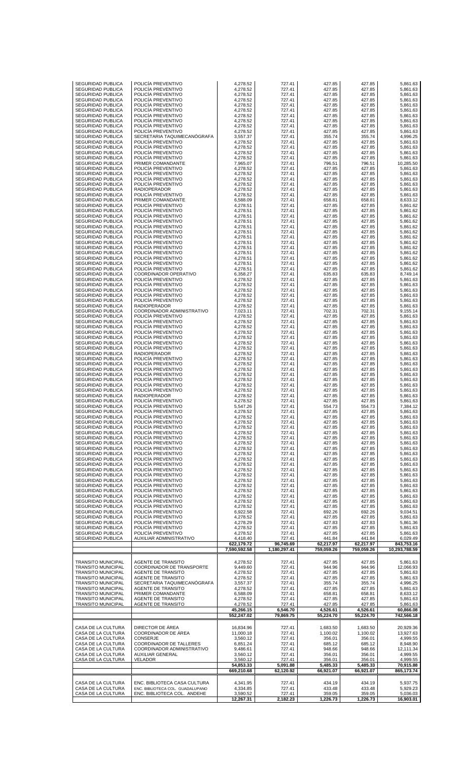| | | | | | | |
|---|---|---|---|---|---|---|
| SEGURIDAD PUBLICA | POLICÍA PREVENTIVO | 4,278.52 | 727.41 | 427.85 | 427.85 | 5,861.63 |
| SEGURIDAD PUBLICA | POLICÍA PREVENTIVO | 4,278.52 | 727.41 | 427.85 | 427.85 | 5,861.63 |
| SEGURIDAD PUBLICA | POLICÍA PREVENTIVO | 4,278.52 | 727.41 | 427.85 | 427.85 | 5,861.63 |
| SEGURIDAD PUBLICA | POLICÍA PREVENTIVO | 4,278.52 | 727.41 | 427.85 | 427.85 | 5,861.63 |
| SEGURIDAD PUBLICA | POLICÍA PREVENTIVO | 4,278.52 | 727.41 | 427.85 | 427.85 | 5,861.63 |
| SEGURIDAD PUBLICA | POLICÍA PREVENTIVO | 4,278.52 | 727.41 | 427.85 | 427.85 | 5,861.63 |
| SEGURIDAD PUBLICA | POLICÍA PREVENTIVO | 4,278.52 | 727.41 | 427.85 | 427.85 | 5,861.63 |
| SEGURIDAD PUBLICA | POLICÍA PREVENTIVO | 4,278.52 | 727.41 | 427.85 | 427.85 | 5,861.63 |
| SEGURIDAD PUBLICA | POLICÍA PREVENTIVO | 4,278.52 | 727.41 | 427.85 | 427.85 | 5,861.63 |
| SEGURIDAD PUBLICA | SECRETARIA TAQUIMECANÓGRAFA | 3,557.37 | 727.41 | 355.74 | 355.74 | 4,996.25 |
| SEGURIDAD PUBLICA | POLICÍA PREVENTIVO | 4,278.52 | 727.41 | 427.85 | 427.85 | 5,861.63 |
| SEGURIDAD PUBLICA | POLICÍA PREVENTIVO | 4,278.52 | 727.41 | 427.85 | 427.85 | 5,861.63 |
| SEGURIDAD PUBLICA | POLICÍA PREVENTIVO | 4,278.52 | 727.41 | 427.85 | 427.85 | 5,861.63 |
| SEGURIDAD PUBLICA | POLICÍA PREVENTIVO | 4,278.52 | 727.41 | 427.85 | 427.85 | 5,861.63 |
| SEGURIDAD PUBLICA | PRIMER COMANDANTE | 7,965.07 | 727.41 | 796.51 | 796.51 | 10,285.50 |
| SEGURIDAD PUBLICA | POLICÍA PREVENTIVO | 4,278.52 | 727.41 | 427.85 | 427.85 | 5,861.63 |
| SEGURIDAD PUBLICA | POLICÍA PREVENTIVO | 4,278.52 | 727.41 | 427.85 | 427.85 | 5,861.63 |
| SEGURIDAD PUBLICA | POLICÍA PREVENTIVO | 4,278.52 | 727.41 | 427.85 | 427.85 | 5,861.63 |
| SEGURIDAD PUBLICA | POLICÍA PREVENTIVO | 4,278.52 | 727.41 | 427.85 | 427.85 | 5,861.63 |
| SEGURIDAD PUBLICA | RADIOPERADOR | 4,278.52 | 727.41 | 427.85 | 427.85 | 5,861.63 |
| SEGURIDAD PUBLICA | POLICÍA PREVENTIVO | 4,278.52 | 727.41 | 427.85 | 427.85 | 5,861.63 |
| SEGURIDAD PUBLICA | PRIMER COMANDANTE | 6,588.09 | 727.41 | 658.81 | 658.81 | 8,633.12 |
| SEGURIDAD PUBLICA | POLICÍA PREVENTIVO | 4,278.51 | 727.41 | 427.85 | 427.85 | 5,861.62 |
| SEGURIDAD PUBLICA | POLICÍA PREVENTIVO | 4,278.51 | 727.41 | 427.85 | 427.85 | 5,861.62 |
| SEGURIDAD PUBLICA | POLICÍA PREVENTIVO | 4,278.51 | 727.41 | 427.85 | 427.85 | 5,861.62 |
| SEGURIDAD PUBLICA | POLICÍA PREVENTIVO | 4,278.51 | 727.41 | 427.85 | 427.85 | 5,861.62 |
| SEGURIDAD PUBLICA | POLICÍA PREVENTIVO | 4,278.51 | 727.41 | 427.85 | 427.85 | 5,861.62 |
| SEGURIDAD PUBLICA | POLICÍA PREVENTIVO | 4,278.51 | 727.41 | 427.85 | 427.85 | 5,861.62 |
| SEGURIDAD PUBLICA | POLICÍA PREVENTIVO | 4,278.51 | 727.41 | 427.85 | 427.85 | 5,861.62 |
| SEGURIDAD PUBLICA | POLICÍA PREVENTIVO | 4,278.51 | 727.41 | 427.85 | 427.85 | 5,861.62 |
| SEGURIDAD PUBLICA | POLICÍA PREVENTIVO | 4,278.51 | 727.41 | 427.85 | 427.85 | 5,861.62 |
| SEGURIDAD PUBLICA | POLICÍA PREVENTIVO | 4,278.51 | 727.41 | 427.85 | 427.85 | 5,861.62 |
| SEGURIDAD PUBLICA | POLICÍA PREVENTIVO | 4,278.51 | 727.41 | 427.85 | 427.85 | 5,861.62 |
| SEGURIDAD PUBLICA | POLICÍA PREVENTIVO | 4,278.51 | 727.41 | 427.85 | 427.85 | 5,861.62 |
| SEGURIDAD PUBLICA | POLICÍA PREVENTIVO | 4,278.51 | 727.41 | 427.85 | 427.85 | 5,861.62 |
| SEGURIDAD PUBLICA | COORDINADOR OPERATIVO | 6,358.27 | 727.41 | 635.83 | 635.83 | 8,749.14 |
| SEGURIDAD PUBLICA | POLICÍA PREVENTIVO | 4,278.52 | 727.41 | 427.85 | 427.85 | 5,861.63 |
| SEGURIDAD PUBLICA | POLICÍA PREVENTIVO | 4,278.52 | 727.41 | 427.85 | 427.85 | 5,861.63 |
| SEGURIDAD PUBLICA | POLICÍA PREVENTIVO | 4,278.52 | 727.41 | 427.85 | 427.85 | 5,861.63 |
| SEGURIDAD PUBLICA | POLICÍA PREVENTIVO | 4,278.52 | 727.41 | 427.85 | 427.85 | 5,861.63 |
| SEGURIDAD PUBLICA | POLICÍA PREVENTIVO | 4,278.52 | 727.41 | 427.85 | 427.85 | 5,861.63 |
| SEGURIDAD PUBLICA | RADIOPERADOR | 4,278.52 | 727.41 | 427.85 | 427.85 | 5,861.63 |
| SEGURIDAD PUBLICA | COORDINADOR ADMINISTRATIVO | 7,023.11 | 727.41 | 702.31 | 702.31 | 9,155.14 |
| SEGURIDAD PUBLICA | POLICÍA PREVENTIVO | 4,278.52 | 727.41 | 427.85 | 427.85 | 5,861.63 |
| SEGURIDAD PUBLICA | POLICÍA PREVENTIVO | 4,278.52 | 727.41 | 427.85 | 427.85 | 5,861.63 |
| SEGURIDAD PUBLICA | POLICÍA PREVENTIVO | 4,278.52 | 727.41 | 427.85 | 427.85 | 5,861.63 |
| SEGURIDAD PUBLICA | POLICÍA PREVENTIVO | 4,278.52 | 727.41 | 427.85 | 427.85 | 5,861.63 |
| SEGURIDAD PUBLICA | POLICÍA PREVENTIVO | 4,278.52 | 727.41 | 427.85 | 427.85 | 5,861.63 |
| SEGURIDAD PUBLICA | POLICÍA PREVENTIVO | 4,278.52 | 727.41 | 427.85 | 427.85 | 5,861.63 |
| SEGURIDAD PUBLICA | POLICÍA PREVENTIVO | 4,278.52 | 727.41 | 427.85 | 427.85 | 5,861.63 |
| SEGURIDAD PUBLICA | RADIOPERADOR | 4,278.52 | 727.41 | 427.85 | 427.85 | 5,861.63 |
| SEGURIDAD PUBLICA | POLICÍA PREVENTIVO | 4,278.52 | 727.41 | 427.85 | 427.85 | 5,861.63 |
| SEGURIDAD PUBLICA | POLICÍA PREVENTIVO | 4,278.52 | 727.41 | 427.85 | 427.85 | 5,861.63 |
| SEGURIDAD PUBLICA | POLICÍA PREVENTIVO | 4,278.52 | 727.41 | 427.85 | 427.85 | 5,861.63 |
| SEGURIDAD PUBLICA | POLICÍA PREVENTIVO | 4,278.52 | 727.41 | 427.85 | 427.85 | 5,861.63 |
| SEGURIDAD PUBLICA | POLICÍA PREVENTIVO | 4,278.52 | 727.41 | 427.85 | 427.85 | 5,861.63 |
| SEGURIDAD PUBLICA | POLICÍA PREVENTIVO | 4,278.52 | 727.41 | 427.85 | 427.85 | 5,861.63 |
| SEGURIDAD PUBLICA | POLICÍA PREVENTIVO | 4,278.52 | 727.41 | 427.85 | 427.85 | 5,861.63 |
| SEGURIDAD PUBLICA | RADIOPERADOR | 4,278.52 | 727.41 | 427.85 | 427.85 | 5,861.63 |
| SEGURIDAD PUBLICA | POLICÍA PREVENTIVO | 4,278.52 | 727.41 | 427.85 | 427.85 | 5,861.63 |
| SEGURIDAD PUBLICA | POLICÍA PREVENTIVO | 5,547.26 | 727.41 | 554.73 | 554.73 | 7,384.12 |
| SEGURIDAD PUBLICA | POLICÍA PREVENTIVO | 4,278.52 | 727.41 | 427.85 | 427.85 | 5,861.63 |
| SEGURIDAD PUBLICA | POLICÍA PREVENTIVO | 4,278.52 | 727.41 | 427.85 | 427.85 | 5,861.63 |
| SEGURIDAD PUBLICA | POLICÍA PREVENTIVO | 4,278.52 | 727.41 | 427.85 | 427.85 | 5,861.63 |
| SEGURIDAD PUBLICA | POLICÍA PREVENTIVO | 4,278.52 | 727.41 | 427.85 | 427.85 | 5,861.63 |
| SEGURIDAD PUBLICA | POLICÍA PREVENTIVO | 4,278.52 | 727.41 | 427.85 | 427.85 | 5,861.63 |
| SEGURIDAD PUBLICA | POLICÍA PREVENTIVO | 4,278.52 | 727.41 | 427.85 | 427.85 | 5,861.63 |
| SEGURIDAD PUBLICA | POLICÍA PREVENTIVO | 4,278.52 | 727.41 | 427.85 | 427.85 | 5,861.63 |
| SEGURIDAD PUBLICA | POLICÍA PREVENTIVO | 4,278.52 | 727.41 | 427.85 | 427.85 | 5,861.63 |
| SEGURIDAD PUBLICA | POLICÍA PREVENTIVO | 4,278.52 | 727.41 | 427.85 | 427.85 | 5,861.63 |
| SEGURIDAD PUBLICA | POLICÍA PREVENTIVO | 4,278.52 | 727.41 | 427.85 | 427.85 | 5,861.63 |
| SEGURIDAD PUBLICA | POLICÍA PREVENTIVO | 4,278.52 | 727.41 | 427.85 | 427.85 | 5,861.63 |
| SEGURIDAD PUBLICA | POLICÍA PREVENTIVO | 4,278.52 | 727.41 | 427.85 | 427.85 | 5,861.63 |
| SEGURIDAD PUBLICA | POLICÍA PREVENTIVO | 4,278.52 | 727.41 | 427.85 | 427.85 | 5,861.63 |
| SEGURIDAD PUBLICA | POLICÍA PREVENTIVO | 4,278.52 | 727.41 | 427.85 | 427.85 | 5,861.63 |
| SEGURIDAD PUBLICA | POLICÍA PREVENTIVO | 4,278.52 | 727.41 | 427.85 | 427.85 | 5,861.63 |
| SEGURIDAD PUBLICA | POLICÍA PREVENTIVO | 4,278.52 | 727.41 | 427.85 | 427.85 | 5,861.63 |
| SEGURIDAD PUBLICA | POLICÍA PREVENTIVO | 4,278.52 | 727.41 | 427.85 | 427.85 | 5,861.63 |
| SEGURIDAD PUBLICA | POLICÍA PREVENTIVO | 4,278.52 | 727.41 | 427.85 | 427.85 | 5,861.63 |
| SEGURIDAD PUBLICA | POLICÍA PREVENTIVO | 4,278.52 | 727.41 | 427.85 | 427.85 | 5,861.63 |
| SEGURIDAD PUBLICA | POLICÍA PREVENTIVO | 4,278.52 | 727.41 | 427.85 | 427.85 | 5,861.63 |
| SEGURIDAD PUBLICA | POLICÍA PREVENTIVO | 6,922.58 | 727.41 | 692.26 | 692.26 | 9,034.51 |
| SEGURIDAD PUBLICA | POLICÍA PREVENTIVO | 4,278.52 | 727.41 | 427.85 | 427.85 | 5,861.63 |
| SEGURIDAD PUBLICA | POLICÍA PREVENTIVO | 4,278.29 | 727.41 | 427.83 | 427.83 | 5,861.36 |
| SEGURIDAD PUBLICA | POLICÍA PREVENTIVO | 4,278.52 | 727.41 | 427.85 | 427.85 | 5,861.63 |
| SEGURIDAD PUBLICA | POLICÍA PREVENTIVO | 4,278.52 | 727.41 | 427.85 | 427.85 | 5,861.63 |
| SEGURIDAD PUBLICA | AUXILIAR ADMINISTRATIVO | 4,418.40 | 727.41 | 441.84 | 441.84 | 6,029.49 |
| | | **622,179.72** | **96,745.69** | **62,217.97** | **62,217.97** | **843,753.16** |
| | | **7,590,592.58** | **1,180,297.41** | **759,059.26** | **759,059.26** | **10,293,788.59** |
| | | | | | | |
| TRANSITO MUNICIPAL | AGENTE DE TRANSITO | 4,278.52 | 727.41 | 427.85 | 427.85 | 5,861.63 |
| TRANSITO MUNICIPAL | COORDINADOR DE TRANSPORTE | 9,449.60 | 727.41 | 944.96 | 944.96 | 12,066.93 |
| TRANSITO MUNICIPAL | AGENTE DE TRANSITO | 4,278.52 | 727.41 | 427.85 | 427.85 | 5,861.63 |
| TRANSITO MUNICIPAL | AGENTE DE TRANSITO | 4,278.52 | 727.41 | 427.85 | 427.85 | 5,861.63 |
| TRANSITO MUNICIPAL | SECRETARIA TAQUIMECANÓGRAFA | 3,557.37 | 727.41 | 355.74 | 355.74 | 4,996.25 |
| TRANSITO MUNICIPAL | AGENTE DE TRANSITO | 4,278.52 | 727.41 | 427.85 | 427.85 | 5,861.63 |
| TRANSITO MUNICIPAL | PRIMER COMANDANTE | 6,588.09 | 727.41 | 658.81 | 658.81 | 8,633.12 |
| TRANSITO MUNICIPAL | AGENTE DE TRANSITO | 4,278.52 | 727.41 | 427.85 | 427.85 | 5,861.63 |
| TRANSITO MUNICIPAL | AGENTE DE TRANSITO | 4,278.52 | 727.41 | 427.85 | 427.85 | 5,861.63 |
| | | **45,266.15** | **6,546.70** | **4,526.61** | **4,526.61** | **60,866.08** |
| | | **552,247.02** | **79,869.75** | **55,224.70** | **55,224.70** | **742,566.18** |
| | | | | | | |
| CASA DE LA CULTURA | DIRECTOR DE ÁREA | 16,834.96 | 727.41 | 1,683.50 | 1,683.50 | 20,929.36 |
| CASA DE LA CULTURA | COORDINADOR DE ÁREA | 11,000.18 | 727.41 | 1,100.02 | 1,100.02 | 13,927.63 |
| CASA DE LA CULTURA | CONSERJE | 3,560.12 | 727.41 | 356.01 | 356.01 | 4,999.55 |
| CASA DE LA CULTURA | COORDINADOR DE TALLERES | 6,851.24 | 727.41 | 685.12 | 685.12 | 8,948.90 |
| CASA DE LA CULTURA | COORDINADOR ADMINISTRATIVO | 9,486.61 | 727.41 | 948.66 | 948.66 | 12,111.34 |
| CASA DE LA CULTURA | AUXILIAR GENERAL | 3,560.12 | 727.41 | 356.01 | 356.01 | 4,999.55 |
| CASA DE LA CULTURA | VELADOR | 3,560.12 | 727.41 | 356.01 | 356.01 | 4,999.55 |
| | | **54,853.33** | **5,091.88** | **5,485.33** | **5,485.33** | **70,915.88** |
| | | **669,210.68** | **62,120.92** | **66,921.07** | **66,921.07** | **865,173.74** |
| | | | | | | |
| CASA DE LA CULTURA | ENC. BIBLIOTECA CASA CULTURA | 4,341.95 | 727.41 | 434.19 | 434.19 | 5,937.75 |
| CASA DE LA CULTURA | ENC. BIBLIOTECA COL. GUADALUPANO | 4,334.85 | 727.41 | 433.48 | 433.48 | 5,929.23 |
| CASA DE LA CULTURA | ENC. BIBLIOTECA COL. ANDEHE | 3,590.52 | 727.41 | 359.05 | 359.05 | 5,036.03 |
| | | **12,267.31** | **2,182.23** | **1,226.73** | **1,226.73** | **16,903.01** |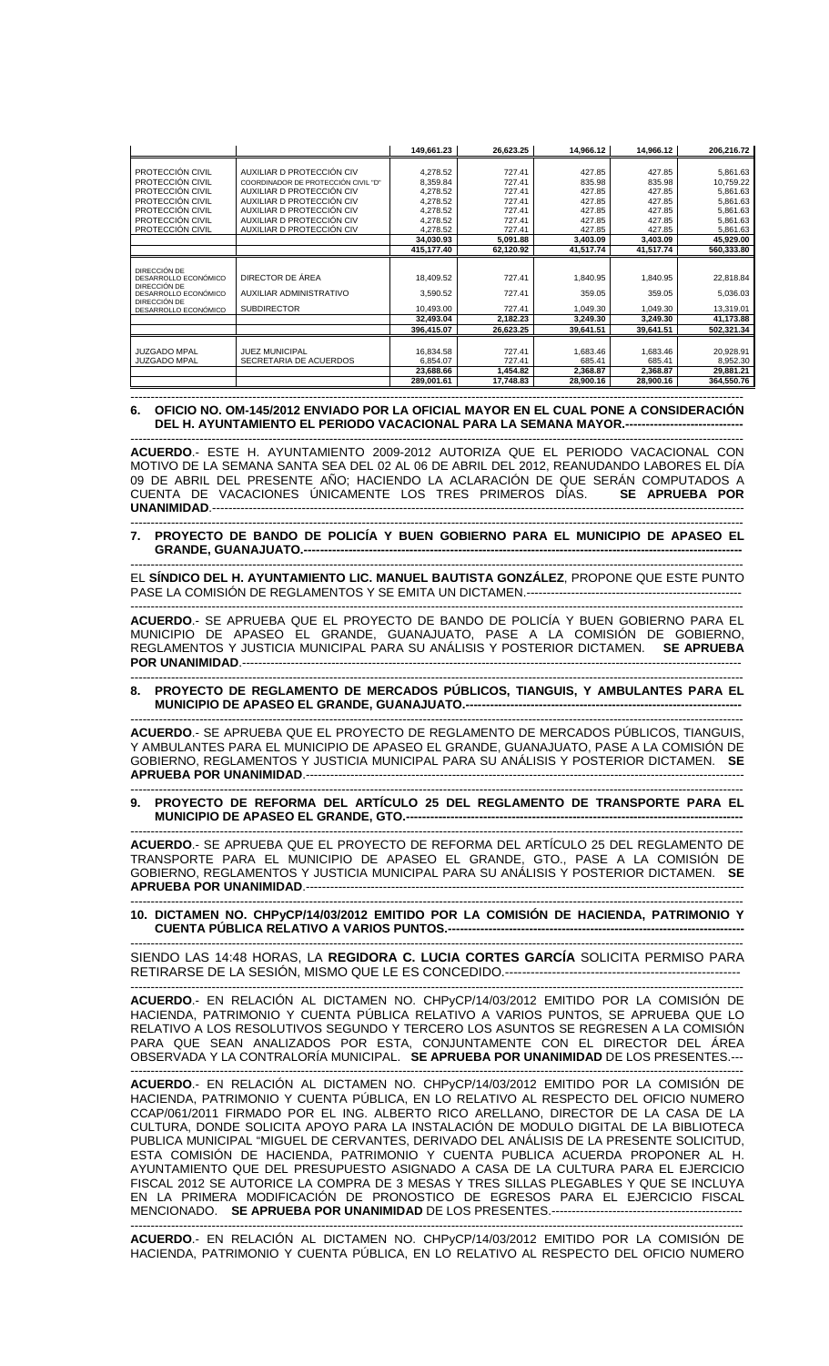| | | 149,661.23 | 26,623.25 | 14,966.12 | 14,966.12 | 206,216.72 |
|---|---|---|---|---|---|---|
| PROTECCIÓN CIVIL | AUXILIAR D PROTECCIÓN CIV | 4,278.52 | 727.41 | 427.85 | 427.85 | 5,861.63 |
| PROTECCIÓN CIVIL | COORDINADOR DE PROTECCIÓN CIVIL "D" | 8,359.84 | 727.41 | 835.98 | 835.98 | 10,759.22 |
| PROTECCIÓN CIVIL | AUXILIAR D PROTECCIÓN CIV | 4,278.52 | 727.41 | 427.85 | 427.85 | 5,861.63 |
| PROTECCIÓN CIVIL | AUXILIAR D PROTECCIÓN CIV | 4,278.52 | 727.41 | 427.85 | 427.85 | 5,861.63 |
| PROTECCIÓN CIVIL | AUXILIAR D PROTECCIÓN CIV | 4,278.52 | 727.41 | 427.85 | 427.85 | 5,861.63 |
| PROTECCIÓN CIVIL | AUXILIAR D PROTECCIÓN CIV | 4,278.52 | 727.41 | 427.85 | 427.85 | 5,861.63 |
| PROTECCIÓN CIVIL | AUXILIAR D PROTECCIÓN CIV | 4,278.52 | 727.41 | 427.85 | 427.85 | 5,861.63 |
| | | 34,030.93 | 5,091.88 | 3,403.09 | 3,403.09 | 45,929.00 |
| | | 415,177.40 | 62,120.92 | 41,517.74 | 41,517.74 | 560,333.80 |
| DIRECCIÓN DE DESARROLLO ECONÓMICO | DIRECTOR DE ÁREA | 18,409.52 | 727.41 | 1,840.95 | 1,840.95 | 22,818.84 |
| DIRECCIÓN DE DESARROLLO ECONÓMICO | AUXILIAR ADMINISTRATIVO | 3,590.52 | 727.41 | 359.05 | 359.05 | 5,036.03 |
| DIRECCIÓN DE DESARROLLO ECONÓMICO | SUBDIRECTOR | 10,493.00 | 727.41 | 1,049.30 | 1,049.30 | 13,319.01 |
| | | 32,493.04 | 2,182.23 | 3,249.30 | 3,249.30 | 41,173.88 |
| | | 396,415.07 | 26,623.25 | 39,641.51 | 39,641.51 | 502,321.34 |
| JUZGADO MPAL | JUEZ MUNICIPAL | 16,834.58 | 727.41 | 1,683.46 | 1,683.46 | 20,928.91 |
| JUZGADO MPAL | SECRETARIA DE ACUERDOS | 6,854.07 | 727.41 | 685.41 | 685.41 | 8,952.30 |
| | | 23,688.66 | 1,454.82 | 2,368.87 | 2,368.87 | 29,881.21 |
| | | 289,001.61 | 17,748.83 | 28,900.16 | 28,900.16 | 364,550.76 |

**6. OFICIO NO. OM-145/2012 ENVIADO POR LA OFICIAL MAYOR EN EL CUAL PONE A CONSIDERACIÓN DEL H. AYUNTAMIENTO EL PERIODO VACACIONAL PARA LA SEMANA MAYOR.**------------------------------

**ACUERDO**.- ESTE H. AYUNTAMIENTO 2009-2012 AUTORIZA QUE EL PERIODO VACACIONAL CON MOTIVO DE LA SEMANA SANTA SEA DEL 02 AL 06 DE ABRIL DEL 2012, REANUDANDO LABORES EL DÍA 09 DE ABRIL DEL PRESENTE AÑO; HACIENDO LA ACLARACIÓN DE QUE SERÁN COMPUTADOS A CUENTA DE VACACIONES ÚNICAMENTE LOS TRES PRIMEROS DÍAS. **SE APRUEBA POR UNANIMIDAD**.------------------------------------------------------------------------------------------------------------------

**7. PROYECTO DE BANDO DE POLICÍA Y BUEN GOBIERNO PARA EL MUNICIPIO DE APASEO EL GRANDE, GUANAJUATO.**---------------------------------------------------------------------------------------------------

EL **SÍNDICO DEL H. AYUNTAMIENTO LIC. MANUEL BAUTISTA GONZÁLEZ**, PROPONE QUE ESTE PUNTO PASE LA COMISIÓN DE REGLAMENTOS Y SE EMITA UN DICTAMEN.----------------------------------------------------

**ACUERDO**.- SE APRUEBA QUE EL PROYECTO DE BANDO DE POLICÍA Y BUEN GOBIERNO PARA EL MUNICIPIO DE APASEO EL GRANDE, GUANAJUATO, PASE A LA COMISIÓN DE GOBIERNO, REGLAMENTOS Y JUSTICIA MUNICIPAL PARA SU ANÁLISIS Y POSTERIOR DICTAMEN. **SE APRUEBA POR UNANIMIDAD**.-----------------------------------------------------------------------------------------------------------------

**8. PROYECTO DE REGLAMENTO DE MERCADOS PÚBLICOS, TIANGUIS, Y AMBULANTES PARA EL MUNICIPIO DE APASEO EL GRANDE, GUANAJUATO.**-------------------------------------------------------------------

**ACUERDO**.- SE APRUEBA QUE EL PROYECTO DE REGLAMENTO DE MERCADOS PÚBLICOS, TIANGUIS, Y AMBULANTES PARA EL MUNICIPIO DE APASEO EL GRANDE, GUANAJUATO, PASE A LA COMISIÓN DE GOBIERNO, REGLAMENTOS Y JUSTICIA MUNICIPAL PARA SU ANÁLISIS Y POSTERIOR DICTAMEN. **SE APRUEBA POR UNANIMIDAD**.---------------------------------------------------------------------------------------------------------

**9. PROYECTO DE REFORMA DEL ARTÍCULO 25 DEL REGLAMENTO DE TRANSPORTE PARA EL MUNICIPIO DE APASEO EL GRANDE, GTO.**-----------------------------------------------------------------------------------

**ACUERDO**.- SE APRUEBA QUE EL PROYECTO DE REFORMA DEL ARTÍCULO 25 DEL REGLAMENTO DE TRANSPORTE PARA EL MUNICIPIO DE APASEO EL GRANDE, GTO., PASE A LA COMISIÓN DE GOBIERNO, REGLAMENTOS Y JUSTICIA MUNICIPAL PARA SU ANÁLISIS Y POSTERIOR DICTAMEN. **SE APRUEBA POR UNANIMIDAD**.---------------------------------------------------------------------------------------------------------

**10. DICTAMEN NO. CHPyCP/14/03/2012 EMITIDO POR LA COMISIÓN DE HACIENDA, PATRIMONIO Y CUENTA PÚBLICA RELATIVO A VARIOS PUNTOS.**--------------------------------------------------------------------------

SIENDO LAS 14:48 HORAS, LA **REGIDORA C. LUCIA CORTES GARCÍA** SOLICITA PERMISO PARA RETIRARSE DE LA SESIÓN, MISMO QUE LE ES CONCEDIDO.-----------------------------------------------------------

**ACUERDO**.- EN RELACIÓN AL DICTAMEN NO. CHPyCP/14/03/2012 EMITIDO POR LA COMISIÓN DE HACIENDA, PATRIMONIO Y CUENTA PÚBLICA RELATIVO A VARIOS PUNTOS, SE APRUEBA QUE LO RELATIVO A LOS RESOLUTIVOS SEGUNDO Y TERCERO LOS ASUNTOS SE REGRESEN A LA COMISIÓN PARA QUE SEAN ANALIZADOS POR ESTA, CONJUNTAMENTE CON EL DIRECTOR DEL ÁREA OBSERVADA Y LA CONTRALORÍA MUNICIPAL. **SE APRUEBA POR UNANIMIDAD** DE LOS PRESENTES.---

**ACUERDO**.- EN RELACIÓN AL DICTAMEN NO. CHPyCP/14/03/2012 EMITIDO POR LA COMISIÓN DE HACIENDA, PATRIMONIO Y CUENTA PÚBLICA, EN LO RELATIVO AL RESPECTO DEL OFICIO NUMERO CCAP/061/2011 FIRMADO POR EL ING. ALBERTO RICO ARELLANO, DIRECTOR DE LA CASA DE LA CULTURA, DONDE SOLICITA APOYO PARA LA INSTALACIÓN DE MODULO DIGITAL DE LA BIBLIOTECA PUBLICA MUNICIPAL "MIGUEL DE CERVANTES, DERIVADO DEL ANÁLISIS DE LA PRESENTE SOLICITUD, ESTA COMISIÓN DE HACIENDA, PATRIMONIO Y CUENTA PUBLICA ACUERDA PROPONER AL H. AYUNTAMIENTO QUE DEL PRESUPUESTO ASIGNADO A CASA DE LA CULTURA PARA EL EJERCICIO FISCAL 2012 SE AUTORICE LA COMPRA DE 3 MESAS Y TRES SILLAS PLEGABLES Y QUE SE INCLUYA EN LA PRIMERA MODIFICACIÓN DE PRONOSTICO DE EGRESOS PARA EL EJERCICIO FISCAL MENCIONADO. **SE APRUEBA POR UNANIMIDAD** DE LOS PRESENTES.-----------------------------------------------

**ACUERDO**.- EN RELACIÓN AL DICTAMEN NO. CHPyCP/14/03/2012 EMITIDO POR LA COMISIÓN DE HACIENDA, PATRIMONIO Y CUENTA PÚBLICA, EN LO RELATIVO AL RESPECTO DEL OFICIO NUMERO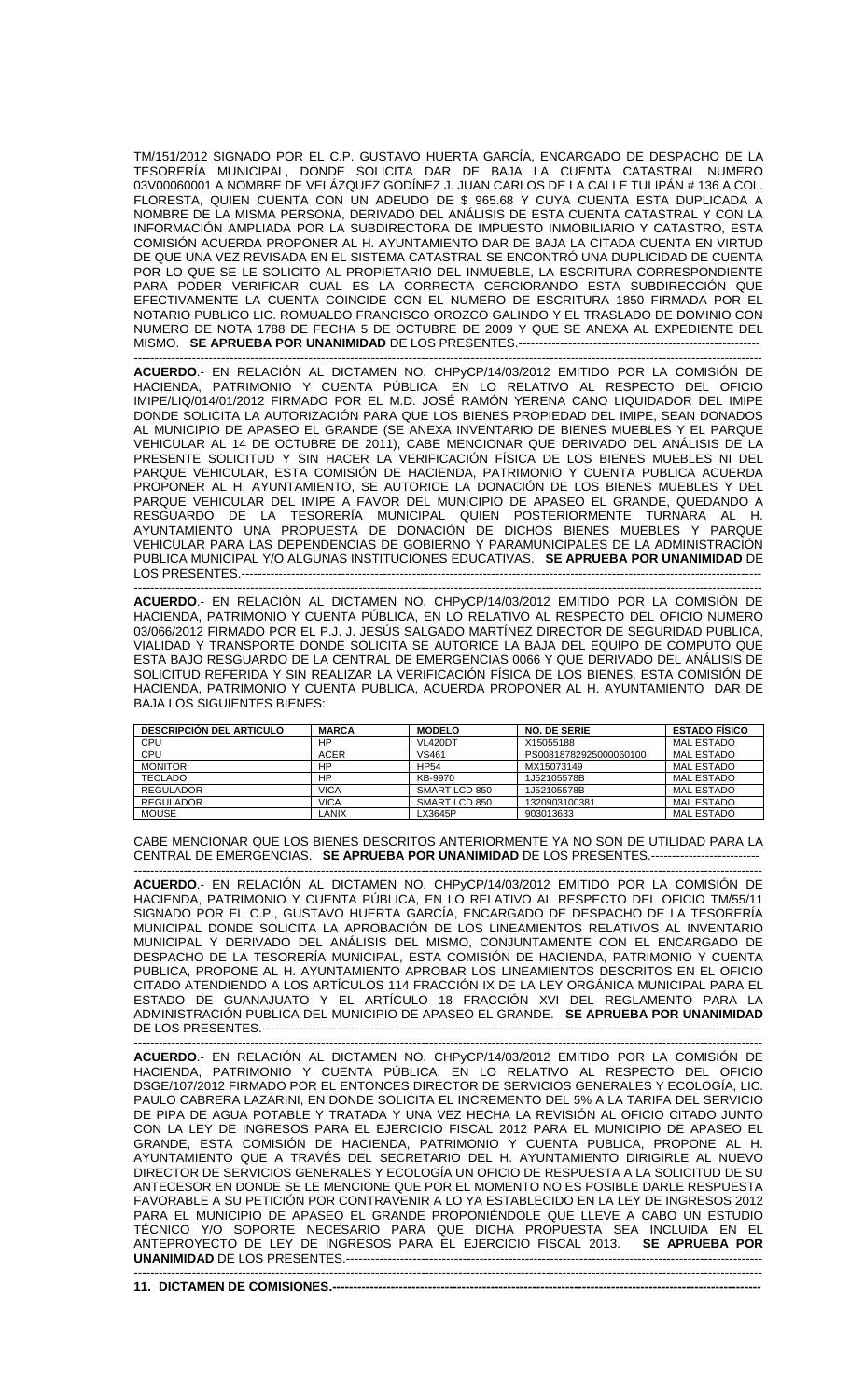TM/151/2012 SIGNADO POR EL C.P. GUSTAVO HUERTA GARCÍA, ENCARGADO DE DESPACHO DE LA TESORERÍA MUNICIPAL, DONDE SOLICITA DAR DE BAJA LA CUENTA CATASTRAL NUMERO 03V00060001 A NOMBRE DE VELÁZQUEZ GODÍNEZ J. JUAN CARLOS DE LA CALLE TULIPÁN # 136 A COL. FLORESTA, QUIEN CUENTA CON UN ADEUDO DE $ 965.68 Y CUYA CUENTA ESTA DUPLICADA A NOMBRE DE LA MISMA PERSONA, DERIVADO DEL ANÁLISIS DE ESTA CUENTA CATASTRAL Y CON LA INFORMACIÓN AMPLIADA POR LA SUBDIRECTORA DE IMPUESTO INMOBILIARIO Y CATASTRO, ESTA COMISIÓN ACUERDA PROPONER AL H. AYUNTAMIENTO DAR DE BAJA LA CITADA CUENTA EN VIRTUD DE QUE UNA VEZ REVISADA EN EL SISTEMA CATASTRAL SE ENCONTRÓ UNA DUPLICIDAD DE CUENTA POR LO QUE SE LE SOLICITO AL PROPIETARIO DEL INMUEBLE, LA ESCRITURA CORRESPONDIENTE PARA PODER VERIFICAR CUAL ES LA CORRECTA CERCIORANDO ESTA SUBDIRECCIÓN QUE EFECTIVAMENTE LA CUENTA COINCIDE CON EL NUMERO DE ESCRITURA 1850 FIRMADA POR EL NOTARIO PUBLICO LIC. ROMUALDO FRANCISCO OROZCO GALINDO Y EL TRASLADO DE DOMINIO CON NUMERO DE NOTA 1788 DE FECHA 5 DE OCTUBRE DE 2009 Y QUE SE ANEXA AL EXPEDIENTE DEL MISMO. **SE APRUEBA POR UNANIMIDAD** DE LOS PRESENTES.----------------------------------------------------------

---------------------------------------------------------------------------------------------------------------------------------------

**ACUERDO**.- EN RELACIÓN AL DICTAMEN NO. CHPyCP/14/03/2012 EMITIDO POR LA COMISIÓN DE HACIENDA, PATRIMONIO Y CUENTA PÚBLICA, EN LO RELATIVO AL RESPECTO DEL OFICIO IMIPE/LIQ/014/01/2012 FIRMADO POR EL M.D. JOSÉ RAMÓN YERENA CANO LIQUIDADOR DEL IMIPE DONDE SOLICITA LA AUTORIZACIÓN PARA QUE LOS BIENES PROPIEDAD DEL IMIPE, SEAN DONADOS AL MUNICIPIO DE APASEO EL GRANDE (SE ANEXA INVENTARIO DE BIENES MUEBLES Y EL PARQUE VEHICULAR AL 14 DE OCTUBRE DE 2011), CABE MENCIONAR QUE DERIVADO DEL ANÁLISIS DE LA PRESENTE SOLICITUD Y SIN HACER LA VERIFICACIÓN FÍSICA DE LOS BIENES MUEBLES NI DEL PARQUE VEHICULAR, ESTA COMISIÓN DE HACIENDA, PATRIMONIO Y CUENTA PUBLICA ACUERDA PROPONER AL H. AYUNTAMIENTO, SE AUTORICE LA DONACIÓN DE LOS BIENES MUEBLES Y DEL PARQUE VEHICULAR DEL IMIPE A FAVOR DEL MUNICIPIO DE APASEO EL GRANDE, QUEDANDO A RESGUARDO DE LA TESORERÍA MUNICIPAL QUIEN POSTERIORMENTE TURNARA AL H. AYUNTAMIENTO UNA PROPUESTA DE DONACIÓN DE DICHOS BIENES MUEBLES Y PARQUE VEHICULAR PARA LAS DEPENDENCIAS DE GOBIERNO Y PARAMUNICIPALES DE LA ADMINISTRACIÓN PUBLICA MUNICIPAL Y/O ALGUNAS INSTITUCIONES EDUCATIVAS. **SE APRUEBA POR UNANIMIDAD** DE LOS PRESENTES.-----------------------------------------------------------------------------------------------------------

---------------------------------------------------------------------------------------------------------------------------------------

**ACUERDO**.- EN RELACIÓN AL DICTAMEN NO. CHPyCP/14/03/2012 EMITIDO POR LA COMISIÓN DE HACIENDA, PATRIMONIO Y CUENTA PÚBLICA, EN LO RELATIVO AL RESPECTO DEL OFICIO NUMERO 03/066/2012 FIRMADO POR EL P.J. J. JESÚS SALGADO MARTÍNEZ DIRECTOR DE SEGURIDAD PUBLICA, VIALIDAD Y TRANSPORTE DONDE SOLICITA SE AUTORICE LA BAJA DEL EQUIPO DE COMPUTO QUE ESTA BAJO RESGUARDO DE LA CENTRAL DE EMERGENCIAS 0066 Y QUE DERIVADO DEL ANÁLISIS DE SOLICITUD REFERIDA Y SIN REALIZAR LA VERIFICACIÓN FÍSICA DE LOS BIENES, ESTA COMISIÓN DE HACIENDA, PATRIMONIO Y CUENTA PUBLICA, ACUERDA PROPONER AL H. AYUNTAMIENTO DAR DE BAJA LOS SIGUIENTES BIENES:

| DESCRIPCIÓN DEL ARTICULO | MARCA | MODELO | NO. DE SERIE | ESTADO FÍSICO |
|---|---|---|---|---|
| CPU | HP | VL420DT | X15055188 | MAL ESTADO |
| CPU | ACER | VS461 | PS00818782925000060100 | MAL ESTADO |
| MONITOR | HP | HP54 | MX15073149 | MAL ESTADO |
| TECLADO | HP | KB-9970 | 1J52105578B | MAL ESTADO |
| REGULADOR | VICA | SMART LCD 850 | 1J52105578B | MAL ESTADO |
| REGULADOR | VICA | SMART LCD 850 | 1320903100381 | MAL ESTADO |
| MOUSE | LANIX | LX3645P | 903013633 | MAL ESTADO |

CABE MENCIONAR QUE LOS BIENES DESCRITOS ANTERIORMENTE YA NO SON DE UTILIDAD PARA LA CENTRAL DE EMERGENCIAS. **SE APRUEBA POR UNANIMIDAD** DE LOS PRESENTES.--------------------------

---------------------------------------------------------------------------------------------------------------------------------------

**ACUERDO**.- EN RELACIÓN AL DICTAMEN NO. CHPyCP/14/03/2012 EMITIDO POR LA COMISIÓN DE HACIENDA, PATRIMONIO Y CUENTA PÚBLICA, EN LO RELATIVO AL RESPECTO DEL OFICIO TM/55/11 SIGNADO POR EL C.P., GUSTAVO HUERTA GARCÍA, ENCARGADO DE DESPACHO DE LA TESORERÍA MUNICIPAL DONDE SOLICITA LA APROBACIÓN DE LOS LINEAMIENTOS RELATIVOS AL INVENTARIO MUNICIPAL Y DERIVADO DEL ANÁLISIS DEL MISMO, CONJUNTAMENTE CON EL ENCARGADO DE DESPACHO DE LA TESORERÍA MUNICIPAL, ESTA COMISIÓN DE HACIENDA, PATRIMONIO Y CUENTA PUBLICA, PROPONE AL H. AYUNTAMIENTO APROBAR LOS LINEAMIENTOS DESCRITOS EN EL OFICIO CITADO ATENDIENDO A LOS ARTÍCULOS 114 FRACCIÓN IX DE LA LEY ORGÁNICA MUNICIPAL PARA EL ESTADO DE GUANAJUATO Y EL ARTÍCULO 18 FRACCIÓN XVI DEL REGLAMENTO PARA LA ADMINISTRACIÓN PUBLICA DEL MUNICIPIO DE APASEO EL GRANDE. **SE APRUEBA POR UNANIMIDAD** DE LOS PRESENTES.-----------------------------------------------------------------------------------------------------------

---------------------------------------------------------------------------------------------------------------------------------------

**ACUERDO**.- EN RELACIÓN AL DICTAMEN NO. CHPyCP/14/03/2012 EMITIDO POR LA COMISIÓN DE HACIENDA, PATRIMONIO Y CUENTA PÚBLICA, EN LO RELATIVO AL RESPECTO DEL OFICIO DSGE/107/2012 FIRMADO POR EL ENTONCES DIRECTOR DE SERVICIOS GENERALES Y ECOLOGÍA, LIC. PAULO CABRERA LAZARINI, EN DONDE SOLICITA EL INCREMENTO DEL 5% A LA TARIFA DEL SERVICIO DE PIPA DE AGUA POTABLE Y TRATADA Y UNA VEZ HECHA LA REVISIÓN AL OFICIO CITADO JUNTO CON LA LEY DE INGRESOS PARA EL EJERCICIO FISCAL 2012 PARA EL MUNICIPIO DE APASEO EL GRANDE, ESTA COMISIÓN DE HACIENDA, PATRIMONIO Y CUENTA PUBLICA, PROPONE AL H. AYUNTAMIENTO QUE A TRAVÉS DEL SECRETARIO DEL H. AYUNTAMIENTO DIRIGIRLE AL NUEVO DIRECTOR DE SERVICIOS GENERALES Y ECOLOGÍA UN OFICIO DE RESPUESTA A LA SOLICITUD DE SU ANTECESOR EN DONDE SE LE MENCIONE QUE POR EL MOMENTO NO ES POSIBLE DARLE RESPUESTA FAVORABLE A SU PETICIÓN POR CONTRAVENIR A LO YA ESTABLECIDO EN LA LEY DE INGRESOS 2012 PARA EL MUNICIPIO DE APASEO EL GRANDE PROPONIÉNDOLE QUE LLEVE A CABO UN ESTUDIO TÉCNICO Y/O SOPORTE NECESARIO PARA QUE DICHA PROPUESTA SEA INCLUIDA EN EL ANTEPROYECTO DE LEY DE INGRESOS PARA EL EJERCICIO FISCAL 2013. **SE APRUEBA POR UNANIMIDAD** DE LOS PRESENTES.-----------------------------------------------------------------------------------------------

---------------------------------------------------------------------------------------------------------------------------------------

**11. DICTAMEN DE COMISIONES.---------------------------------------------------------------------------------------------**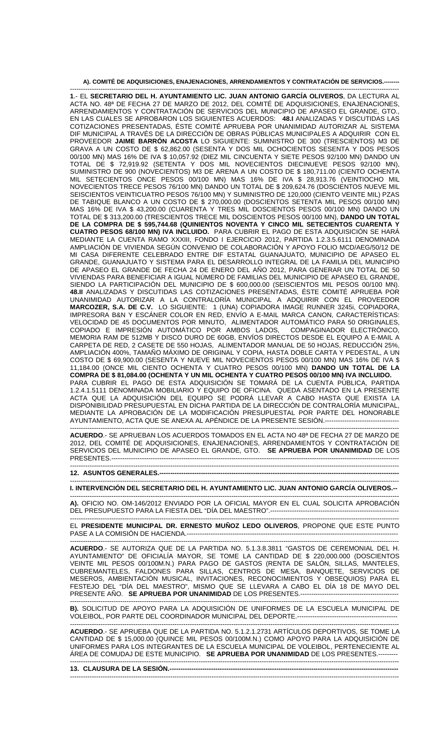**A). COMITÉ DE ADQUISICIONES, ENAJENACIONES, ARRENDAMIENTOS Y CONTRATACIÓN DE SERVICIOS.--------**

-----------------------------------------------------------------------------------------------------------------------------------------------

**1**.- EL **SECRETARIO DEL H. AYUNTAMIENTO LIC. JUAN ANTONIO GARCÍA OLIVEROS**, DA LECTURA AL ACTA NO. 48ª DE FECHA 27 DE MARZO DE 2012, DEL COMITÉ DE ADQUISICIONES, ENAJENACIONES, ARRENDAMIENTOS Y CONTRATACIÓN DE SERVICIOS DEL MUNICIPIO DE APASEO EL GRANDE, GTO., EN LAS CUALES SE APROBARON LOS SIGUIENTES ACUERDOS: **48.I** ANALIZADAS Y DISCUTIDAS LAS COTIZACIONES PRESENTADAS, ÉSTE COMITÉ APRUEBA POR UNANIMIDAD AUTORIZAR AL SISTEMA DIF MUNICIPAL A TRAVÉS DE LA DIRECCIÓN DE OBRAS PÚBLICAS MUNICIPALES A ADQUIRIR CON EL PROVEEDOR **JAIME BARRÓN ACOSTA** LO SIGUIENTE: SUMINISTRO DE 300 (TRESCIENTOS) M3 DE GRAVA A UN COSTO DE $ 62,862.00 (SESENTA Y DOS MIL OCHOCIENTOS SESENTA Y DOS PESOS 00/100 MN) MAS 16% DE IVA $ 10,057.92 (DIEZ MIL CINCUENTA Y SIETE PESOS 92/100 MN) DANDO UN TOTAL DE $ 72,919.92 (SETENTA Y DOS MIL NOVECIENTOS DIECINUEVE PESOS 92/100 MN), SUMINISTRO DE 900 (NOVECIENTOS) M3 DE ARENA A UN COSTO DE $ 180,711.00 (CIENTO OCHENTA MIL SETECIENTOS ONCE PESOS 00/100 MN) MAS 16% DE IVA $ 28,913.76 (VEINTIOCHO MIL NOVECIENTOS TRECE PESOS 76/100 MN) DANDO UN TOTAL DE $ 209,624.76 (DOSCIENTOS NUEVE MIL SEISCIENTOS VEINTICUATRO PESOS 76/100 MN) Y SUMINISTRO DE 120,000 (CIENTO VEINTE MIL) PZAS DE TABIQUE BLANCO A UN COSTO DE $ 270,000.00 (DOSCIENTOS SETENTA MIL PESOS 00/100 MN) MAS 16% DE IVA $ 43,200.00 (CUARENTA Y TRES MIL DOSCIENTOS PESOS 00/100 MN) DANDO UN TOTAL DE $ 313,200.00 (TRESCIENTOS TRECE MIL DOSCIENTOS PESOS 00/100 MN), **DANDO UN TOTAL DE LA COMPRA DE $ 595,744.68 (QUINIENTOS NOVENTA Y CINCO MIL SETECIENTOS CUARENTA Y CUATRO PESOS 68/100 MN) IVA INCLUIDO.** PARA CUBRIR EL PAGO DE ESTA ADQUISICIÓN SE HARÁ MEDIANTE LA CUENTA RAMO XXXIII, FONDO I EJERCICIO 2012, PARTIDA 1.2.3.5.6111 DENOMINADA AMPLIACIÓN DE VIVIENDA SEGÚN CONVENIO DE COLABORACIÓN Y APOYO FOLIO MCD/AEG/50/12 DE MI CASA DIFERENTE CELEBRADO ENTRE DIF ESTATAL GUANAJUATO, MUNICIPIO DE APASEO EL GRANDE, GUANAJUATO Y SISTEMA PARA EL DESARROLLO INTEGRAL DE LA FAMILIA DEL MUNICIPIO DE APASEO EL GRANDE DE FECHA 24 DE ENERO DEL AÑO 2012, PARA GENERAR UN TOTAL DE 50 VIVIENDAS PARA BENEFICIAR A IGUAL NÚMERO DE FAMILIAS DEL MUNICIPIO DE APASEO EL GRANDE, SIENDO LA PARTICIPACIÓN DEL MUNICIPIO DE $ 600,000.00 (SEISCIENTOS MIL PESOS 00/100 MN). **48.II** ANALIZADAS Y DISCUTIDAS LAS COTIZACIONES PRESENTADAS, ÉSTE COMITÉ APRUEBA POR UNANIMIDAD AUTORIZAR A LA CONTRALORÍA MUNICIPAL A ADQUIRIR CON EL PROVEEDOR **MARCOZER, S.A. DE C.V.** LO SIGUIENTE: 1 (UNA) COPIADORA IMAGE RUNNER 3245i, COPIADORA, IMPRESORA B&N Y ESCÁNER COLOR EN RED, ENVÍO A E-MAIL MARCA CANON, CARACTERÍSTICAS: VELOCIDAD DE 45 DOCUMENTOS POR MINUTO, ALIMENTADOR AUTOMÁTICO PARA 50 ORIGINALES, COPIADO E IMPRESIÓN AUTOMÁTICO POR AMBOS LADOS, COMPAGINADOR ELECTRÓNICO, MEMORIA RAM DE 512MB Y DISCO DURO DE 60GB, ENVÍOS DIRECTOS DESDE EL EQUIPO A E-MAIL A CARPETA DE RED, 2 CASETE DE 550 HOJAS, ALIMENTADOR MANUAL DE 50 HOJAS, REDUCCIÓN 25%, AMPLIACIÓN 400%, TAMAÑO MÁXIMO DE ORIGINAL Y COPIA, HASTA DOBLE CARTA Y PEDESTAL, A UN COSTO DE $ 69,900.00 (SESENTA Y NUEVE MIL NOVECIENTOS PESOS 00/100 MN) MAS 16% DE IVA $ 11,184.00 (ONCE MIL CIENTO OCHENTA Y CUATRO PESOS 00/100 MN) **DANDO UN TOTAL DE LA COMPRA DE $ 81,084.00 (OCHENTA Y UN MIL OCHENTA Y CUATRO PESOS 00/100 MN) IVA INCLUIDO.**
PARA CUBRIR EL PAGO DE ESTA ADQUISICIÓN SE TOMARÁ DE LA CUENTA PÚBLICA, PARTIDA 1.2.4.1.5111 DENOMINADA MOBILIARIO Y EQUIPO DE OFICINA. QUEDA ASENTADO EN LA PRESENTE ACTA QUE LA ADQUISICIÓN DEL EQUIPO SE PODRÁ LLEVAR A CABO HASTA QUE EXISTA LA DISPONIBILIDAD PRESUPUESTAL EN DICHA PARTIDA DE LA DIRECCIÓN DE CONTRALORÍA MUNICIPAL, MEDIANTE LA APROBACIÓN DE LA MODIFICACIÓN PRESUPUESTAL POR PARTE DEL HONORABLE AYUNTAMIENTO, ACTA QUE SE ANEXA AL APÉNDICE DE LA PRESENTE SESIÓN.----------------------------------

-----------------------------------------------------------------------------------------------------------------------------------------------

**ACUERDO**.- SE APRUEBAN LOS ACUERDOS TOMADOS EN EL ACTA NO 48ª DE FECHA 27 DE MARZO DE 2012, DEL COMITÉ DE ADQUISICIONES, ENAJENACIONES, ARRENDAMIENTOS Y CONTRATACIÓN DE SERVICIOS DEL MUNICIPIO DE APASEO EL GRANDE, GTO. **SE APRUEBA POR UNANIMIDAD** DE LOS PRESENTES.-----------------------------------------------------------------------------------------------------------------------

-----------------------------------------------------------------------------------------------------------------------------------------------

**12. ASUNTOS GENERALES.-----------------------------------------------------------------------------------------------------------**

-----------------------------------------------------------------------------------------------------------------------------------------------

**I. INTERVENCIÓN DEL SECRETARIO DEL H. AYUNTAMIENTO LIC. JUAN ANTONIO GARCÍA OLIVEROS.--**

-----------------------------------------------------------------------------------------------------------------------------------------------

**A).** OFICIO NO. OM-146/2012 ENVIADO POR LA OFICIAL MAYOR EN EL CUAL SOLICITA APROBACIÓN DEL PRESUPUESTO PARA LA FIESTA DEL "DÍA DEL MAESTRO".---------------------------------------------------------------

-----------------------------------------------------------------------------------------------------------------------------------------------

EL **PRESIDENTE MUNICIPAL DR. ERNESTO MUÑOZ LEDO OLIVEROS**, PROPONE QUE ESTE PUNTO PASE A LA COMISIÓN DE HACIENDA.----------------------------------------------------------------------------------------------------

-----------------------------------------------------------------------------------------------------------------------------------------------

**ACUERDO**.- SE AUTORIZA QUE DE LA PARTIDA NO. 5.1.3.8.3811 "GASTOS DE CEREMONIAL DEL H. AYUNTAMIENTO" DE OFICIALÍA MAYOR, SE TOME LA CANTIDAD DE $ 220,000.000 (DOSCIENTOS VEINTE MIL PESOS 00/100M.N.) PARA PAGO DE GASTOS (RENTA DE SALÓN, SILLAS, MANTELES, CUBREMANTELES, FALDONES PARA SILLAS, CENTROS DE MESA, BANQUETE, SERVICIOS DE MESEROS, AMBIENTACIÓN MUSICAL, INVITACIONES, RECONOCIMIENTOS Y OBSEQUIOS) PARA EL FESTEJO DEL "DÍA DEL MAESTRO", MISMO QUE SE LLEVARA A CABO EL DÍA 18 DE MAYO DEL PRESENTE AÑO. **SE APRUEBA POR UNANIMIDAD** DE LOS PRESENTES.----------------------------------------------

-----------------------------------------------------------------------------------------------------------------------------------------------

**B).** SOLICITUD DE APOYO PARA LA ADQUISICIÓN DE UNIFORMES DE LA ESCUELA MUNICIPAL DE VOLEIBOL, POR PARTE DEL COORDINADOR MUNICIPAL DEL DEPORTE.----------------------------------------------

-----------------------------------------------------------------------------------------------------------------------------------------------

**ACUERDO**.- SE APRUEBA QUE DE LA PARTIDA NO. 5.1.2.1.2731 ARTÍCULOS DEPORTIVOS, SE TOME LA CANTIDAD DE $ 15,000.00 (QUINCE MIL PESOS 00/100M.N.) COMO APOYO PARA LA ADQUISICIÓN DE UNIFORMES PARA LOS INTEGRANTES DE LA ESCUELA MUNICIPAL DE VOLEIBOL, PERTENECIENTE AL ÁREA DE COMUDAJ DE ESTE MUNICIPIO. **SE APRUEBA POR UNANIMIDAD** DE LOS PRESENTES.---------

-----------------------------------------------------------------------------------------------------------------------------------------------

**13. CLAUSURA DE LA SESIÓN.------------------------------------------------------------------------------------------------------**

-----------------------------------------------------------------------------------------------------------------------------------------------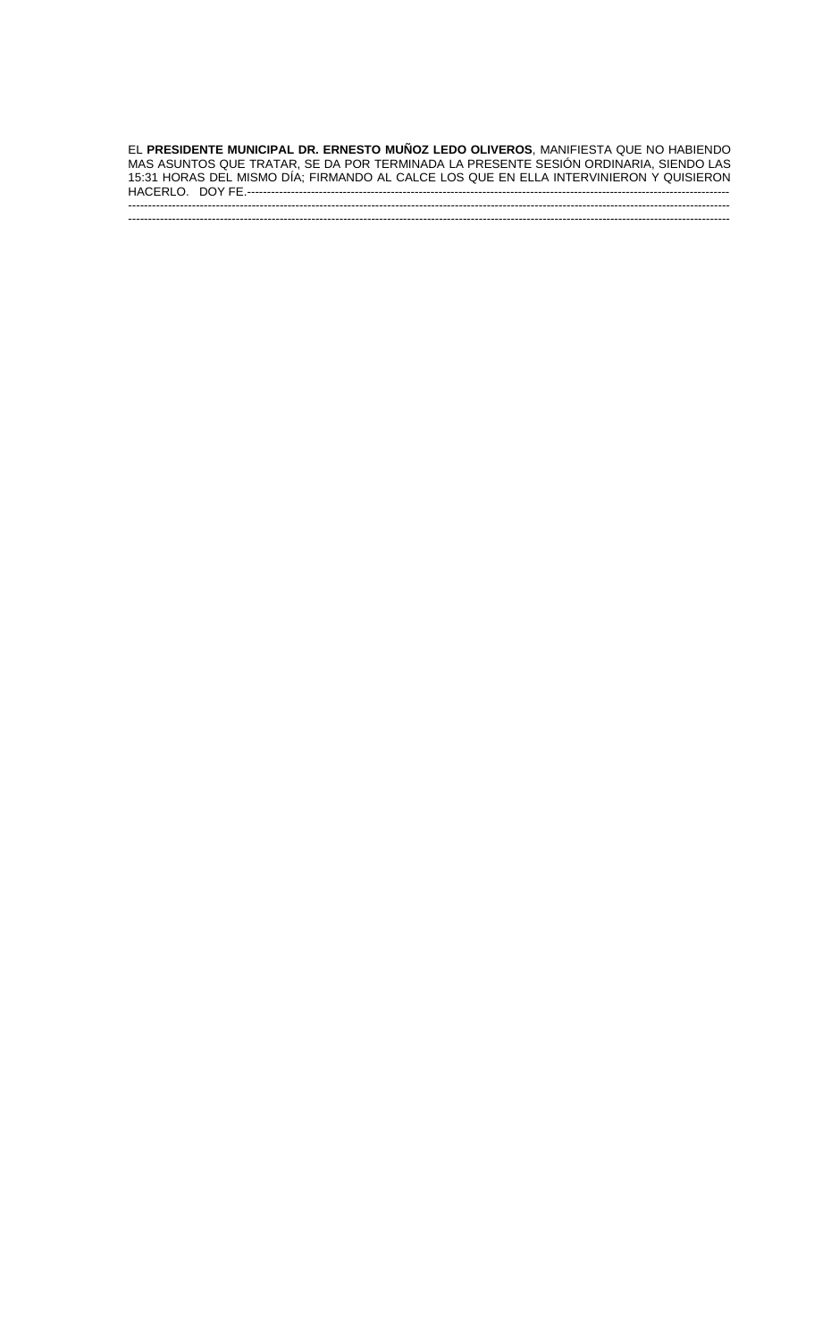EL **PRESIDENTE MUNICIPAL DR. ERNESTO MUÑOZ LEDO OLIVEROS**, MANIFIESTA QUE NO HABIENDO MAS ASUNTOS QUE TRATAR, SE DA POR TERMINADA LA PRESENTE SESIÓN ORDINARIA, SIENDO LAS 15:31 HORAS DEL MISMO DÍA; FIRMANDO AL CALCE LOS QUE EN ELLA INTERVINIERON Y QUISIERON HACERLO. DOY FE.-------------------------------------------------------------------------------------------------------------------------------
-----------------------------------------------------------------------------------------------------------------------------------------------------------
-----------------------------------------------------------------------------------------------------------------------------------------------------------